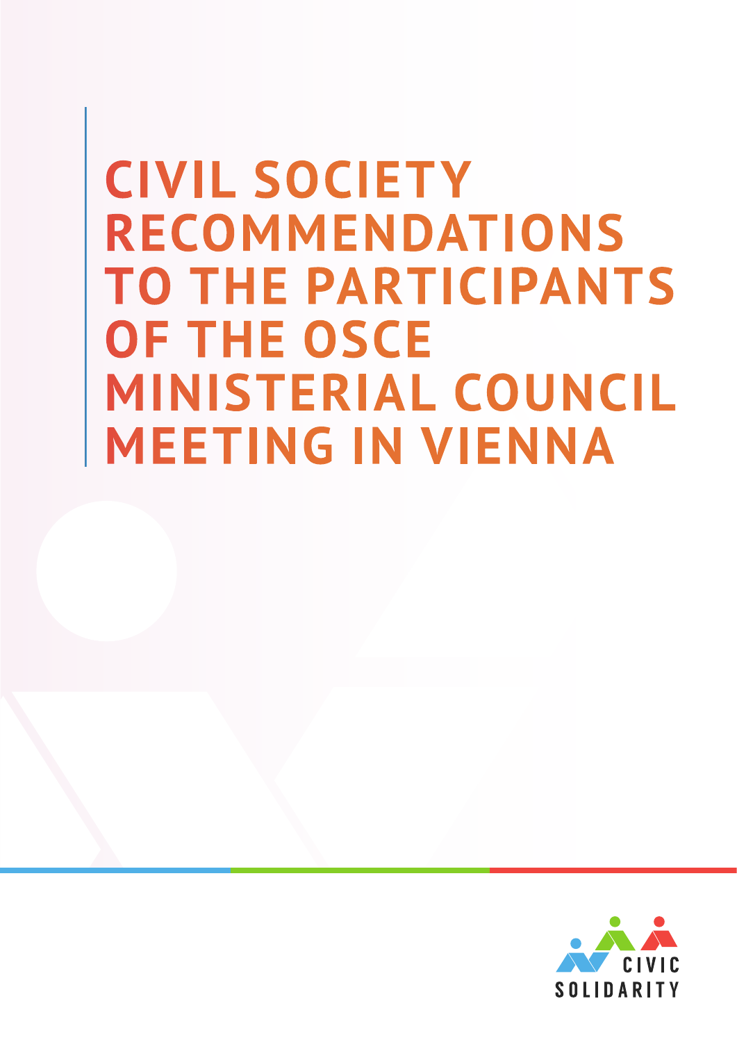# CIVIL SOCIETY RECOMMENDATIONS TO THE PARTICIPANTS OF THE OSCE MINISTERIAL COUNCIL MEETING IN VIENNA

CIVIC SOLIDARITY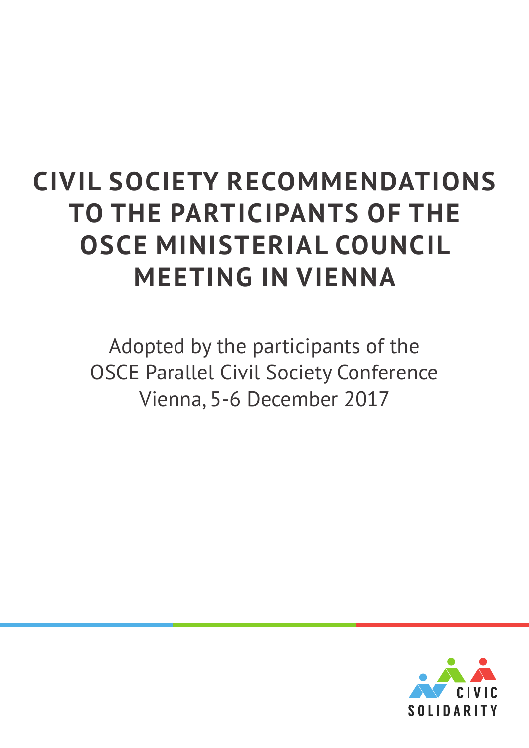# CIVIL SOCIETY RECOMMENDATIONS TO THE PARTICIPANTS OF THE OSCE MINISTERIAL COUNCIL MEETING IN VIENNA

Adopted by the participants of the
OSCE Parallel Civil Society Conference
Vienna, 5-6 December 2017

CIVIC SOLIDARITY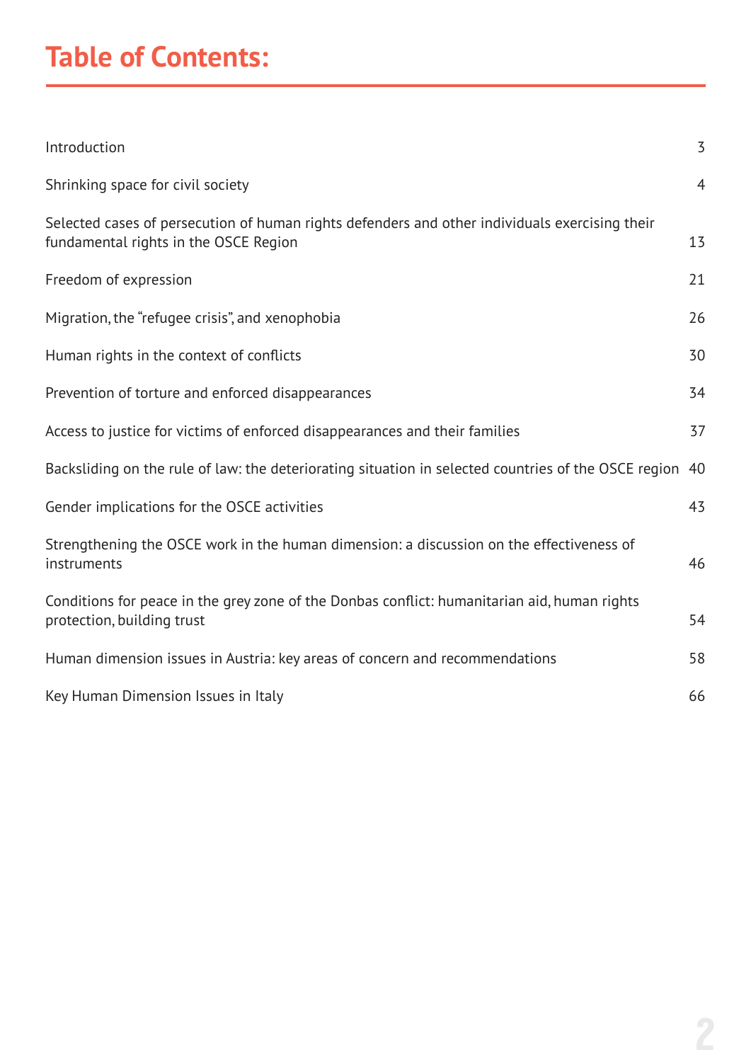# Table of Contents:

| | |
|---|---|
| Introduction | 3 |
| Shrinking space for civil society | 4 |
| Selected cases of persecution of human rights defenders and other individuals exercising their fundamental rights in the OSCE Region | 13 |
| Freedom of expression | 21 |
| Migration, the "refugee crisis", and xenophobia | 26 |
| Human rights in the context of conflicts | 30 |
| Prevention of torture and enforced disappearances | 34 |
| Access to justice for victims of enforced disappearances and their families | 37 |
| Backsliding on the rule of law: the deteriorating situation in selected countries of the OSCE region | 40 |
| Gender implications for the OSCE activities | 43 |
| Strengthening the OSCE work in the human dimension: a discussion on the effectiveness of instruments | 46 |
| Conditions for peace in the grey zone of the Donbas conflict: humanitarian aid, human rights protection, building trust | 54 |
| Human dimension issues in Austria: key areas of concern and recommendations | 58 |
| Key Human Dimension Issues in Italy | 66 |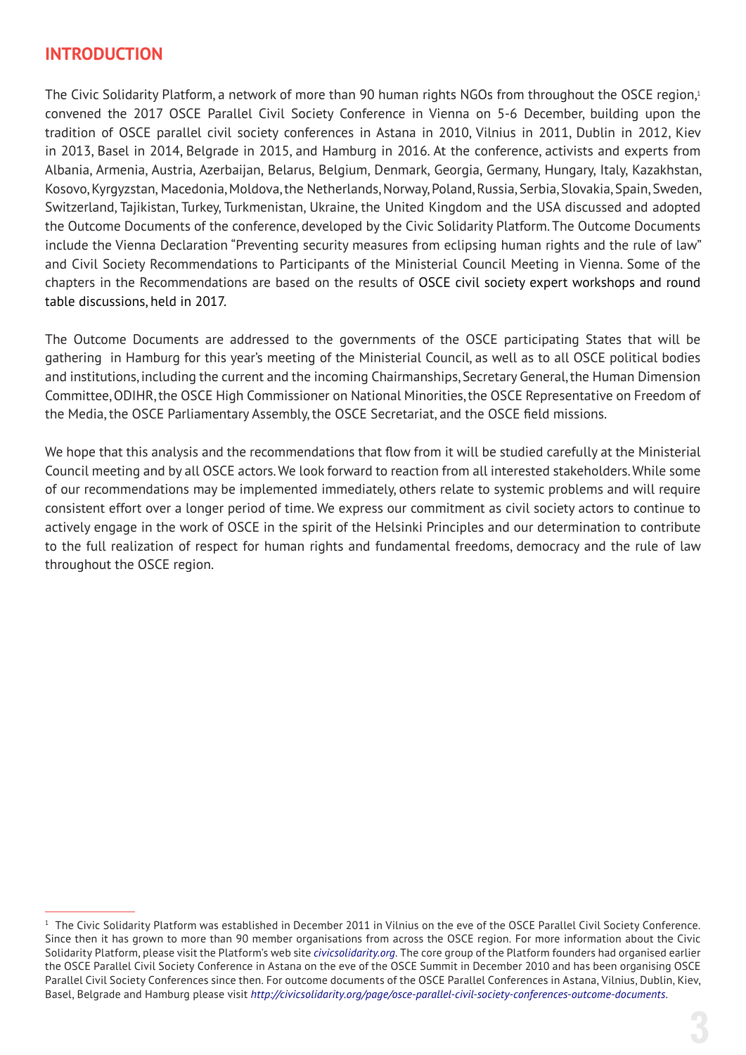## INTRODUCTION

The Civic Solidarity Platform, a network of more than 90 human rights NGOs from throughout the OSCE region,[1] convened the 2017 OSCE Parallel Civil Society Conference in Vienna on 5-6 December, building upon the tradition of OSCE parallel civil society conferences in Astana in 2010, Vilnius in 2011, Dublin in 2012, Kiev in 2013, Basel in 2014, Belgrade in 2015, and Hamburg in 2016. At the conference, activists and experts from Albania, Armenia, Austria, Azerbaijan, Belarus, Belgium, Denmark, Georgia, Germany, Hungary, Italy, Kazakhstan, Kosovo, Kyrgyzstan, Macedonia, Moldova, the Netherlands, Norway, Poland, Russia, Serbia, Slovakia, Spain, Sweden, Switzerland, Tajikistan, Turkey, Turkmenistan, Ukraine, the United Kingdom and the USA discussed and adopted the Outcome Documents of the conference, developed by the Civic Solidarity Platform. The Outcome Documents include the Vienna Declaration "Preventing security measures from eclipsing human rights and the rule of law" and Civil Society Recommendations to Participants of the Ministerial Council Meeting in Vienna. Some of the chapters in the Recommendations are based on the results of OSCE civil society expert workshops and round table discussions, held in 2017.

The Outcome Documents are addressed to the governments of the OSCE participating States that will be gathering in Hamburg for this year's meeting of the Ministerial Council, as well as to all OSCE political bodies and institutions, including the current and the incoming Chairmanships, Secretary General, the Human Dimension Committee, ODIHR, the OSCE High Commissioner on National Minorities, the OSCE Representative on Freedom of the Media, the OSCE Parliamentary Assembly, the OSCE Secretariat, and the OSCE field missions.

We hope that this analysis and the recommendations that flow from it will be studied carefully at the Ministerial Council meeting and by all OSCE actors. We look forward to reaction from all interested stakeholders. While some of our recommendations may be implemented immediately, others relate to systemic problems and will require consistent effort over a longer period of time. We express our commitment as civil society actors to continue to actively engage in the work of OSCE in the spirit of the Helsinki Principles and our determination to contribute to the full realization of respect for human rights and fundamental freedoms, democracy and the rule of law throughout the OSCE region.

---

[1] The Civic Solidarity Platform was established in December 2011 in Vilnius on the eve of the OSCE Parallel Civil Society Conference. Since then it has grown to more than 90 member organisations from across the OSCE region. For more information about the Civic Solidarity Platform, please visit the Platform's web site *civicsolidarity.org*. The core group of the Platform founders had organised earlier the OSCE Parallel Civil Society Conference in Astana on the eve of the OSCE Summit in December 2010 and has been organising OSCE Parallel Civil Society Conferences since then. For outcome documents of the OSCE Parallel Conferences in Astana, Vilnius, Dublin, Kiev, Basel, Belgrade and Hamburg please visit *http://civicsolidarity.org/page/osce-parallel-civil-society-conferences-outcome-documents*.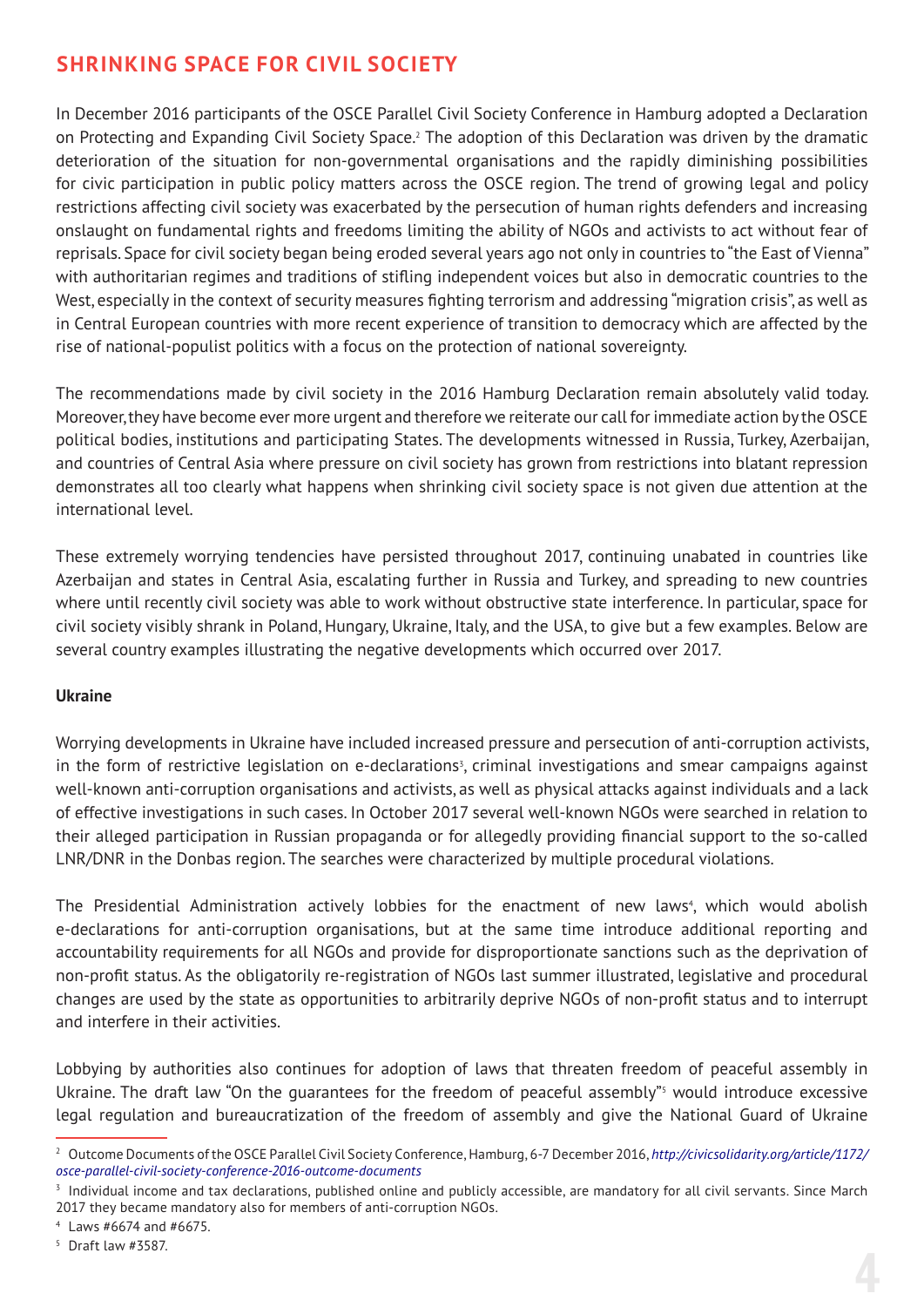## SHRINKING SPACE FOR CIVIL SOCIETY

In December 2016 participants of the OSCE Parallel Civil Society Conference in Hamburg adopted a Declaration on Protecting and Expanding Civil Society Space.[2] The adoption of this Declaration was driven by the dramatic deterioration of the situation for non-governmental organisations and the rapidly diminishing possibilities for civic participation in public policy matters across the OSCE region. The trend of growing legal and policy restrictions affecting civil society was exacerbated by the persecution of human rights defenders and increasing onslaught on fundamental rights and freedoms limiting the ability of NGOs and activists to act without fear of reprisals. Space for civil society began being eroded several years ago not only in countries to "the East of Vienna" with authoritarian regimes and traditions of stifling independent voices but also in democratic countries to the West, especially in the context of security measures fighting terrorism and addressing "migration crisis", as well as in Central European countries with more recent experience of transition to democracy which are affected by the rise of national-populist politics with a focus on the protection of national sovereignty.

The recommendations made by civil society in the 2016 Hamburg Declaration remain absolutely valid today. Moreover, they have become ever more urgent and therefore we reiterate our call for immediate action by the OSCE political bodies, institutions and participating States. The developments witnessed in Russia, Turkey, Azerbaijan, and countries of Central Asia where pressure on civil society has grown from restrictions into blatant repression demonstrates all too clearly what happens when shrinking civil society space is not given due attention at the international level.

These extremely worrying tendencies have persisted throughout 2017, continuing unabated in countries like Azerbaijan and states in Central Asia, escalating further in Russia and Turkey, and spreading to new countries where until recently civil society was able to work without obstructive state interference. In particular, space for civil society visibly shrank in Poland, Hungary, Ukraine, Italy, and the USA, to give but a few examples. Below are several country examples illustrating the negative developments which occurred over 2017.

**Ukraine**

Worrying developments in Ukraine have included increased pressure and persecution of anti-corruption activists, in the form of restrictive legislation on e-declarations[3], criminal investigations and smear campaigns against well-known anti-corruption organisations and activists, as well as physical attacks against individuals and a lack of effective investigations in such cases. In October 2017 several well-known NGOs were searched in relation to their alleged participation in Russian propaganda or for allegedly providing financial support to the so-called LNR/DNR in the Donbas region. The searches were characterized by multiple procedural violations.

The Presidential Administration actively lobbies for the enactment of new laws[4], which would abolish e-declarations for anti-corruption organisations, but at the same time introduce additional reporting and accountability requirements for all NGOs and provide for disproportionate sanctions such as the deprivation of non-profit status. As the obligatorily re-registration of NGOs last summer illustrated, legislative and procedural changes are used by the state as opportunities to arbitrarily deprive NGOs of non-profit status and to interrupt and interfere in their activities.

Lobbying by authorities also continues for adoption of laws that threaten freedom of peaceful assembly in Ukraine. The draft law "On the guarantees for the freedom of peaceful assembly"[5] would introduce excessive legal regulation and bureaucratization of the freedom of assembly and give the National Guard of Ukraine

---

[2] Outcome Documents of the OSCE Parallel Civil Society Conference, Hamburg, 6-7 December 2016, *http://civicsolidarity.org/article/1172/osce-parallel-civil-society-conference-2016-outcome-documents*

[3] Individual income and tax declarations, published online and publicly accessible, are mandatory for all civil servants. Since March 2017 they became mandatory also for members of anti-corruption NGOs.

[4] Laws #6674 and #6675.

[5] Draft law #3587.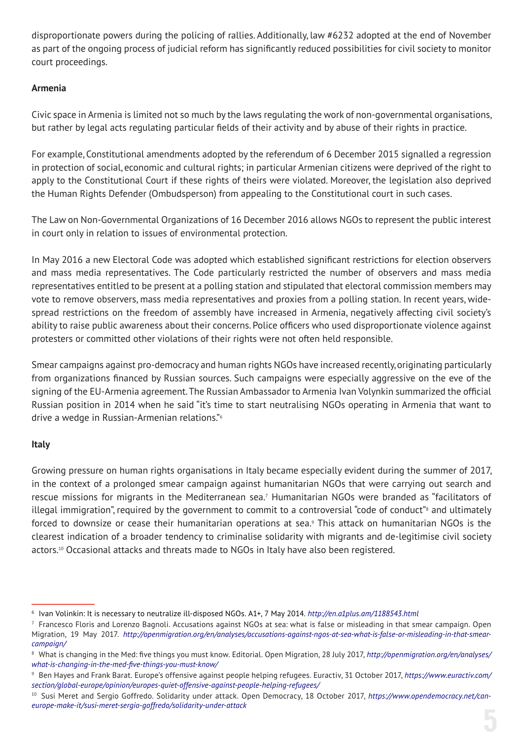disproportionate powers during the policing of rallies. Additionally, law #6232 adopted at the end of November as part of the ongoing process of judicial reform has significantly reduced possibilities for civil society to monitor court proceedings.

**Armenia**

Civic space in Armenia is limited not so much by the laws regulating the work of non-governmental organisations, but rather by legal acts regulating particular fields of their activity and by abuse of their rights in practice.

For example, Constitutional amendments adopted by the referendum of 6 December 2015 signalled a regression in protection of social, economic and cultural rights; in particular Armenian citizens were deprived of the right to apply to the Constitutional Court if these rights of theirs were violated. Moreover, the legislation also deprived the Human Rights Defender (Ombudsperson) from appealing to the Constitutional court in such cases.

The Law on Non-Governmental Organizations of 16 December 2016 allows NGOs to represent the public interest in court only in relation to issues of environmental protection.

In May 2016 a new Electoral Code was adopted which established significant restrictions for election observers and mass media representatives. The Code particularly restricted the number of observers and mass media representatives entitled to be present at a polling station and stipulated that electoral commission members may vote to remove observers, mass media representatives and proxies from a polling station. In recent years, wide-spread restrictions on the freedom of assembly have increased in Armenia, negatively affecting civil society's ability to raise public awareness about their concerns. Police officers who used disproportionate violence against protesters or committed other violations of their rights were not often held responsible.

Smear campaigns against pro-democracy and human rights NGOs have increased recently, originating particularly from organizations financed by Russian sources. Such campaigns were especially aggressive on the eve of the signing of the EU-Armenia agreement. The Russian Ambassador to Armenia Ivan Volynkin summarized the official Russian position in 2014 when he said "it's time to start neutralising NGOs operating in Armenia that want to drive a wedge in Russian-Armenian relations."[6]

**Italy**

Growing pressure on human rights organisations in Italy became especially evident during the summer of 2017, in the context of a prolonged smear campaign against humanitarian NGOs that were carrying out search and rescue missions for migrants in the Mediterranean sea.[7] Humanitarian NGOs were branded as "facilitators of illegal immigration", required by the government to commit to a controversial "code of conduct"[8] and ultimately forced to downsize or cease their humanitarian operations at sea.[9] This attack on humanitarian NGOs is the clearest indication of a broader tendency to criminalise solidarity with migrants and de-legitimise civil society actors.[10] Occasional attacks and threats made to NGOs in Italy have also been registered.

---

[6] Ivan Volinkin: It is necessary to neutralize ill-disposed NGOs. A1+, 7 May 2014. *http://en.a1plus.am/1188543.html*

[7] Francesco Floris and Lorenzo Bagnoli. Accusations against NGOs at sea: what is false or misleading in that smear campaign. Open Migration, 19 May 2017. *http://openmigration.org/en/analyses/accusations-against-ngos-at-sea-what-is-false-or-misleading-in-that-smear-campaign/*

[8] What is changing in the Med: five things you must know. Editorial. Open Migration, 28 July 2017, *http://openmigration.org/en/analyses/what-is-changing-in-the-med-five-things-you-must-know/*

[9] Ben Hayes and Frank Barat. Europe's offensive against people helping refugees. Euractiv, 31 October 2017, *https://www.euractiv.com/section/global-europe/opinion/europes-quiet-offensive-against-people-helping-refugees/*

[10] Susi Meret and Sergio Goffredo. Solidarity under attack. Open Democracy, 18 October 2017, *https://www.opendemocracy.net/can-europe-make-it/susi-meret-sergio-goffredo/solidarity-under-attack*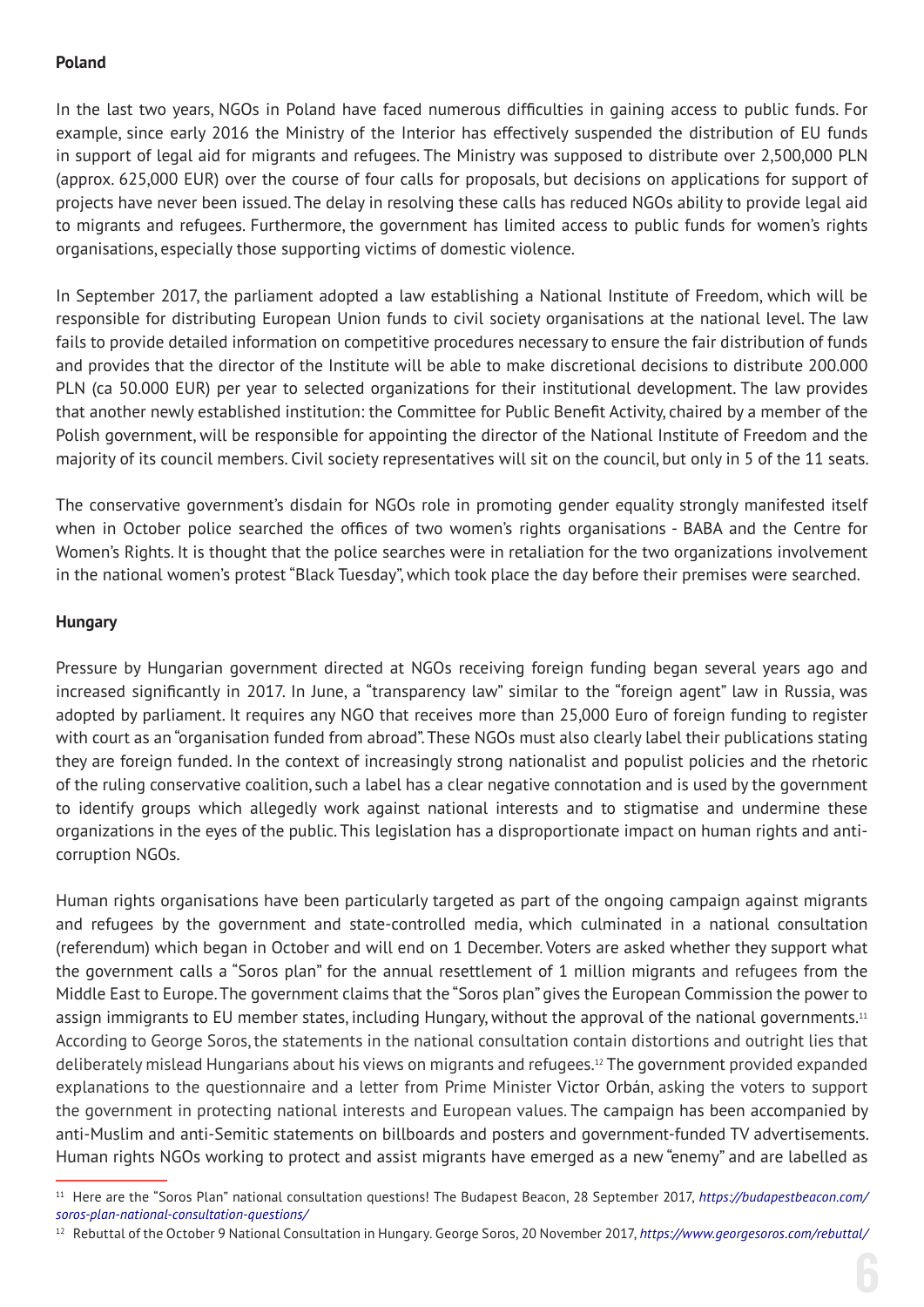**Poland**

In the last two years, NGOs in Poland have faced numerous difficulties in gaining access to public funds. For example, since early 2016 the Ministry of the Interior has effectively suspended the distribution of EU funds in support of legal aid for migrants and refugees. The Ministry was supposed to distribute over 2,500,000 PLN (approx. 625,000 EUR) over the course of four calls for proposals, but decisions on applications for support of projects have never been issued. The delay in resolving these calls has reduced NGOs ability to provide legal aid to migrants and refugees. Furthermore, the government has limited access to public funds for women's rights organisations, especially those supporting victims of domestic violence.

In September 2017, the parliament adopted a law establishing a National Institute of Freedom, which will be responsible for distributing European Union funds to civil society organisations at the national level. The law fails to provide detailed information on competitive procedures necessary to ensure the fair distribution of funds and provides that the director of the Institute will be able to make discretional decisions to distribute 200.000 PLN (ca 50.000 EUR) per year to selected organizations for their institutional development. The law provides that another newly established institution: the Committee for Public Benefit Activity, chaired by a member of the Polish government, will be responsible for appointing the director of the National Institute of Freedom and the majority of its council members. Civil society representatives will sit on the council, but only in 5 of the 11 seats.

The conservative government's disdain for NGOs role in promoting gender equality strongly manifested itself when in October police searched the offices of two women's rights organisations - BABA and the Centre for Women's Rights. It is thought that the police searches were in retaliation for the two organizations involvement in the national women's protest "Black Tuesday", which took place the day before their premises were searched.

**Hungary**

Pressure by Hungarian government directed at NGOs receiving foreign funding began several years ago and increased significantly in 2017. In June, a "transparency law" similar to the "foreign agent" law in Russia, was adopted by parliament. It requires any NGO that receives more than 25,000 Euro of foreign funding to register with court as an "organisation funded from abroad". These NGOs must also clearly label their publications stating they are foreign funded. In the context of increasingly strong nationalist and populist policies and the rhetoric of the ruling conservative coalition, such a label has a clear negative connotation and is used by the government to identify groups which allegedly work against national interests and to stigmatise and undermine these organizations in the eyes of the public. This legislation has a disproportionate impact on human rights and anti-corruption NGOs.

Human rights organisations have been particularly targeted as part of the ongoing campaign against migrants and refugees by the government and state-controlled media, which culminated in a national consultation (referendum) which began in October and will end on 1 December. Voters are asked whether they support what the government calls a "Soros plan" for the annual resettlement of 1 million migrants and refugees from the Middle East to Europe. The government claims that the "Soros plan" gives the European Commission the power to assign immigrants to EU member states, including Hungary, without the approval of the national governments.[11] According to George Soros, the statements in the national consultation contain distortions and outright lies that deliberately mislead Hungarians about his views on migrants and refugees.[12] The government provided expanded explanations to the questionnaire and a letter from Prime Minister Victor Orbán, asking the voters to support the government in protecting national interests and European values. The campaign has been accompanied by anti-Muslim and anti-Semitic statements on billboards and posters and government-funded TV advertisements. Human rights NGOs working to protect and assist migrants have emerged as a new "enemy" and are labelled as

---

[11] Here are the "Soros Plan" national consultation questions! The Budapest Beacon, 28 September 2017, *https://budapestbeacon.com/soros-plan-national-consultation-questions/*

[12] Rebuttal of the October 9 National Consultation in Hungary. George Soros, 20 November 2017, *https://www.georgesoros.com/rebuttal/*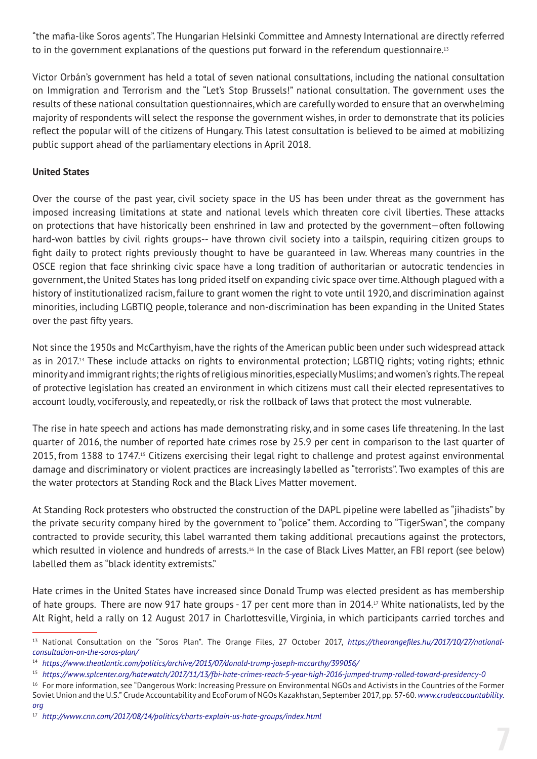"the mafia-like Soros agents". The Hungarian Helsinki Committee and Amnesty International are directly referred to in the government explanations of the questions put forward in the referendum questionnaire.[13]

Victor Orbán's government has held a total of seven national consultations, including the national consultation on Immigration and Terrorism and the "Let's Stop Brussels!" national consultation. The government uses the results of these national consultation questionnaires, which are carefully worded to ensure that an overwhelming majority of respondents will select the response the government wishes, in order to demonstrate that its policies reflect the popular will of the citizens of Hungary. This latest consultation is believed to be aimed at mobilizing public support ahead of the parliamentary elections in April 2018.

**United States**

Over the course of the past year, civil society space in the US has been under threat as the government has imposed increasing limitations at state and national levels which threaten core civil liberties. These attacks on protections that have historically been enshrined in law and protected by the government—often following hard-won battles by civil rights groups-- have thrown civil society into a tailspin, requiring citizen groups to fight daily to protect rights previously thought to have be guaranteed in law. Whereas many countries in the OSCE region that face shrinking civic space have a long tradition of authoritarian or autocratic tendencies in government, the United States has long prided itself on expanding civic space over time. Although plagued with a history of institutionalized racism, failure to grant women the right to vote until 1920, and discrimination against minorities, including LGBTIQ people, tolerance and non-discrimination has been expanding in the United States over the past fifty years.

Not since the 1950s and McCarthyism, have the rights of the American public been under such widespread attack as in 2017.[14] These include attacks on rights to environmental protection; LGBTIQ rights; voting rights; ethnic minority and immigrant rights; the rights of religious minorities, especially Muslims; and women's rights. The repeal of protective legislation has created an environment in which citizens must call their elected representatives to account loudly, vociferously, and repeatedly, or risk the rollback of laws that protect the most vulnerable.

The rise in hate speech and actions has made demonstrating risky, and in some cases life threatening. In the last quarter of 2016, the number of reported hate crimes rose by 25.9 per cent in comparison to the last quarter of 2015, from 1388 to 1747.[15] Citizens exercising their legal right to challenge and protest against environmental damage and discriminatory or violent practices are increasingly labelled as "terrorists". Two examples of this are the water protectors at Standing Rock and the Black Lives Matter movement.

At Standing Rock protesters who obstructed the construction of the DAPL pipeline were labelled as "jihadists" by the private security company hired by the government to "police" them. According to "TigerSwan", the company contracted to provide security, this label warranted them taking additional precautions against the protectors, which resulted in violence and hundreds of arrests.[16] In the case of Black Lives Matter, an FBI report (see below) labelled them as "black identity extremists."

Hate crimes in the United States have increased since Donald Trump was elected president as has membership of hate groups. There are now 917 hate groups - 17 per cent more than in 2014.[17] White nationalists, led by the Alt Right, held a rally on 12 August 2017 in Charlottesville, Virginia, in which participants carried torches and

---

[13] National Consultation on the "Soros Plan". The Orange Files, 27 October 2017, *https://theorangefiles.hu/2017/10/27/national-consultation-on-the-soros-plan/*

[14] *https://www.theatlantic.com/politics/archive/2015/07/donald-trump-joseph-mccarthy/399056/*

[15] *https://www.splcenter.org/hatewatch/2017/11/13/fbi-hate-crimes-reach-5-year-high-2016-jumped-trump-rolled-toward-presidency-0*

[16] For more information, see "Dangerous Work: Increasing Pressure on Environmental NGOs and Activists in the Countries of the Former Soviet Union and the U.S." Crude Accountability and EcoForum of NGOs Kazakhstan, September 2017, pp. 57-60. *www.crudeaccountability.org*

[17] *http://www.cnn.com/2017/08/14/politics/charts-explain-us-hate-groups/index.html*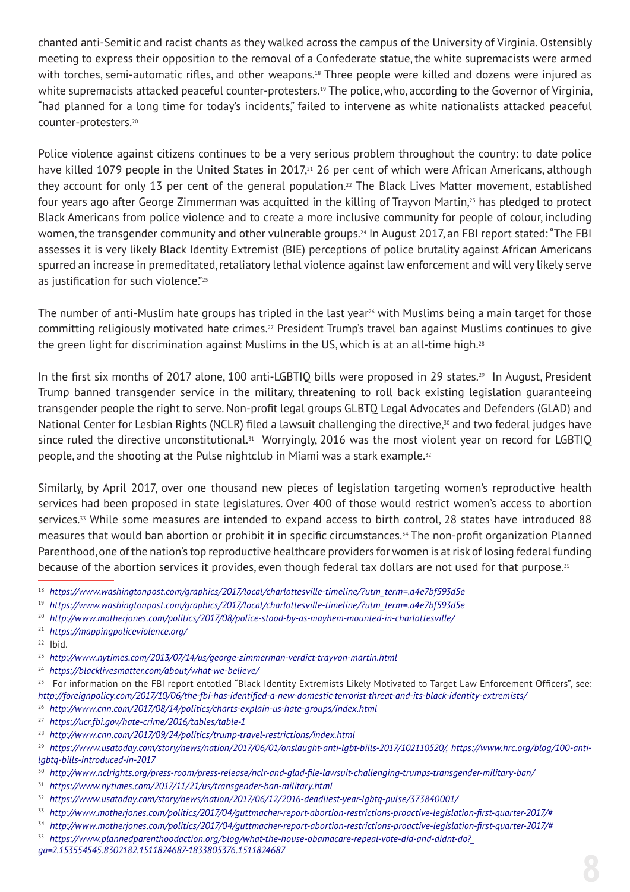chanted anti-Semitic and racist chants as they walked across the campus of the University of Virginia. Ostensibly meeting to express their opposition to the removal of a Confederate statue, the white supremacists were armed with torches, semi-automatic rifles, and other weapons.[18] Three people were killed and dozens were injured as white supremacists attacked peaceful counter-protesters.[19] The police, who, according to the Governor of Virginia, "had planned for a long time for today's incidents," failed to intervene as white nationalists attacked peaceful counter-protesters.[20]

Police violence against citizens continues to be a very serious problem throughout the country: to date police have killed 1079 people in the United States in 2017,[21] 26 per cent of which were African Americans, although they account for only 13 per cent of the general population.[22] The Black Lives Matter movement, established four years ago after George Zimmerman was acquitted in the killing of Trayvon Martin,[23] has pledged to protect Black Americans from police violence and to create a more inclusive community for people of colour, including women, the transgender community and other vulnerable groups.[24] In August 2017, an FBI report stated: "The FBI assesses it is very likely Black Identity Extremist (BIE) perceptions of police brutality against African Americans spurred an increase in premeditated, retaliatory lethal violence against law enforcement and will very likely serve as justification for such violence."[25]

The number of anti-Muslim hate groups has tripled in the last year[26] with Muslims being a main target for those committing religiously motivated hate crimes.[27] President Trump's travel ban against Muslims continues to give the green light for discrimination against Muslims in the US, which is at an all-time high.[28]

In the first six months of 2017 alone, 100 anti-LGBTIQ bills were proposed in 29 states.[29] In August, President Trump banned transgender service in the military, threatening to roll back existing legislation guaranteeing transgender people the right to serve. Non-profit legal groups GLBTQ Legal Advocates and Defenders (GLAD) and National Center for Lesbian Rights (NCLR) filed a lawsuit challenging the directive,[30] and two federal judges have since ruled the directive unconstitutional.[31] Worryingly, 2016 was the most violent year on record for LGBTIQ people, and the shooting at the Pulse nightclub in Miami was a stark example.[32]

Similarly, by April 2017, over one thousand new pieces of legislation targeting women's reproductive health services had been proposed in state legislatures. Over 400 of those would restrict women's access to abortion services.[33] While some measures are intended to expand access to birth control, 28 states have introduced 88 measures that would ban abortion or prohibit it in specific circumstances.[34] The non-profit organization Planned Parenthood, one of the nation's top reproductive healthcare providers for women is at risk of losing federal funding because of the abortion services it provides, even though federal tax dollars are not used for that purpose.[35]

---

[18] *https://www.washingtonpost.com/graphics/2017/local/charlottesville-timeline/?utm_term=.a4e7bf593d5e*

[19] *https://www.washingtonpost.com/graphics/2017/local/charlottesville-timeline/?utm_term=.a4e7bf593d5e*

[20] *http://www.motherjones.com/politics/2017/08/police-stood-by-as-mayhem-mounted-in-charlottesville/*

[21] *https://mappingpoliceviolence.org/*

[22] Ibid.

[23] *http://www.nytimes.com/2013/07/14/us/george-zimmerman-verdict-trayvon-martin.html*

[24] *https://blacklivesmatter.com/about/what-we-believe/*

[25] For information on the FBI report entotled "Black Identity Extremists Likely Motivated to Target Law Enforcement Officers", see: *http://foreignpolicy.com/2017/10/06/the-fbi-has-identified-a-new-domestic-terrorist-threat-and-its-black-identity-extremists/*

[26] *http://www.cnn.com/2017/08/14/politics/charts-explain-us-hate-groups/index.html*

[27] *https://ucr.fbi.gov/hate-crime/2016/tables/table-1*

[28] *http://www.cnn.com/2017/09/24/politics/trump-travel-restrictions/index.html*

[29] *https://www.usatoday.com/story/news/nation/2017/06/01/onslaught-anti-lgbt-bills-2017/102110520/, https://www.hrc.org/blog/100-anti-lgbtq-bills-introduced-in-2017*

[30] *http://www.nclrights.org/press-room/press-release/nclr-and-glad-file-lawsuit-challenging-trumps-transgender-military-ban/*

[31] *https://www.nytimes.com/2017/11/21/us/transgender-ban-military.html*

[32] *https://www.usatoday.com/story/news/nation/2017/06/12/2016-deadliest-year-lgbtq-pulse/373840001/*

[33] *http://www.motherjones.com/politics/2017/04/guttmacher-report-abortion-restrictions-proactive-legislation-first-quarter-2017/#*

[34] *http://www.motherjones.com/politics/2017/04/guttmacher-report-abortion-restrictions-proactive-legislation-first-quarter-2017/#*

[35] *https://www.plannedparenthoodaction.org/blog/what-the-house-obamacare-repeal-vote-did-and-didnt-do?_ga=2.153554545.8302182.1511824687-1833805376.1511824687*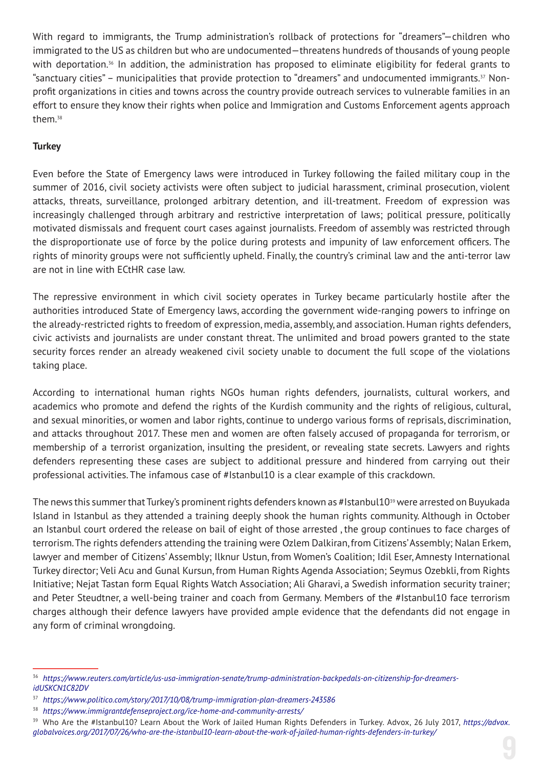With regard to immigrants, the Trump administration's rollback of protections for "dreamers"—children who immigrated to the US as children but who are undocumented—threatens hundreds of thousands of young people with deportation.[36] In addition, the administration has proposed to eliminate eligibility for federal grants to "sanctuary cities" – municipalities that provide protection to "dreamers" and undocumented immigrants.[37] Non-profit organizations in cities and towns across the country provide outreach services to vulnerable families in an effort to ensure they know their rights when police and Immigration and Customs Enforcement agents approach them.[38]

**Turkey**

Even before the State of Emergency laws were introduced in Turkey following the failed military coup in the summer of 2016, civil society activists were often subject to judicial harassment, criminal prosecution, violent attacks, threats, surveillance, prolonged arbitrary detention, and ill-treatment. Freedom of expression was increasingly challenged through arbitrary and restrictive interpretation of laws; political pressure, politically motivated dismissals and frequent court cases against journalists. Freedom of assembly was restricted through the disproportionate use of force by the police during protests and impunity of law enforcement officers. The rights of minority groups were not sufficiently upheld. Finally, the country's criminal law and the anti-terror law are not in line with ECtHR case law.

The repressive environment in which civil society operates in Turkey became particularly hostile after the authorities introduced State of Emergency laws, according the government wide-ranging powers to infringe on the already-restricted rights to freedom of expression, media, assembly, and association. Human rights defenders, civic activists and journalists are under constant threat. The unlimited and broad powers granted to the state security forces render an already weakened civil society unable to document the full scope of the violations taking place.

According to international human rights NGOs human rights defenders, journalists, cultural workers, and academics who promote and defend the rights of the Kurdish community and the rights of religious, cultural, and sexual minorities, or women and labor rights, continue to undergo various forms of reprisals, discrimination, and attacks throughout 2017. These men and women are often falsely accused of propaganda for terrorism, or membership of a terrorist organization, insulting the president, or revealing state secrets. Lawyers and rights defenders representing these cases are subject to additional pressure and hindered from carrying out their professional activities. The infamous case of #Istanbul10 is a clear example of this crackdown.

The news this summer that Turkey's prominent rights defenders known as #Istanbul10[39] were arrested on Buyukada Island in Istanbul as they attended a training deeply shook the human rights community. Although in October an Istanbul court ordered the release on bail of eight of those arrested , the group continues to face charges of terrorism. The rights defenders attending the training were Ozlem Dalkiran, from Citizens' Assembly; Nalan Erkem, lawyer and member of Citizens' Assembly; Ilknur Ustun, from Women's Coalition; Idil Eser, Amnesty International Turkey director; Veli Acu and Gunal Kursun, from Human Rights Agenda Association; Seymus Ozebkli, from Rights Initiative; Nejat Tastan form Equal Rights Watch Association; Ali Gharavi, a Swedish information security trainer; and Peter Steudtner, a well-being trainer and coach from Germany. Members of the #Istanbul10 face terrorism charges although their defence lawyers have provided ample evidence that the defendants did not engage in any form of criminal wrongdoing.

---

[36] *https://www.reuters.com/article/us-usa-immigration-senate/trump-administration-backpedals-on-citizenship-for-dreamers-idUSKCN1C82DV*

[37] *https://www.politico.com/story/2017/10/08/trump-immigration-plan-dreamers-243586*

[38] *https://www.immigrantdefenseproject.org/ice-home-and-community-arrests/*

[39] Who Are the #Istanbul10? Learn About the Work of Jailed Human Rights Defenders in Turkey. Advox, 26 July 2017, *https://advox.globalvoices.org/2017/07/26/who-are-the-istanbul10-learn-about-the-work-of-jailed-human-rights-defenders-in-turkey/*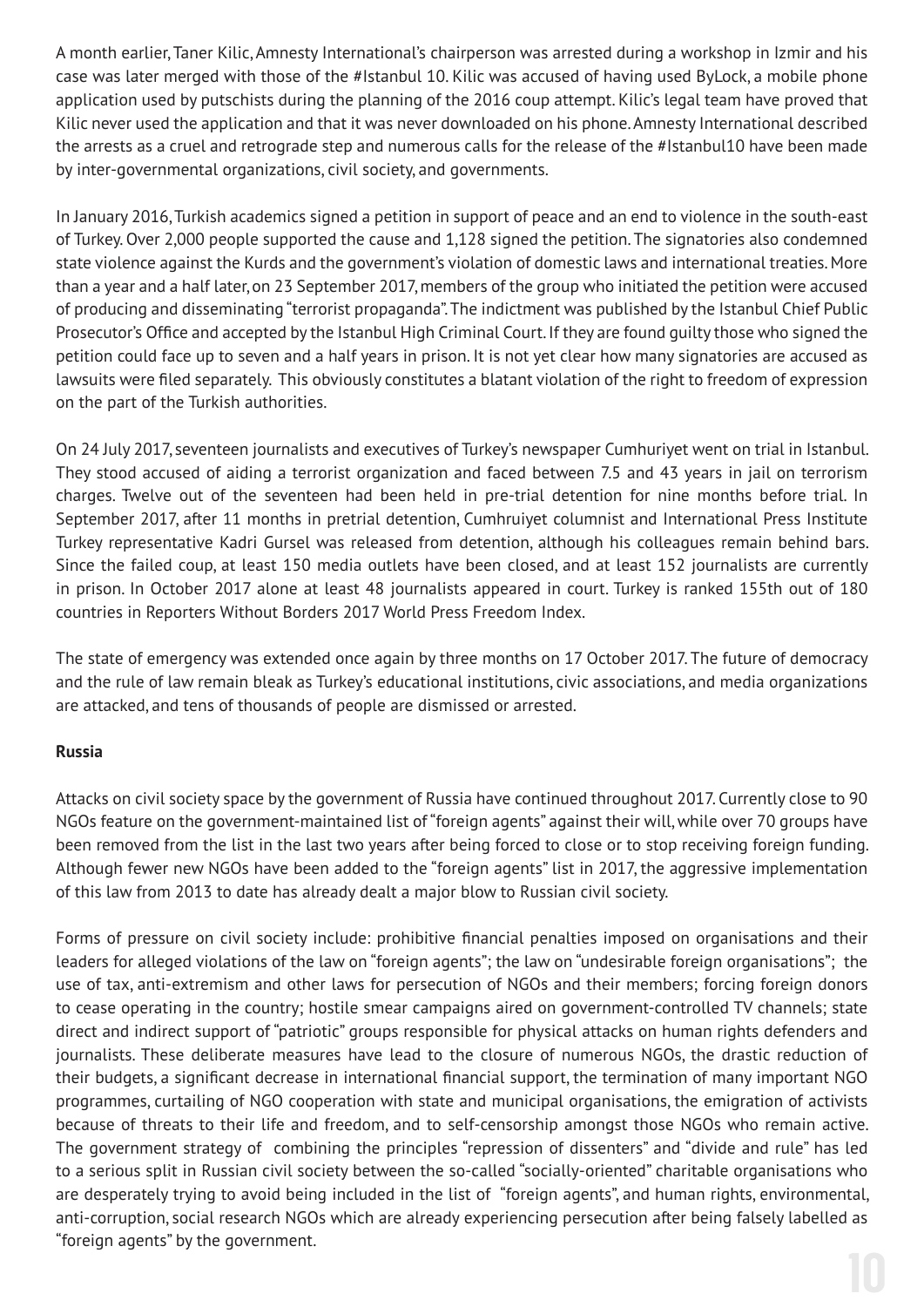A month earlier, Taner Kilic, Amnesty International's chairperson was arrested during a workshop in Izmir and his case was later merged with those of the #Istanbul 10. Kilic was accused of having used ByLock, a mobile phone application used by putschists during the planning of the 2016 coup attempt. Kilic's legal team have proved that Kilic never used the application and that it was never downloaded on his phone. Amnesty International described the arrests as a cruel and retrograde step and numerous calls for the release of the #Istanbul10 have been made by inter-governmental organizations, civil society, and governments.

In January 2016, Turkish academics signed a petition in support of peace and an end to violence in the south-east of Turkey. Over 2,000 people supported the cause and 1,128 signed the petition. The signatories also condemned state violence against the Kurds and the government's violation of domestic laws and international treaties. More than a year and a half later, on 23 September 2017, members of the group who initiated the petition were accused of producing and disseminating "terrorist propaganda". The indictment was published by the Istanbul Chief Public Prosecutor's Office and accepted by the Istanbul High Criminal Court. If they are found guilty those who signed the petition could face up to seven and a half years in prison. It is not yet clear how many signatories are accused as lawsuits were filed separately. This obviously constitutes a blatant violation of the right to freedom of expression on the part of the Turkish authorities.

On 24 July 2017, seventeen journalists and executives of Turkey's newspaper Cumhuriyet went on trial in Istanbul. They stood accused of aiding a terrorist organization and faced between 7.5 and 43 years in jail on terrorism charges. Twelve out of the seventeen had been held in pre-trial detention for nine months before trial. In September 2017, after 11 months in pretrial detention, Cumhruiyet columnist and International Press Institute Turkey representative Kadri Gursel was released from detention, although his colleagues remain behind bars. Since the failed coup, at least 150 media outlets have been closed, and at least 152 journalists are currently in prison. In October 2017 alone at least 48 journalists appeared in court. Turkey is ranked 155th out of 180 countries in Reporters Without Borders 2017 World Press Freedom Index.

The state of emergency was extended once again by three months on 17 October 2017. The future of democracy and the rule of law remain bleak as Turkey's educational institutions, civic associations, and media organizations are attacked, and tens of thousands of people are dismissed or arrested.

**Russia**

Attacks on civil society space by the government of Russia have continued throughout 2017. Currently close to 90 NGOs feature on the government-maintained list of "foreign agents" against their will, while over 70 groups have been removed from the list in the last two years after being forced to close or to stop receiving foreign funding. Although fewer new NGOs have been added to the "foreign agents" list in 2017, the aggressive implementation of this law from 2013 to date has already dealt a major blow to Russian civil society.

Forms of pressure on civil society include: prohibitive financial penalties imposed on organisations and their leaders for alleged violations of the law on "foreign agents"; the law on "undesirable foreign organisations"; the use of tax, anti-extremism and other laws for persecution of NGOs and their members; forcing foreign donors to cease operating in the country; hostile smear campaigns aired on government-controlled TV channels; state direct and indirect support of "patriotic" groups responsible for physical attacks on human rights defenders and journalists. These deliberate measures have lead to the closure of numerous NGOs, the drastic reduction of their budgets, a significant decrease in international financial support, the termination of many important NGO programmes, curtailing of NGO cooperation with state and municipal organisations, the emigration of activists because of threats to their life and freedom, and to self-censorship amongst those NGOs who remain active. The government strategy of combining the principles "repression of dissenters" and "divide and rule" has led to a serious split in Russian civil society between the so-called "socially-oriented" charitable organisations who are desperately trying to avoid being included in the list of "foreign agents", and human rights, environmental, anti-corruption, social research NGOs which are already experiencing persecution after being falsely labelled as "foreign agents" by the government.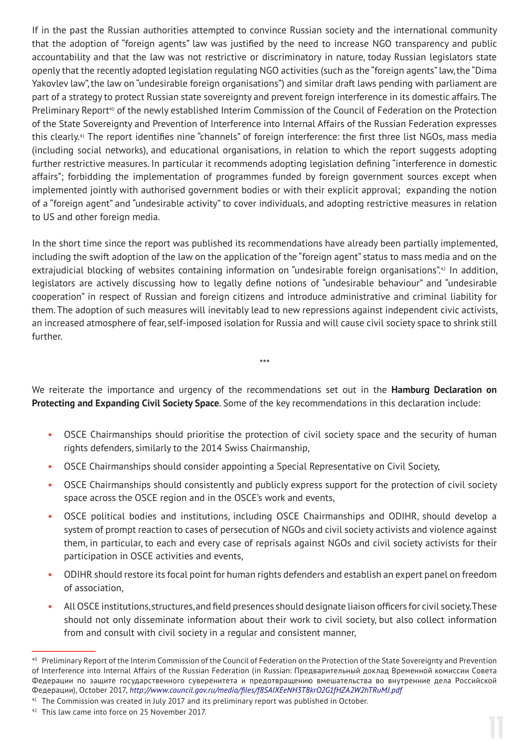If in the past the Russian authorities attempted to convince Russian society and the international community that the adoption of "foreign agents" law was justified by the need to increase NGO transparency and public accountability and that the law was not restrictive or discriminatory in nature, today Russian legislators state openly that the recently adopted legislation regulating NGO activities (such as the "foreign agents" law, the "Dima Yakovlev law", the law on "undesirable foreign organisations") and similar draft laws pending with parliament are part of a strategy to protect Russian state sovereignty and prevent foreign interference in its domestic affairs. The Preliminary Report[40] of the newly established Interim Commission of the Council of Federation on the Protection of the State Sovereignty and Prevention of Interference into Internal Affairs of the Russian Federation expresses this clearly.[41] The report identifies nine "channels" of foreign interference: the first three list NGOs, mass media (including social networks), and educational organisations, in relation to which the report suggests adopting further restrictive measures. In particular it recommends adopting legislation defining "interference in domestic affairs"; forbidding the implementation of programmes funded by foreign government sources except when implemented jointly with authorised government bodies or with their explicit approval; expanding the notion of a "foreign agent" and "undesirable activity" to cover individuals, and adopting restrictive measures in relation to US and other foreign media.

In the short time since the report was published its recommendations have already been partially implemented, including the swift adoption of the law on the application of the "foreign agent" status to mass media and on the extrajudicial blocking of websites containing information on "undesirable foreign organisations".[42] In addition, legislators are actively discussing how to legally define notions of "undesirable behaviour" and "undesirable cooperation" in respect of Russian and foreign citizens and introduce administrative and criminal liability for them. The adoption of such measures will inevitably lead to new repressions against independent civic activists, an increased atmosphere of fear, self-imposed isolation for Russia and will cause civil society space to shrink still further.

***

We reiterate the importance and urgency of the recommendations set out in the **Hamburg Declaration on Protecting and Expanding Civil Society Space**. Some of the key recommendations in this declaration include:

- OSCE Chairmanships should prioritise the protection of civil society space and the security of human rights defenders, similarly to the 2014 Swiss Chairmanship,
- OSCE Chairmanships should consider appointing a Special Representative on Civil Society,
- OSCE Chairmanships should consistently and publicly express support for the protection of civil society space across the OSCE region and in the OSCE's work and events,
- OSCE political bodies and institutions, including OSCE Chairmanships and ODIHR, should develop a system of prompt reaction to cases of persecution of NGOs and civil society activists and violence against them, in particular, to each and every case of reprisals against NGOs and civil society activists for their participation in OSCE activities and events,
- ODIHR should restore its focal point for human rights defenders and establish an expert panel on freedom of association,
- All OSCE institutions, structures, and field presences should designate liaison officers for civil society. These should not only disseminate information about their work to civil society, but also collect information from and consult with civil society in a regular and consistent manner,

---

[40] Preliminary Report of the Interim Commission of the Council of Federation on the Protection of the State Sovereignty and Prevention of Interference into Internal Affairs of the Russian Federation (in Russian: Предварительный доклад Временной комиссии Совета Федерации по защите государственного суверенитета и предотвращению вмешательства во внутренние дела Российской Федерации), October 2017, *http://www.council.gov.ru/media/files/f8SAIXEeNH3T8krO2G1fHZA2W2hTRuMJ.pdf*

[41] The Commission was created in July 2017 and its preliminary report was published in October.

[42] This law came into force on 25 November 2017.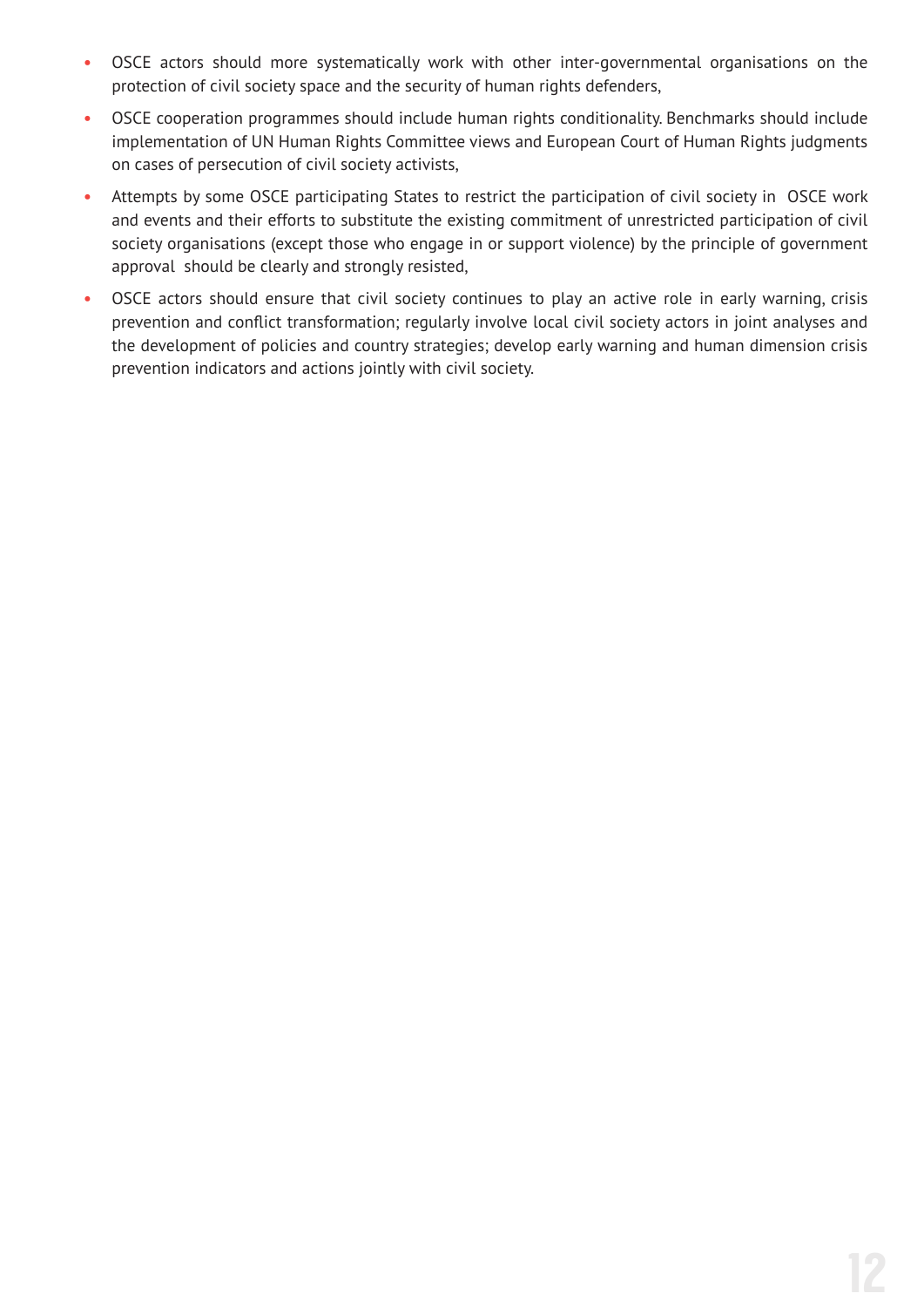- OSCE actors should more systematically work with other inter-governmental organisations on the protection of civil society space and the security of human rights defenders,
- OSCE cooperation programmes should include human rights conditionality. Benchmarks should include implementation of UN Human Rights Committee views and European Court of Human Rights judgments on cases of persecution of civil society activists,
- Attempts by some OSCE participating States to restrict the participation of civil society in OSCE work and events and their efforts to substitute the existing commitment of unrestricted participation of civil society organisations (except those who engage in or support violence) by the principle of government approval should be clearly and strongly resisted,
- OSCE actors should ensure that civil society continues to play an active role in early warning, crisis prevention and conflict transformation; regularly involve local civil society actors in joint analyses and the development of policies and country strategies; develop early warning and human dimension crisis prevention indicators and actions jointly with civil society.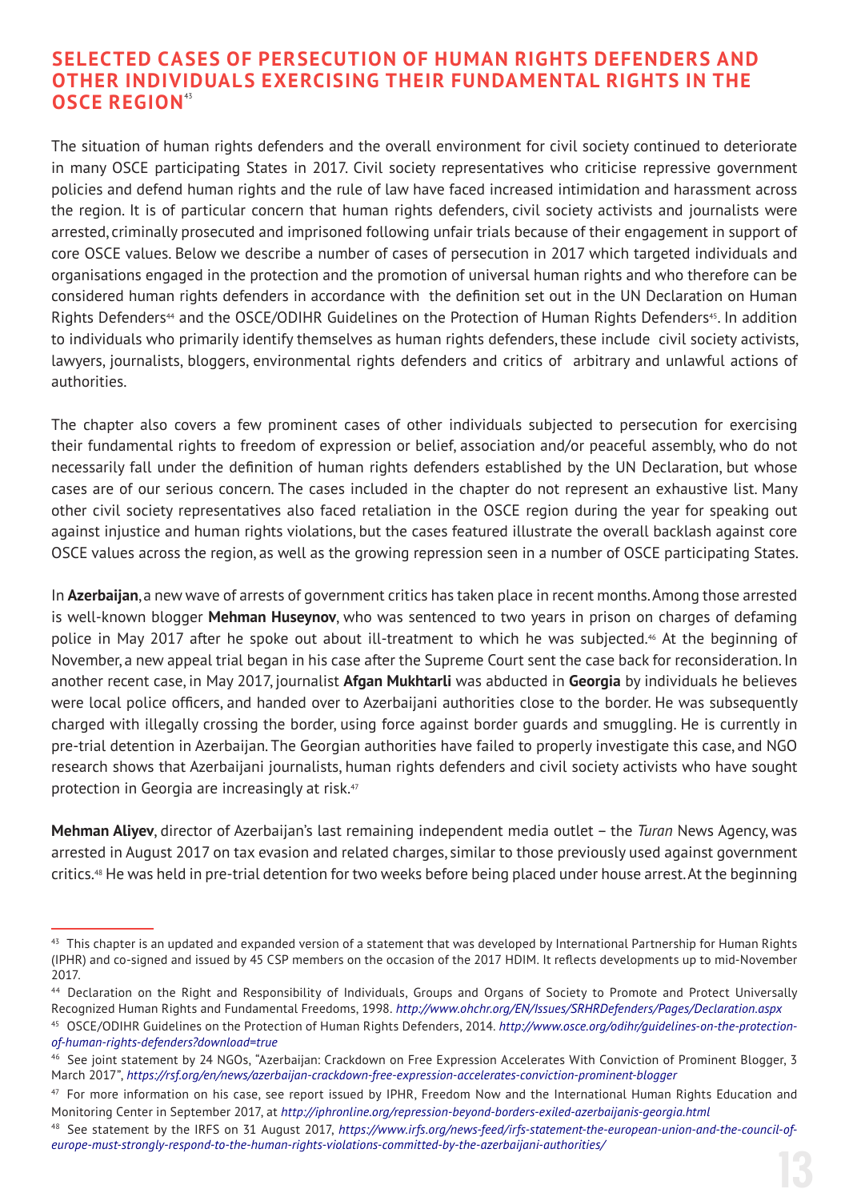## SELECTED CASES OF PERSECUTION OF HUMAN RIGHTS DEFENDERS AND OTHER INDIVIDUALS EXERCISING THEIR FUNDAMENTAL RIGHTS IN THE OSCE REGION[43]

The situation of human rights defenders and the overall environment for civil society continued to deteriorate in many OSCE participating States in 2017. Civil society representatives who criticise repressive government policies and defend human rights and the rule of law have faced increased intimidation and harassment across the region. It is of particular concern that human rights defenders, civil society activists and journalists were arrested, criminally prosecuted and imprisoned following unfair trials because of their engagement in support of core OSCE values. Below we describe a number of cases of persecution in 2017 which targeted individuals and organisations engaged in the protection and the promotion of universal human rights and who therefore can be considered human rights defenders in accordance with the definition set out in the UN Declaration on Human Rights Defenders[44] and the OSCE/ODIHR Guidelines on the Protection of Human Rights Defenders[45]. In addition to individuals who primarily identify themselves as human rights defenders, these include civil society activists, lawyers, journalists, bloggers, environmental rights defenders and critics of arbitrary and unlawful actions of authorities.

The chapter also covers a few prominent cases of other individuals subjected to persecution for exercising their fundamental rights to freedom of expression or belief, association and/or peaceful assembly, who do not necessarily fall under the definition of human rights defenders established by the UN Declaration, but whose cases are of our serious concern. The cases included in the chapter do not represent an exhaustive list. Many other civil society representatives also faced retaliation in the OSCE region during the year for speaking out against injustice and human rights violations, but the cases featured illustrate the overall backlash against core OSCE values across the region, as well as the growing repression seen in a number of OSCE participating States.

In **Azerbaijan**, a new wave of arrests of government critics has taken place in recent months. Among those arrested is well-known blogger **Mehman Huseynov**, who was sentenced to two years in prison on charges of defaming police in May 2017 after he spoke out about ill-treatment to which he was subjected.[46] At the beginning of November, a new appeal trial began in his case after the Supreme Court sent the case back for reconsideration. In another recent case, in May 2017, journalist **Afgan Mukhtarli** was abducted in **Georgia** by individuals he believes were local police officers, and handed over to Azerbaijani authorities close to the border. He was subsequently charged with illegally crossing the border, using force against border guards and smuggling. He is currently in pre-trial detention in Azerbaijan. The Georgian authorities have failed to properly investigate this case, and NGO research shows that Azerbaijani journalists, human rights defenders and civil society activists who have sought protection in Georgia are increasingly at risk.[47]

**Mehman Aliyev**, director of Azerbaijan's last remaining independent media outlet – the *Turan* News Agency, was arrested in August 2017 on tax evasion and related charges, similar to those previously used against government critics.[48] He was held in pre-trial detention for two weeks before being placed under house arrest. At the beginning

---

[43] This chapter is an updated and expanded version of a statement that was developed by International Partnership for Human Rights (IPHR) and co-signed and issued by 45 CSP members on the occasion of the 2017 HDIM. It reflects developments up to mid-November 2017.

[44] Declaration on the Right and Responsibility of Individuals, Groups and Organs of Society to Promote and Protect Universally Recognized Human Rights and Fundamental Freedoms, 1998. *http://www.ohchr.org/EN/Issues/SRHRDefenders/Pages/Declaration.aspx*

[45] OSCE/ODIHR Guidelines on the Protection of Human Rights Defenders, 2014. *http://www.osce.org/odihr/guidelines-on-the-protection-of-human-rights-defenders?download=true*

[46] See joint statement by 24 NGOs, "Azerbaijan: Crackdown on Free Expression Accelerates With Conviction of Prominent Blogger, 3 March 2017", *https://rsf.org/en/news/azerbaijan-crackdown-free-expression-accelerates-conviction-prominent-blogger*

[47] For more information on his case, see report issued by IPHR, Freedom Now and the International Human Rights Education and Monitoring Center in September 2017, at *http://iphronline.org/repression-beyond-borders-exiled-azerbaijanis-georgia.html*

[48] See statement by the IRFS on 31 August 2017, *https://www.irfs.org/news-feed/irfs-statement-the-european-union-and-the-council-of-europe-must-strongly-respond-to-the-human-rights-violations-committed-by-the-azerbaijani-authorities/*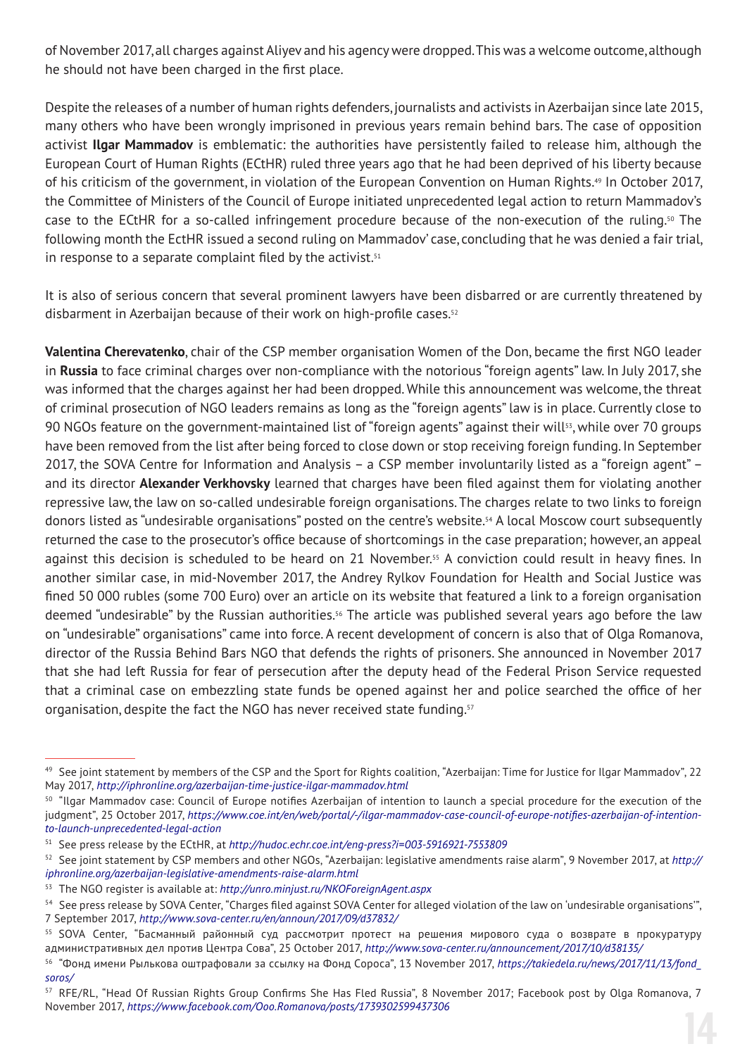of November 2017, all charges against Aliyev and his agency were dropped. This was a welcome outcome, although he should not have been charged in the first place.

Despite the releases of a number of human rights defenders, journalists and activists in Azerbaijan since late 2015, many others who have been wrongly imprisoned in previous years remain behind bars. The case of opposition activist **Ilgar Mammadov** is emblematic: the authorities have persistently failed to release him, although the European Court of Human Rights (ECtHR) ruled three years ago that he had been deprived of his liberty because of his criticism of the government, in violation of the European Convention on Human Rights.[49] In October 2017, the Committee of Ministers of the Council of Europe initiated unprecedented legal action to return Mammadov's case to the ECtHR for a so-called infringement procedure because of the non-execution of the ruling.[50] The following month the EctHR issued a second ruling on Mammadov' case, concluding that he was denied a fair trial, in response to a separate complaint filed by the activist.[51]

It is also of serious concern that several prominent lawyers have been disbarred or are currently threatened by disbarment in Azerbaijan because of their work on high-profile cases.[52]

**Valentina Cherevatenko**, chair of the CSP member organisation Women of the Don, became the first NGO leader in **Russia** to face criminal charges over non-compliance with the notorious "foreign agents" law. In July 2017, she was informed that the charges against her had been dropped. While this announcement was welcome, the threat of criminal prosecution of NGO leaders remains as long as the "foreign agents" law is in place. Currently close to 90 NGOs feature on the government-maintained list of "foreign agents" against their will[53], while over 70 groups have been removed from the list after being forced to close down or stop receiving foreign funding. In September 2017, the SOVA Centre for Information and Analysis – a CSP member involuntarily listed as a "foreign agent" – and its director **Alexander Verkhovsky** learned that charges have been filed against them for violating another repressive law, the law on so-called undesirable foreign organisations. The charges relate to two links to foreign donors listed as "undesirable organisations" posted on the centre's website.[54] A local Moscow court subsequently returned the case to the prosecutor's office because of shortcomings in the case preparation; however, an appeal against this decision is scheduled to be heard on 21 November.[55] A conviction could result in heavy fines. In another similar case, in mid-November 2017, the Andrey Rylkov Foundation for Health and Social Justice was fined 50 000 rubles (some 700 Euro) over an article on its website that featured a link to a foreign organisation deemed "undesirable" by the Russian authorities.[56] The article was published several years ago before the law on "undesirable" organisations" came into force. A recent development of concern is also that of Olga Romanova, director of the Russia Behind Bars NGO that defends the rights of prisoners. She announced in November 2017 that she had left Russia for fear of persecution after the deputy head of the Federal Prison Service requested that a criminal case on embezzling state funds be opened against her and police searched the office of her organisation, despite the fact the NGO has never received state funding.[57]

---

[49] See joint statement by members of the CSP and the Sport for Rights coalition, "Azerbaijan: Time for Justice for Ilgar Mammadov", 22 May 2017, *http://iphronline.org/azerbaijan-time-justice-ilgar-mammadov.html*

[50] "Ilgar Mammadov case: Council of Europe notifies Azerbaijan of intention to launch a special procedure for the execution of the judgment", 25 October 2017, *https://www.coe.int/en/web/portal/-/ilgar-mammadov-case-council-of-europe-notifies-azerbaijan-of-intention-to-launch-unprecedented-legal-action*

[51] See press release by the ECtHR, at *http://hudoc.echr.coe.int/eng-press?i=003-5916921-7553809*

[52] See joint statement by CSP members and other NGOs, "Azerbaijan: legislative amendments raise alarm", 9 November 2017, at *http://iphronline.org/azerbaijan-legislative-amendments-raise-alarm.html*

[53] The NGO register is available at: *http://unro.minjust.ru/NKOForeignAgent.aspx*

[54] See press release by SOVA Center, "Charges filed against SOVA Center for alleged violation of the law on 'undesirable organisations'", 7 September 2017, *http://www.sova-center.ru/en/announ/2017/09/d37832/*

[55] SOVA Center, "Басманный районный суд рассмотрит протест на решения мирового суда о возврате в прокуратуру административных дел против Центра Сова", 25 October 2017, *http://www.sova-center.ru/announcement/2017/10/d38135/*

[56] "Фонд имени Рылькова оштрафовали за ссылку на Фонд Сороса", 13 November 2017, *https://takiedela.ru/news/2017/11/13/fond_soros/*

[57] RFE/RL, "Head Of Russian Rights Group Confirms She Has Fled Russia", 8 November 2017; Facebook post by Olga Romanova, 7 November 2017, *https://www.facebook.com/Ooo.Romanova/posts/1739302599437306*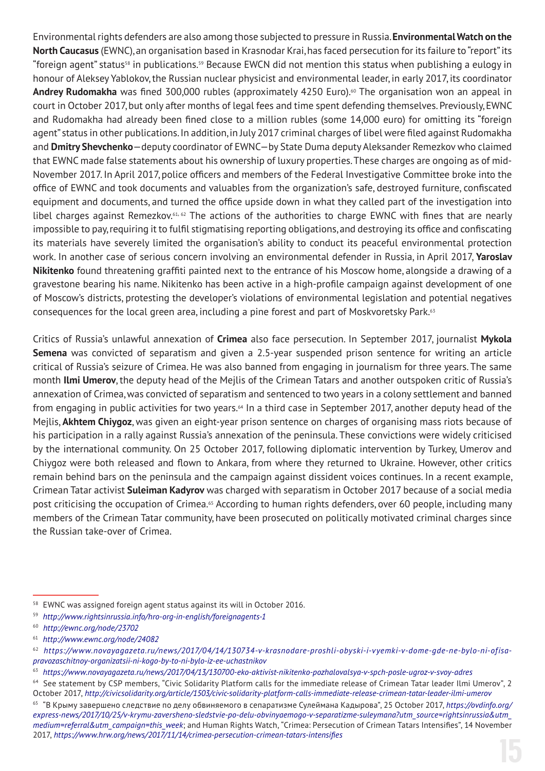Environmental rights defenders are also among those subjected to pressure in Russia. **Environmental Watch on the North Caucasus** (EWNC), an organisation based in Krasnodar Krai, has faced persecution for its failure to "report" its "foreign agent" status[58] in publications.[59] Because EWCN did not mention this status when publishing a eulogy in honour of Aleksey Yablokov, the Russian nuclear physicist and environmental leader, in early 2017, its coordinator **Andrey Rudomakha** was fined 300,000 rubles (approximately 4250 Euro).[60] The organisation won an appeal in court in October 2017, but only after months of legal fees and time spent defending themselves. Previously, EWNC and Rudomakha had already been fined close to a million rubles (some 14,000 euro) for omitting its "foreign agent" status in other publications. In addition, in July 2017 criminal charges of libel were filed against Rudomakha and **Dmitry Shevchenko**—deputy coordinator of EWNC—by State Duma deputy Aleksander Remezkov who claimed that EWNC made false statements about his ownership of luxury properties. These charges are ongoing as of mid-November 2017. In April 2017, police officers and members of the Federal Investigative Committee broke into the office of EWNC and took documents and valuables from the organization's safe, destroyed furniture, confiscated equipment and documents, and turned the office upside down in what they called part of the investigation into libel charges against Remezkov.[61, 62] The actions of the authorities to charge EWNC with fines that are nearly impossible to pay, requiring it to fulfil stigmatising reporting obligations, and destroying its office and confiscating its materials have severely limited the organisation's ability to conduct its peaceful environmental protection work. In another case of serious concern involving an environmental defender in Russia, in April 2017, **Yaroslav Nikitenko** found threatening graffiti painted next to the entrance of his Moscow home, alongside a drawing of a gravestone bearing his name. Nikitenko has been active in a high-profile campaign against development of one of Moscow's districts, protesting the developer's violations of environmental legislation and potential negatives consequences for the local green area, including a pine forest and part of Moskvoretsky Park.[63]

Critics of Russia's unlawful annexation of **Crimea** also face persecution. In September 2017, journalist **Mykola Semena** was convicted of separatism and given a 2.5-year suspended prison sentence for writing an article critical of Russia's seizure of Crimea. He was also banned from engaging in journalism for three years. The same month **Ilmi Umerov**, the deputy head of the Mejlis of the Crimean Tatars and another outspoken critic of Russia's annexation of Crimea, was convicted of separatism and sentenced to two years in a colony settlement and banned from engaging in public activities for two years.[64] In a third case in September 2017, another deputy head of the Mejlis, **Akhtem Chiygoz**, was given an eight-year prison sentence on charges of organising mass riots because of his participation in a rally against Russia's annexation of the peninsula. These convictions were widely criticised by the international community. On 25 October 2017, following diplomatic intervention by Turkey, Umerov and Chiygoz were both released and flown to Ankara, from where they returned to Ukraine. However, other critics remain behind bars on the peninsula and the campaign against dissident voices continues. In a recent example, Crimean Tatar activist **Suleiman Kadyrov** was charged with separatism in October 2017 because of a social media post criticising the occupation of Crimea.[65] According to human rights defenders, over 60 people, including many members of the Crimean Tatar community, have been prosecuted on politically motivated criminal charges since the Russian take-over of Crimea.

---

[58] EWNC was assigned foreign agent status against its will in October 2016.

[59] *http://www.rightsinrussia.info/hro-org-in-english/foreignagents-1*

[60] *http://ewnc.org/node/23702*

[61] *http://www.ewnc.org/node/24082*

[62] *https://www.novayagazeta.ru/news/2017/04/14/130734-v-krasnodare-proshli-obyski-i-vyemki-v-dome-gde-ne-bylo-ni-ofisa-pravozaschitnoy-organizatsii-ni-kogo-by-to-ni-bylo-iz-ee-uchastnikov*

[63] *https://www.novayagazeta.ru/news/2017/04/13/130700-eko-aktivist-nikitenko-pozhalovalsya-v-spch-posle-ugroz-v-svoy-adres*

[64] See statement by CSP members, "Civic Solidarity Platform calls for the immediate release of Crimean Tatar leader Ilmi Umerov", 2 October 2017, *http://civicsolidarity.org/article/1503/civic-solidarity-platform-calls-immediate-release-crimean-tatar-leader-ilmi-umerov*

[65] "В Крыму завершено следствие по делу обвиняемого в сепаратизме Сулеймана Кадырова", 25 October 2017, *https://ovdinfo.org/express-news/2017/10/25/v-krymu-zavershено-sledstvie-po-delu-obvinyaemogo-v-separatizme-suleymana?utm_source=rightsinrussia&utm_medium=referral&utm_campaign=this_week*; and Human Rights Watch, "Crimea: Persecution of Crimean Tatars Intensifies", 14 November 2017, *https://www.hrw.org/news/2017/11/14/crimea-persecution-crimean-tatars-intensifies*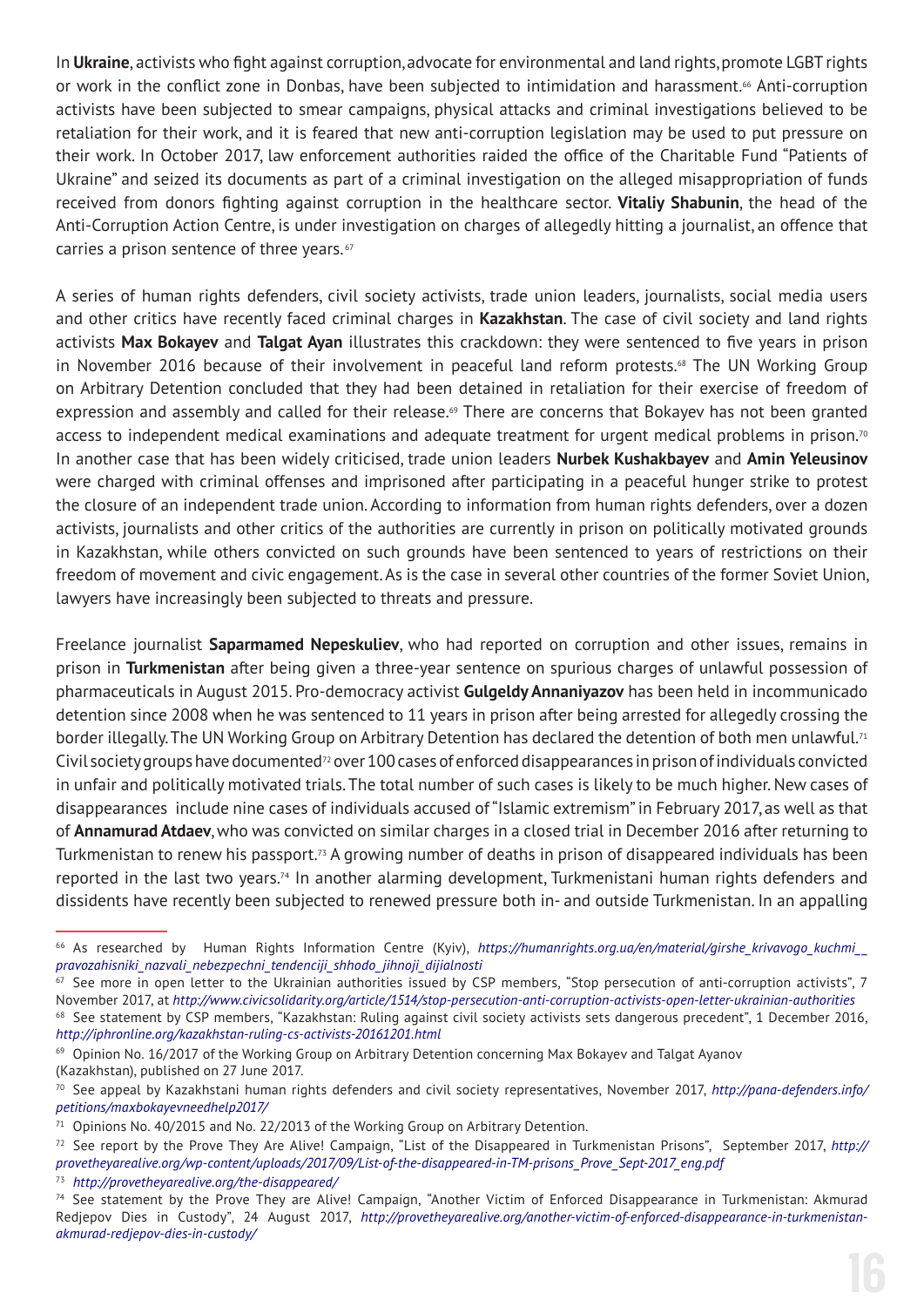In **Ukraine**, activists who fight against corruption, advocate for environmental and land rights, promote LGBT rights or work in the conflict zone in Donbas, have been subjected to intimidation and harassment.[66] Anti-corruption activists have been subjected to smear campaigns, physical attacks and criminal investigations believed to be retaliation for their work, and it is feared that new anti-corruption legislation may be used to put pressure on their work. In October 2017, law enforcement authorities raided the office of the Charitable Fund "Patients of Ukraine" and seized its documents as part of a criminal investigation on the alleged misappropriation of funds received from donors fighting against corruption in the healthcare sector. **Vitaliy Shabunin**, the head of the Anti-Corruption Action Centre, is under investigation on charges of allegedly hitting a journalist, an offence that carries a prison sentence of three years.[67]

A series of human rights defenders, civil society activists, trade union leaders, journalists, social media users and other critics have recently faced criminal charges in **Kazakhstan**. The case of civil society and land rights activists **Max Bokayev** and **Talgat Ayan** illustrates this crackdown: they were sentenced to five years in prison in November 2016 because of their involvement in peaceful land reform protests.[68] The UN Working Group on Arbitrary Detention concluded that they had been detained in retaliation for their exercise of freedom of expression and assembly and called for their release.[69] There are concerns that Bokayev has not been granted access to independent medical examinations and adequate treatment for urgent medical problems in prison.[70] In another case that has been widely criticised, trade union leaders **Nurbek Kushakbayev** and **Amin Yeleusinov** were charged with criminal offenses and imprisoned after participating in a peaceful hunger strike to protest the closure of an independent trade union. According to information from human rights defenders, over a dozen activists, journalists and other critics of the authorities are currently in prison on politically motivated grounds in Kazakhstan, while others convicted on such grounds have been sentenced to years of restrictions on their freedom of movement and civic engagement. As is the case in several other countries of the former Soviet Union, lawyers have increasingly been subjected to threats and pressure.

Freelance journalist **Saparmamed Nepeskuliev**, who had reported on corruption and other issues, remains in prison in **Turkmenistan** after being given a three-year sentence on spurious charges of unlawful possession of pharmaceuticals in August 2015. Pro-democracy activist **Gulgeldy Annaniyazov** has been held in incommunicado detention since 2008 when he was sentenced to 11 years in prison after being arrested for allegedly crossing the border illegally. The UN Working Group on Arbitrary Detention has declared the detention of both men unlawful.[71] Civil society groups have documented[72] over 100 cases of enforced disappearances in prison of individuals convicted in unfair and politically motivated trials. The total number of such cases is likely to be much higher. New cases of disappearances include nine cases of individuals accused of "Islamic extremism" in February 2017, as well as that of **Annamurad Atdaev**, who was convicted on similar charges in a closed trial in December 2016 after returning to Turkmenistan to renew his passport.[73] A growing number of deaths in prison of disappeared individuals has been reported in the last two years.[74] In another alarming development, Turkmenistani human rights defenders and dissidents have recently been subjected to renewed pressure both in- and outside Turkmenistan. In an appalling

---

[66] As researched by Human Rights Information Centre (Kyiv), *https://humanrights.org.ua/en/material/girshe_krivavogo_kuchmi__pravozahisniki_nazvali_nebezpechni_tendenciji_shhodo_jihnoji_dijialnosti*

[67] See more in open letter to the Ukrainian authorities issued by CSP members, "Stop persecution of anti-corruption activists", 7 November 2017, at *http://www.civicsolidarity.org/article/1514/stop-persecution-anti-corruption-activists-open-letter-ukrainian-authorities*

[68] See statement by CSP members, "Kazakhstan: Ruling against civil society activists sets dangerous precedent", 1 December 2016, *http://iphronline.org/kazakhstan-ruling-cs-activists-20161201.html*

[69] Opinion No. 16/2017 of the Working Group on Arbitrary Detention concerning Max Bokayev and Talgat Ayanov (Kazakhstan), published on 27 June 2017.

[70] See appeal by Kazakhstani human rights defenders and civil society representatives, November 2017, *http://pana-defenders.info/petitions/maxbokayevneedhelp2017/*

[71] Opinions No. 40/2015 and No. 22/2013 of the Working Group on Arbitrary Detention.

[72] See report by the Prove They Are Alive! Campaign, "List of the Disappeared in Turkmenistan Prisons", September 2017, *http://provetheyarealive.org/wp-content/uploads/2017/09/List-of-the-disappeared-in-TM-prisons_Prove_Sept-2017_eng.pdf*

[73] *http://provetheyarealive.org/the-disappeared/*

[74] See statement by the Prove They are Alive! Campaign, "Another Victim of Enforced Disappearance in Turkmenistan: Akmurad Redjepov Dies in Custody", 24 August 2017, *http://provetheyarealive.org/another-victim-of-enforced-disappearance-in-turkmenistan-akmurad-redjepov-dies-in-custody/*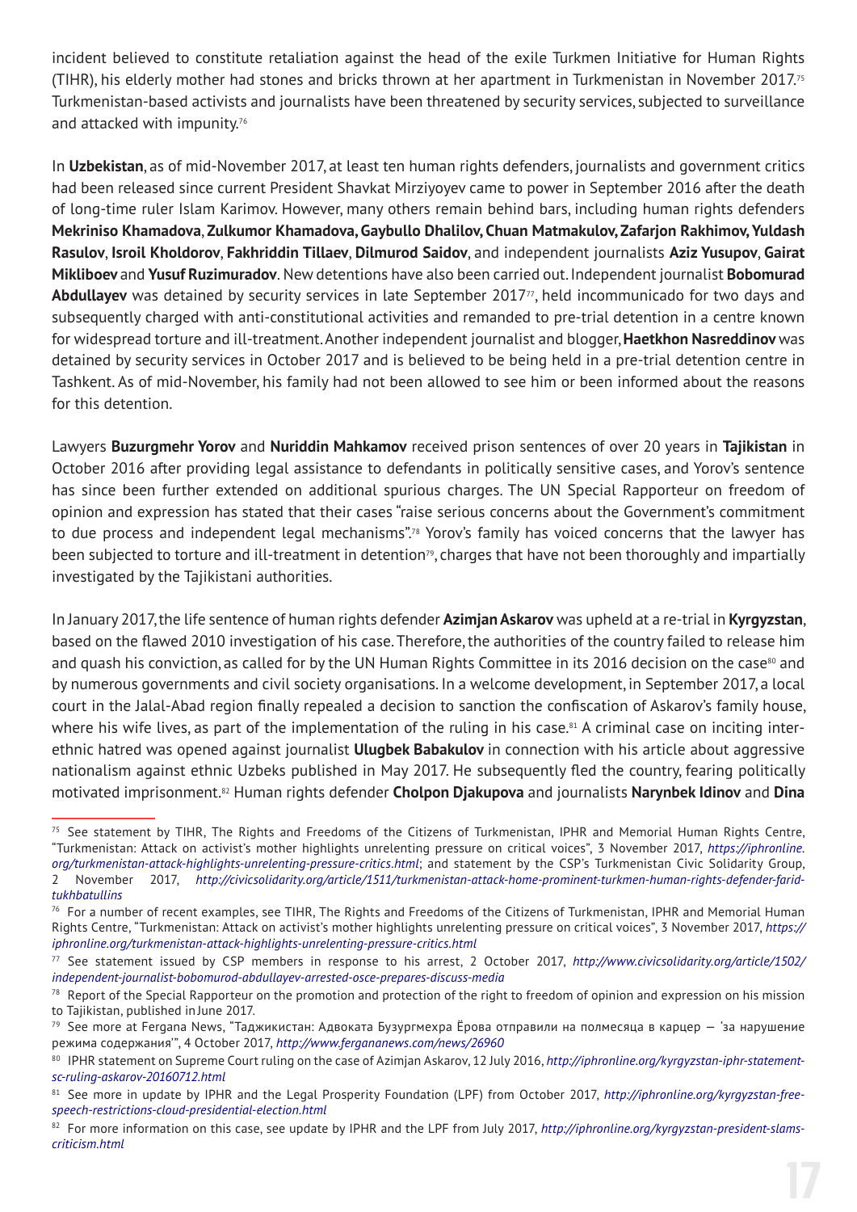incident believed to constitute retaliation against the head of the exile Turkmen Initiative for Human Rights (TIHR), his elderly mother had stones and bricks thrown at her apartment in Turkmenistan in November 2017.[75] Turkmenistan-based activists and journalists have been threatened by security services, subjected to surveillance and attacked with impunity.[76]

In **Uzbekistan**, as of mid-November 2017, at least ten human rights defenders, journalists and government critics had been released since current President Shavkat Mirziyoyev came to power in September 2016 after the death of long-time ruler Islam Karimov. However, many others remain behind bars, including human rights defenders **Mekriniso Khamadova**, **Zulkumor Khamadova, Gaybullo Dhalilov, Chuan Matmakulov, Zafarjon Rakhimov, Yuldash Rasulov**, **Isroil Kholdorov**, **Fakhriddin Tillaev**, **Dilmurod Saidov**, and independent journalists **Aziz Yusupov**, **Gairat Mikliboev** and **Yusuf Ruzimuradov**. New detentions have also been carried out. Independent journalist **Bobomurad Abdullayev** was detained by security services in late September 2017[77], held incommunicado for two days and subsequently charged with anti-constitutional activities and remanded to pre-trial detention in a centre known for widespread torture and ill-treatment. Another independent journalist and blogger, **Haetkhon Nasreddinov** was detained by security services in October 2017 and is believed to be being held in a pre-trial detention centre in Tashkent. As of mid-November, his family had not been allowed to see him or been informed about the reasons for this detention.

Lawyers **Buzurgmehr Yorov** and **Nuriddin Mahkamov** received prison sentences of over 20 years in **Tajikistan** in October 2016 after providing legal assistance to defendants in politically sensitive cases, and Yorov's sentence has since been further extended on additional spurious charges. The UN Special Rapporteur on freedom of opinion and expression has stated that their cases "raise serious concerns about the Government's commitment to due process and independent legal mechanisms".[78] Yorov's family has voiced concerns that the lawyer has been subjected to torture and ill-treatment in detention[79], charges that have not been thoroughly and impartially investigated by the Tajikistani authorities.

In January 2017, the life sentence of human rights defender **Azimjan Askarov** was upheld at a re-trial in **Kyrgyzstan**, based on the flawed 2010 investigation of his case. Therefore, the authorities of the country failed to release him and quash his conviction, as called for by the UN Human Rights Committee in its 2016 decision on the case[80] and by numerous governments and civil society organisations. In a welcome development, in September 2017, a local court in the Jalal-Abad region finally repealed a decision to sanction the confiscation of Askarov's family house, where his wife lives, as part of the implementation of the ruling in his case.[81] A criminal case on inciting inter-ethnic hatred was opened against journalist **Ulugbek Babakulov** in connection with his article about aggressive nationalism against ethnic Uzbeks published in May 2017. He subsequently fled the country, fearing politically motivated imprisonment.[82] Human rights defender **Cholpon Djakupova** and journalists **Narynbek Idinov** and **Dina**

---

[75] See statement by TIHR, The Rights and Freedoms of the Citizens of Turkmenistan, IPHR and Memorial Human Rights Centre, "Turkmenistan: Attack on activist's mother highlights unrelenting pressure on critical voices", 3 November 2017, *https://iphronline.org/turkmenistan-attack-highlights-unrelenting-pressure-critics.html*; and statement by the CSP's Turkmenistan Civic Solidarity Group, 2 November 2017, *http://civicsolidarity.org/article/1511/turkmenistan-attack-home-prominent-turkmen-human-rights-defender-farid-tukhbatullins*

[76] For a number of recent examples, see TIHR, The Rights and Freedoms of the Citizens of Turkmenistan, IPHR and Memorial Human Rights Centre, "Turkmenistan: Attack on activist's mother highlights unrelenting pressure on critical voices", 3 November 2017, *https://iphronline.org/turkmenistan-attack-highlights-unrelenting-pressure-critics.html*

[77] See statement issued by CSP members in response to his arrest, 2 October 2017, *http://www.civicsolidarity.org/article/1502/independent-journalist-bobomurod-abdullayev-arrested-osce-prepares-discuss-media*

[78] Report of the Special Rapporteur on the promotion and protection of the right to freedom of opinion and expression on his mission to Tajikistan, published in June 2017.

[79] See more at Fergana News, "Таджикистан: Адвоката Бузургмехра Ёрова отправили на полмесяца в карцер — 'за нарушение режима содержания'", 4 October 2017, *http://www.fergananews.com/news/26960*

[80] IPHR statement on Supreme Court ruling on the case of Azimjan Askarov, 12 July 2016, *http://iphronline.org/kyrgyzstan-iphr-statement-sc-ruling-askarov-20160712.html*

[81] See more in update by IPHR and the Legal Prosperity Foundation (LPF) from October 2017, *http://iphronline.org/kyrgyzstan-free-speech-restrictions-cloud-presidential-election.html*

[82] For more information on this case, see update by IPHR and the LPF from July 2017, *http://iphronline.org/kyrgyzstan-president-slams-criticism.html*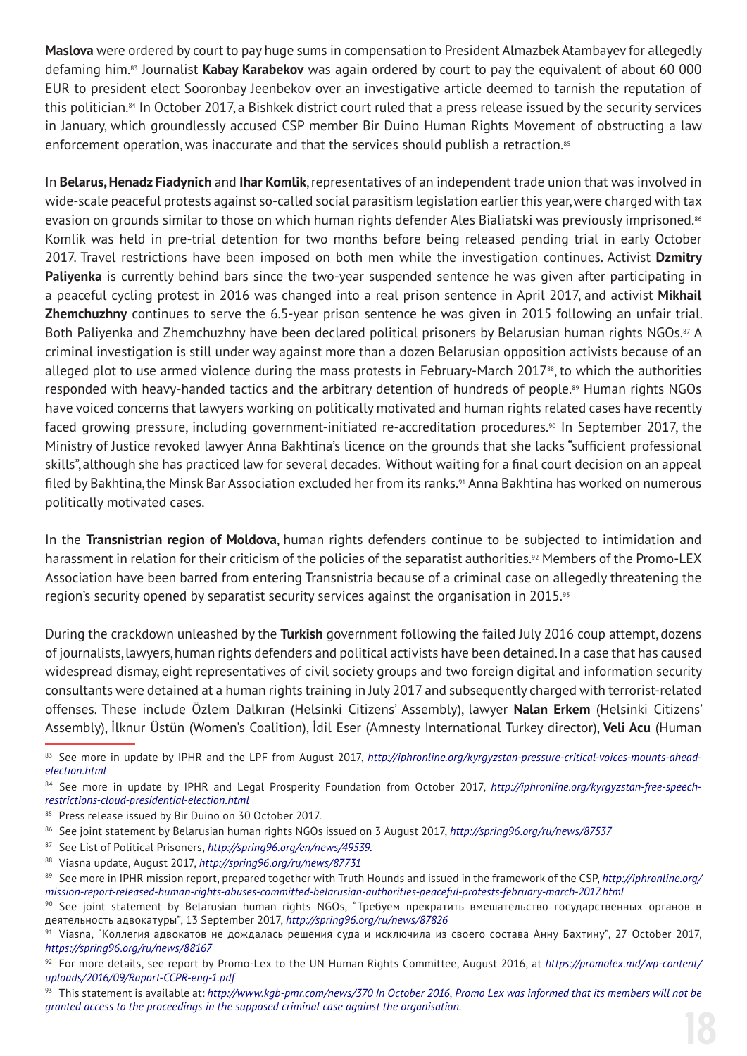**Maslova** were ordered by court to pay huge sums in compensation to President Almazbek Atambayev for allegedly defaming him.[83] Journalist **Kabay Karabekov** was again ordered by court to pay the equivalent of about 60 000 EUR to president elect Sooronbay Jeenbekov over an investigative article deemed to tarnish the reputation of this politician.[84] In October 2017, a Bishkek district court ruled that a press release issued by the security services in January, which groundlessly accused CSP member Bir Duino Human Rights Movement of obstructing a law enforcement operation, was inaccurate and that the services should publish a retraction.[85]

In **Belarus, Henadz Fiadynich** and **Ihar Komlik**, representatives of an independent trade union that was involved in wide-scale peaceful protests against so-called social parasitism legislation earlier this year, were charged with tax evasion on grounds similar to those on which human rights defender Ales Bialiatski was previously imprisoned.[86] Komlik was held in pre-trial detention for two months before being released pending trial in early October 2017. Travel restrictions have been imposed on both men while the investigation continues. Activist **Dzmitry Paliyenka** is currently behind bars since the two-year suspended sentence he was given after participating in a peaceful cycling protest in 2016 was changed into a real prison sentence in April 2017, and activist **Mikhail Zhemchuzhny** continues to serve the 6.5-year prison sentence he was given in 2015 following an unfair trial. Both Paliyenka and Zhemchuzhny have been declared political prisoners by Belarusian human rights NGOs.[87] A criminal investigation is still under way against more than a dozen Belarusian opposition activists because of an alleged plot to use armed violence during the mass protests in February-March 2017[88], to which the authorities responded with heavy-handed tactics and the arbitrary detention of hundreds of people.[89] Human rights NGOs have voiced concerns that lawyers working on politically motivated and human rights related cases have recently faced growing pressure, including government-initiated re-accreditation procedures.[90] In September 2017, the Ministry of Justice revoked lawyer Anna Bakhtina's licence on the grounds that she lacks "sufficient professional skills", although she has practiced law for several decades. Without waiting for a final court decision on an appeal filed by Bakhtina, the Minsk Bar Association excluded her from its ranks.[91] Anna Bakhtina has worked on numerous politically motivated cases.

In the **Transnistrian region of Moldova**, human rights defenders continue to be subjected to intimidation and harassment in relation for their criticism of the policies of the separatist authorities.[92] Members of the Promo-LEX Association have been barred from entering Transnistria because of a criminal case on allegedly threatening the region's security opened by separatist security services against the organisation in 2015.[93]

During the crackdown unleashed by the **Turkish** government following the failed July 2016 coup attempt, dozens of journalists, lawyers, human rights defenders and political activists have been detained. In a case that has caused widespread dismay, eight representatives of civil society groups and two foreign digital and information security consultants were detained at a human rights training in July 2017 and subsequently charged with terrorist-related offenses. These include Özlem Dalkıran (Helsinki Citizens' Assembly), lawyer **Nalan Erkem** (Helsinki Citizens' Assembly), İlknur Üstün (Women's Coalition), İdil Eser (Amnesty International Turkey director), **Veli Acu** (Human

---

[83] See more in update by IPHR and the LPF from August 2017, *http://iphronline.org/kyrgyzstan-pressure-critical-voices-mounts-ahead-election.html*

[84] See more in update by IPHR and Legal Prosperity Foundation from October 2017, *http://iphronline.org/kyrgyzstan-free-speech-restrictions-cloud-presidential-election.html*

[85] Press release issued by Bir Duino on 30 October 2017.

[86] See joint statement by Belarusian human rights NGOs issued on 3 August 2017, *http://spring96.org/ru/news/87537*

[87] See List of Political Prisoners, *http://spring96.org/en/news/49539.*

[88] Viasna update, August 2017, *http://spring96.org/ru/news/87731*

[89] See more in IPHR mission report, prepared together with Truth Hounds and issued in the framework of the CSP, *http://iphronline.org/mission-report-released-human-rights-abuses-committed-belarusian-authorities-peaceful-protests-february-march-2017.html*

[90] See joint statement by Belarusian human rights NGOs, "Требуем прекратить вмешательство государственных органов в деятельность адвокатуры", 13 September 2017, *http://spring96.org/ru/news/87826*

[91] Viasna, "Коллегия адвокатов не дождалась решения суда и исключила из своего состава Анну Бахтину", 27 October 2017, *https://spring96.org/ru/news/88167*

[92] For more details, see report by Promo-Lex to the UN Human Rights Committee, August 2016, at *https://promolex.md/wp-content/uploads/2016/09/Raport-CCPR-eng-1.pdf*

[93] This statement is available at: *http://www.kgb-pmr.com/news/370 In October 2016, Promo Lex was informed that its members will not be granted access to the proceedings in the supposed criminal case against the organisation.*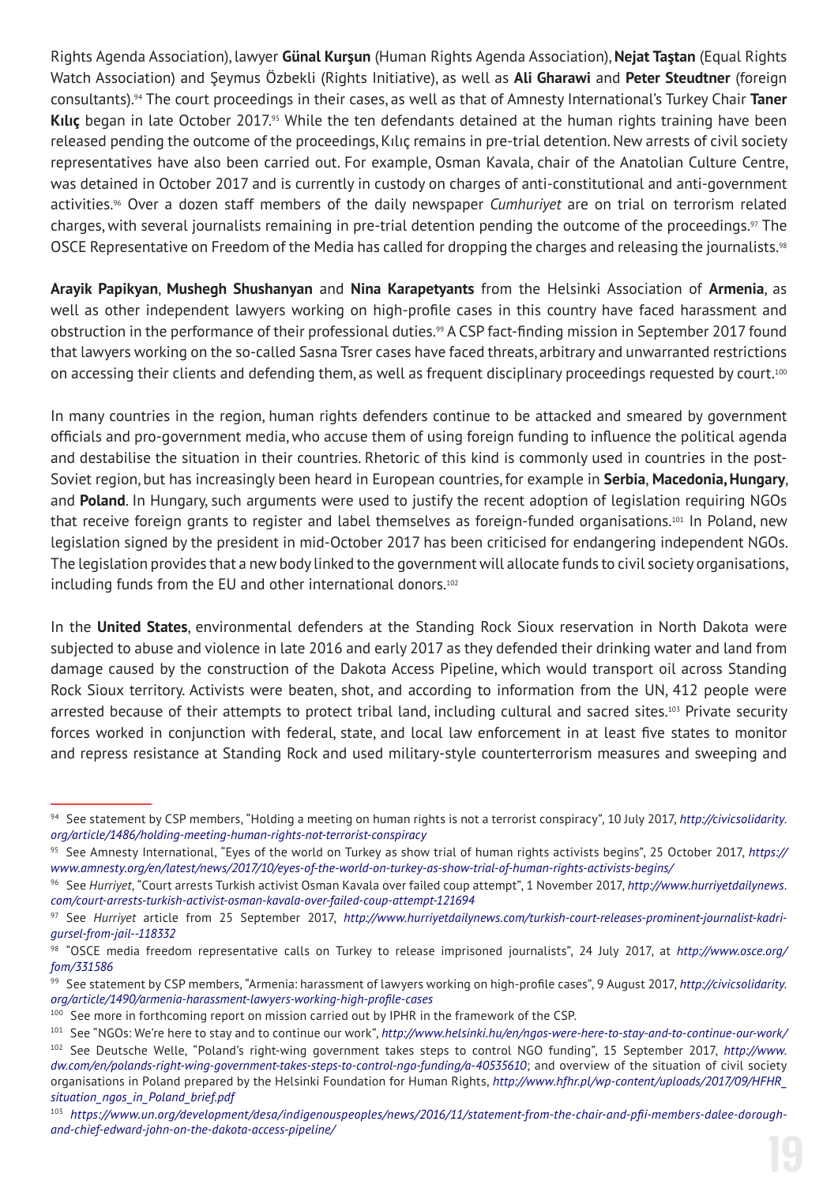Rights Agenda Association), lawyer **Günal Kurşun** (Human Rights Agenda Association), **Nejat Taştan** (Equal Rights Watch Association) and Şeymus Özbekli (Rights Initiative), as well as **Ali Gharawi** and **Peter Steudtner** (foreign consultants).[94] The court proceedings in their cases, as well as that of Amnesty International's Turkey Chair **Taner Kılıç** began in late October 2017.[95] While the ten defendants detained at the human rights training have been released pending the outcome of the proceedings, Kılıç remains in pre-trial detention. New arrests of civil society representatives have also been carried out. For example, Osman Kavala, chair of the Anatolian Culture Centre, was detained in October 2017 and is currently in custody on charges of anti-constitutional and anti-government activities.[96] Over a dozen staff members of the daily newspaper *Cumhuriyet* are on trial on terrorism related charges, with several journalists remaining in pre-trial detention pending the outcome of the proceedings.[97] The OSCE Representative on Freedom of the Media has called for dropping the charges and releasing the journalists.[98]

**Arayik Papikyan**, **Mushegh Shushanyan** and **Nina Karapetyants** from the Helsinki Association of **Armenia**, as well as other independent lawyers working on high-profile cases in this country have faced harassment and obstruction in the performance of their professional duties.[99] A CSP fact-finding mission in September 2017 found that lawyers working on the so-called Sasna Tsrer cases have faced threats, arbitrary and unwarranted restrictions on accessing their clients and defending them, as well as frequent disciplinary proceedings requested by court.[100]

In many countries in the region, human rights defenders continue to be attacked and smeared by government officials and pro-government media, who accuse them of using foreign funding to influence the political agenda and destabilise the situation in their countries. Rhetoric of this kind is commonly used in countries in the post-Soviet region, but has increasingly been heard in European countries, for example in **Serbia**, **Macedonia, Hungary**, and **Poland**. In Hungary, such arguments were used to justify the recent adoption of legislation requiring NGOs that receive foreign grants to register and label themselves as foreign-funded organisations.[101] In Poland, new legislation signed by the president in mid-October 2017 has been criticised for endangering independent NGOs. The legislation provides that a new body linked to the government will allocate funds to civil society organisations, including funds from the EU and other international donors.[102]

In the **United States**, environmental defenders at the Standing Rock Sioux reservation in North Dakota were subjected to abuse and violence in late 2016 and early 2017 as they defended their drinking water and land from damage caused by the construction of the Dakota Access Pipeline, which would transport oil across Standing Rock Sioux territory. Activists were beaten, shot, and according to information from the UN, 412 people were arrested because of their attempts to protect tribal land, including cultural and sacred sites.[103] Private security forces worked in conjunction with federal, state, and local law enforcement in at least five states to monitor and repress resistance at Standing Rock and used military-style counterterrorism measures and sweeping and

---

[94] See statement by CSP members, "Holding a meeting on human rights is not a terrorist conspiracy", 10 July 2017, *http://civicsolidarity.org/article/1486/holding-meeting-human-rights-not-terrorist-conspiracy*

[95] See Amnesty International, "Eyes of the world on Turkey as show trial of human rights activists begins", 25 October 2017, *https://www.amnesty.org/en/latest/news/2017/10/eyes-of-the-world-on-turkey-as-show-trial-of-human-rights-activists-begins/*

[96] See *Hurriyet*, "Court arrests Turkish activist Osman Kavala over failed coup attempt", 1 November 2017, *http://www.hurriyetdailynews.com/court-arrests-turkish-activist-osman-kavala-over-failed-coup-attempt-121694*

[97] See *Hurriyet* article from 25 September 2017, *http://www.hurriyetdailynews.com/turkish-court-releases-prominent-journalist-kadri-gursel-from-jail--118332*

[98] "OSCE media freedom representative calls on Turkey to release imprisoned journalists", 24 July 2017, at *http://www.osce.org/fom/331586*

[99] See statement by CSP members, "Armenia: harassment of lawyers working on high-profile cases", 9 August 2017, *http://civicsolidarity.org/article/1490/armenia-harassment-lawyers-working-high-profile-cases*

[100] See more in forthcoming report on mission carried out by IPHR in the framework of the CSP.

[101] See "NGOs: We're here to stay and to continue our work", *http://www.helsinki.hu/en/ngos-were-here-to-stay-and-to-continue-our-work/*

[102] See Deutsche Welle, "Poland's right-wing government takes steps to control NGO funding", 15 September 2017, *http://www.dw.com/en/polands-right-wing-government-takes-steps-to-control-ngo-funding/a-40535610*; and overview of the situation of civil society organisations in Poland prepared by the Helsinki Foundation for Human Rights, *http://www.hfhr.pl/wp-content/uploads/2017/09/HFHR_situation_ngos_in_Poland_brief.pdf*

[103] *https://www.un.org/development/desa/indigenouspeoples/news/2016/11/statement-from-the-chair-and-pfii-members-dalee-dorough-and-chief-edward-john-on-the-dakota-access-pipeline/*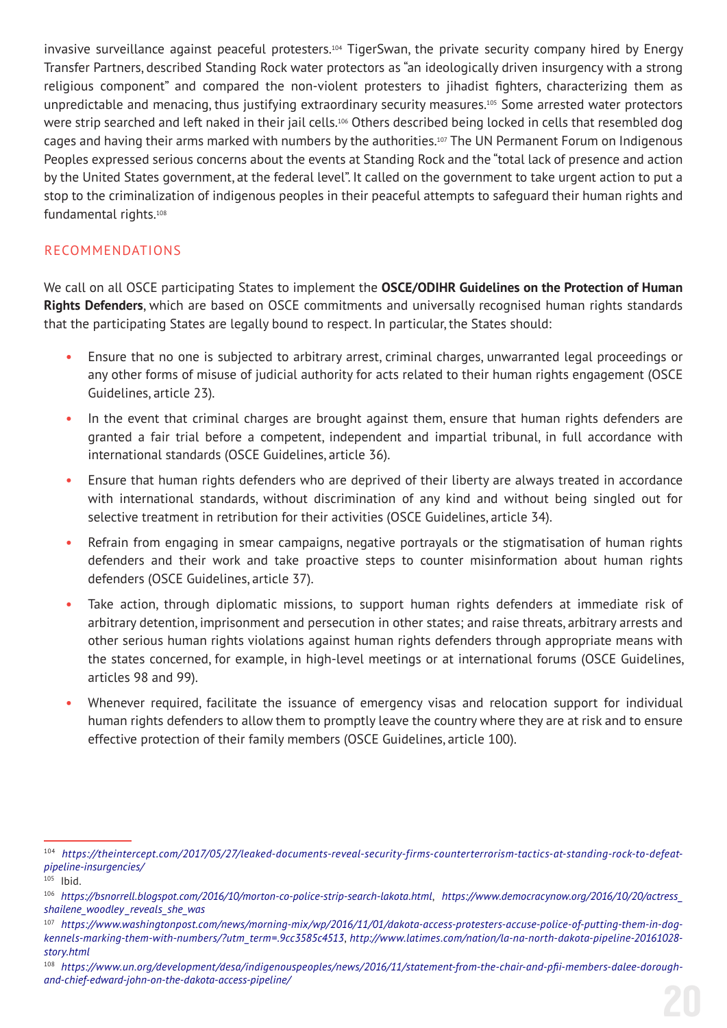invasive surveillance against peaceful protesters.[104] TigerSwan, the private security company hired by Energy Transfer Partners, described Standing Rock water protectors as "an ideologically driven insurgency with a strong religious component" and compared the non-violent protesters to jihadist fighters, characterizing them as unpredictable and menacing, thus justifying extraordinary security measures.[105] Some arrested water protectors were strip searched and left naked in their jail cells.[106] Others described being locked in cells that resembled dog cages and having their arms marked with numbers by the authorities.[107] The UN Permanent Forum on Indigenous Peoples expressed serious concerns about the events at Standing Rock and the "total lack of presence and action by the United States government, at the federal level". It called on the government to take urgent action to put a stop to the criminalization of indigenous peoples in their peaceful attempts to safeguard their human rights and fundamental rights.[108]

## RECOMMENDATIONS

We call on all OSCE participating States to implement the **OSCE/ODIHR Guidelines on the Protection of Human Rights Defenders**, which are based on OSCE commitments and universally recognised human rights standards that the participating States are legally bound to respect. In particular, the States should:

- Ensure that no one is subjected to arbitrary arrest, criminal charges, unwarranted legal proceedings or any other forms of misuse of judicial authority for acts related to their human rights engagement (OSCE Guidelines, article 23).
- In the event that criminal charges are brought against them, ensure that human rights defenders are granted a fair trial before a competent, independent and impartial tribunal, in full accordance with international standards (OSCE Guidelines, article 36).
- Ensure that human rights defenders who are deprived of their liberty are always treated in accordance with international standards, without discrimination of any kind and without being singled out for selective treatment in retribution for their activities (OSCE Guidelines, article 34).
- Refrain from engaging in smear campaigns, negative portrayals or the stigmatisation of human rights defenders and their work and take proactive steps to counter misinformation about human rights defenders (OSCE Guidelines, article 37).
- Take action, through diplomatic missions, to support human rights defenders at immediate risk of arbitrary detention, imprisonment and persecution in other states; and raise threats, arbitrary arrests and other serious human rights violations against human rights defenders through appropriate means with the states concerned, for example, in high-level meetings or at international forums (OSCE Guidelines, articles 98 and 99).
- Whenever required, facilitate the issuance of emergency visas and relocation support for individual human rights defenders to allow them to promptly leave the country where they are at risk and to ensure effective protection of their family members (OSCE Guidelines, article 100).

---

[104] *https://theintercept.com/2017/05/27/leaked-documents-reveal-security-firms-counterterrorism-tactics-at-standing-rock-to-defeat-pipeline-insurgencies/*

[105] Ibid.

[106] *https://bsnorrell.blogspot.com/2016/10/morton-co-police-strip-search-lakota.html*, *https://www.democracynow.org/2016/10/20/actress_shailene_woodley_reveals_she_was*

[107] *https://www.washingtonpost.com/news/morning-mix/wp/2016/11/01/dakota-access-protesters-accuse-police-of-putting-them-in-dog-kennels-marking-them-with-numbers/?utm_term=.9cc3585c4513*, *http://www.latimes.com/nation/la-na-north-dakota-pipeline-20161028-story.html*

[108] *https://www.un.org/development/desa/indigenouspeoples/news/2016/11/statement-from-the-chair-and-pfii-members-dalee-dorough-and-chief-edward-john-on-the-dakota-access-pipeline/*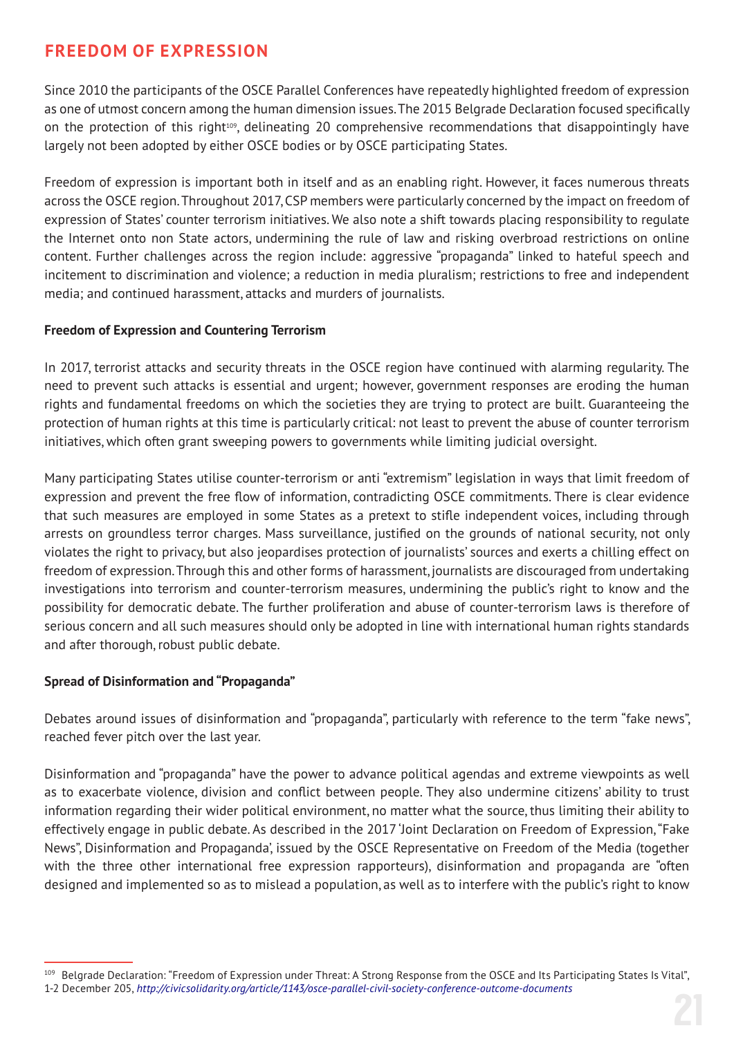## FREEDOM OF EXPRESSION

Since 2010 the participants of the OSCE Parallel Conferences have repeatedly highlighted freedom of expression as one of utmost concern among the human dimension issues. The 2015 Belgrade Declaration focused specifically on the protection of this right[109], delineating 20 comprehensive recommendations that disappointingly have largely not been adopted by either OSCE bodies or by OSCE participating States.

Freedom of expression is important both in itself and as an enabling right. However, it faces numerous threats across the OSCE region. Throughout 2017, CSP members were particularly concerned by the impact on freedom of expression of States' counter terrorism initiatives. We also note a shift towards placing responsibility to regulate the Internet onto non State actors, undermining the rule of law and risking overbroad restrictions on online content. Further challenges across the region include: aggressive "propaganda" linked to hateful speech and incitement to discrimination and violence; a reduction in media pluralism; restrictions to free and independent media; and continued harassment, attacks and murders of journalists.

**Freedom of Expression and Countering Terrorism**

In 2017, terrorist attacks and security threats in the OSCE region have continued with alarming regularity. The need to prevent such attacks is essential and urgent; however, government responses are eroding the human rights and fundamental freedoms on which the societies they are trying to protect are built. Guaranteeing the protection of human rights at this time is particularly critical: not least to prevent the abuse of counter terrorism initiatives, which often grant sweeping powers to governments while limiting judicial oversight.

Many participating States utilise counter-terrorism or anti "extremism" legislation in ways that limit freedom of expression and prevent the free flow of information, contradicting OSCE commitments. There is clear evidence that such measures are employed in some States as a pretext to stifle independent voices, including through arrests on groundless terror charges. Mass surveillance, justified on the grounds of national security, not only violates the right to privacy, but also jeopardises protection of journalists' sources and exerts a chilling effect on freedom of expression. Through this and other forms of harassment, journalists are discouraged from undertaking investigations into terrorism and counter-terrorism measures, undermining the public's right to know and the possibility for democratic debate. The further proliferation and abuse of counter-terrorism laws is therefore of serious concern and all such measures should only be adopted in line with international human rights standards and after thorough, robust public debate.

**Spread of Disinformation and "Propaganda"**

Debates around issues of disinformation and "propaganda", particularly with reference to the term "fake news", reached fever pitch over the last year.

Disinformation and "propaganda" have the power to advance political agendas and extreme viewpoints as well as to exacerbate violence, division and conflict between people. They also undermine citizens' ability to trust information regarding their wider political environment, no matter what the source, thus limiting their ability to effectively engage in public debate. As described in the 2017 'Joint Declaration on Freedom of Expression, "Fake News", Disinformation and Propaganda', issued by the OSCE Representative on Freedom of the Media (together with the three other international free expression rapporteurs), disinformation and propaganda are "often designed and implemented so as to mislead a population, as well as to interfere with the public's right to know

---

[109] Belgrade Declaration: "Freedom of Expression under Threat: A Strong Response from the OSCE and Its Participating States Is Vital", 1-2 December 205, *http://civicsolidarity.org/article/1143/osce-parallel-civil-society-conference-outcome-documents*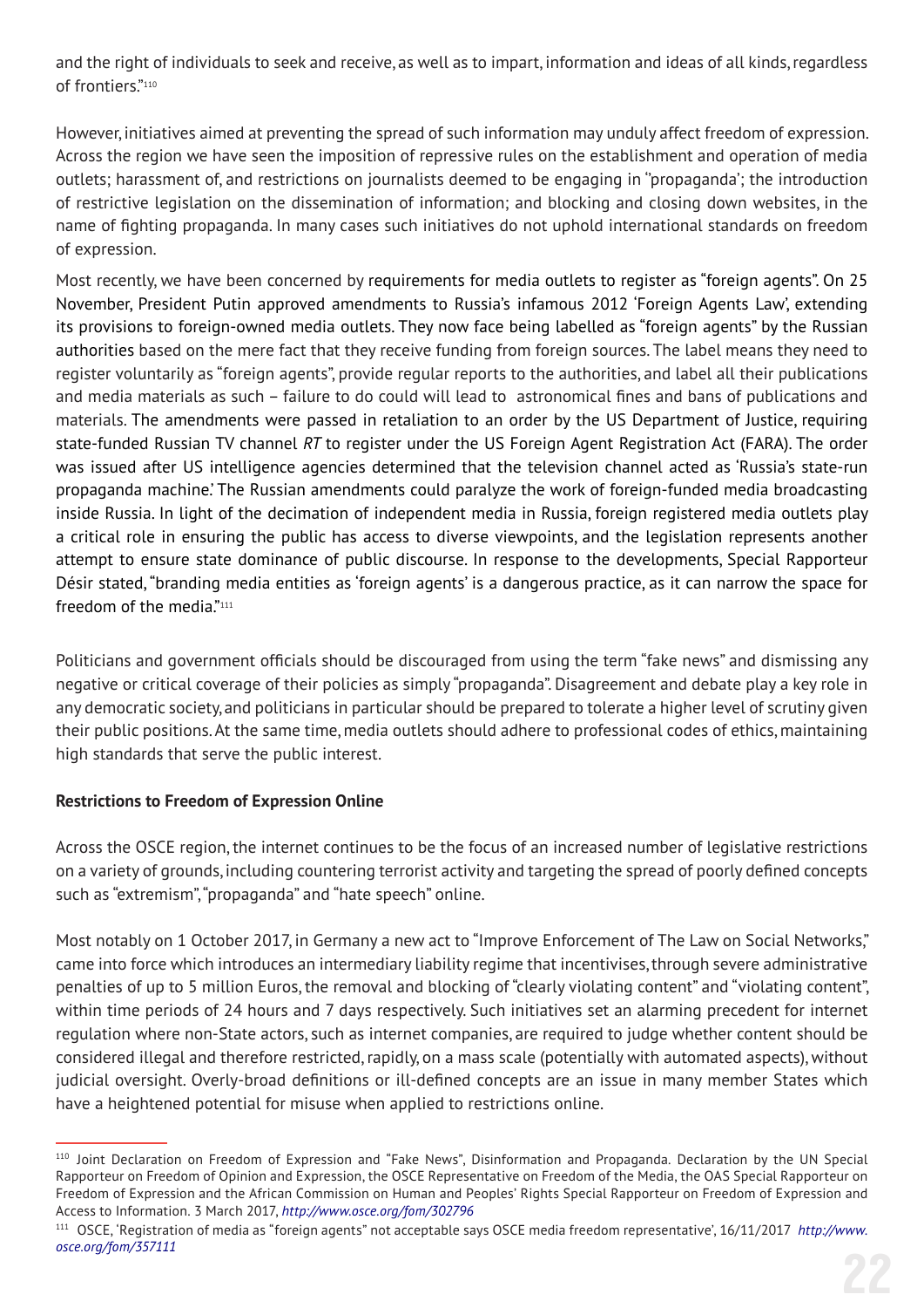and the right of individuals to seek and receive, as well as to impart, information and ideas of all kinds, regardless of frontiers."[110]

However, initiatives aimed at preventing the spread of such information may unduly affect freedom of expression. Across the region we have seen the imposition of repressive rules on the establishment and operation of media outlets; harassment of, and restrictions on journalists deemed to be engaging in "propaganda'; the introduction of restrictive legislation on the dissemination of information; and blocking and closing down websites, in the name of fighting propaganda. In many cases such initiatives do not uphold international standards on freedom of expression.

Most recently, we have been concerned by requirements for media outlets to register as "foreign agents". On 25 November, President Putin approved amendments to Russia's infamous 2012 'Foreign Agents Law', extending its provisions to foreign-owned media outlets. They now face being labelled as "foreign agents" by the Russian authorities based on the mere fact that they receive funding from foreign sources. The label means they need to register voluntarily as "foreign agents", provide regular reports to the authorities, and label all their publications and media materials as such – failure to do so could will lead to astronomical fines and bans of publications and materials. The amendments were passed in retaliation to an order by the US Department of Justice, requiring state-funded Russian TV channel *RT* to register under the US Foreign Agent Registration Act (FARA). The order was issued after US intelligence agencies determined that the television channel acted as 'Russia's state-run propaganda machine.' The Russian amendments could paralyze the work of foreign-funded media broadcasting inside Russia. In light of the decimation of independent media in Russia, foreign registered media outlets play a critical role in ensuring the public has access to diverse viewpoints, and the legislation represents another attempt to ensure state dominance of public discourse. In response to the developments, Special Rapporteur Désir stated, "branding media entities as 'foreign agents' is a dangerous practice, as it can narrow the space for freedom of the media."[111]

Politicians and government officials should be discouraged from using the term "fake news" and dismissing any negative or critical coverage of their policies as simply "propaganda". Disagreement and debate play a key role in any democratic society, and politicians in particular should be prepared to tolerate a higher level of scrutiny given their public positions. At the same time, media outlets should adhere to professional codes of ethics, maintaining high standards that serve the public interest.

**Restrictions to Freedom of Expression Online**

Across the OSCE region, the internet continues to be the focus of an increased number of legislative restrictions on a variety of grounds, including countering terrorist activity and targeting the spread of poorly defined concepts such as "extremism", "propaganda" and "hate speech" online.

Most notably on 1 October 2017, in Germany a new act to "Improve Enforcement of The Law on Social Networks," came into force which introduces an intermediary liability regime that incentivises, through severe administrative penalties of up to 5 million Euros, the removal and blocking of "clearly violating content" and "violating content", within time periods of 24 hours and 7 days respectively. Such initiatives set an alarming precedent for internet regulation where non-State actors, such as internet companies, are required to judge whether content should be considered illegal and therefore restricted, rapidly, on a mass scale (potentially with automated aspects), without judicial oversight. Overly-broad definitions or ill-defined concepts are an issue in many member States which have a heightened potential for misuse when applied to restrictions online.

---

[110] Joint Declaration on Freedom of Expression and "Fake News", Disinformation and Propaganda. Declaration by the UN Special Rapporteur on Freedom of Opinion and Expression, the OSCE Representative on Freedom of the Media, the OAS Special Rapporteur on Freedom of Expression and the African Commission on Human and Peoples' Rights Special Rapporteur on Freedom of Expression and Access to Information. 3 March 2017, *http://www.osce.org/fom/302796*

[111] OSCE, 'Registration of media as "foreign agents" not acceptable says OSCE media freedom representative', 16/11/2017 *http://www.osce.org/fom/357111*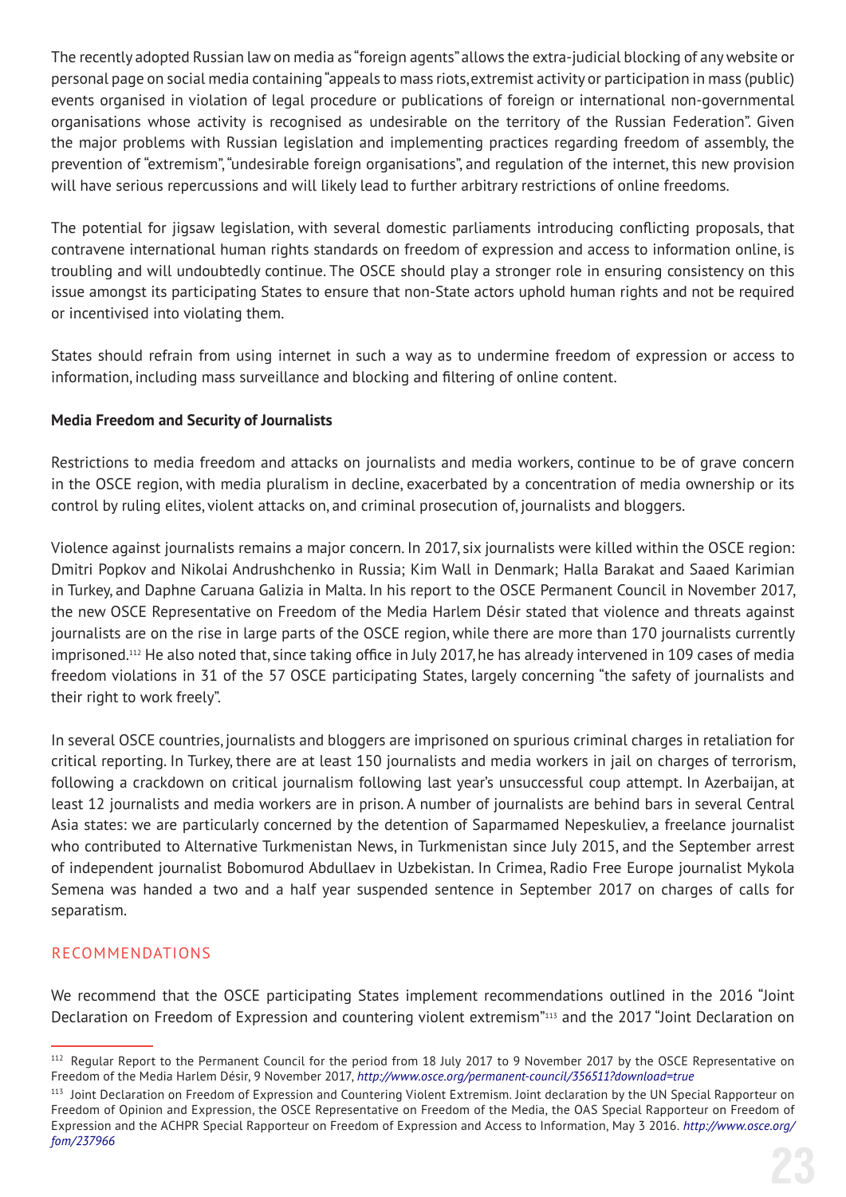The recently adopted Russian law on media as "foreign agents" allows the extra-judicial blocking of any website or personal page on social media containing "appeals to mass riots, extremist activity or participation in mass (public) events organised in violation of legal procedure or publications of foreign or international non-governmental organisations whose activity is recognised as undesirable on the territory of the Russian Federation". Given the major problems with Russian legislation and implementing practices regarding freedom of assembly, the prevention of "extremism", "undesirable foreign organisations", and regulation of the internet, this new provision will have serious repercussions and will likely lead to further arbitrary restrictions of online freedoms.

The potential for jigsaw legislation, with several domestic parliaments introducing conflicting proposals, that contravene international human rights standards on freedom of expression and access to information online, is troubling and will undoubtedly continue. The OSCE should play a stronger role in ensuring consistency on this issue amongst its participating States to ensure that non-State actors uphold human rights and not be required or incentivised into violating them.

States should refrain from using internet in such a way as to undermine freedom of expression or access to information, including mass surveillance and blocking and filtering of online content.

**Media Freedom and Security of Journalists**

Restrictions to media freedom and attacks on journalists and media workers, continue to be of grave concern in the OSCE region, with media pluralism in decline, exacerbated by a concentration of media ownership or its control by ruling elites, violent attacks on, and criminal prosecution of, journalists and bloggers.

Violence against journalists remains a major concern. In 2017, six journalists were killed within the OSCE region: Dmitri Popkov and Nikolai Andrushchenko in Russia; Kim Wall in Denmark; Halla Barakat and Saaed Karimian in Turkey, and Daphne Caruana Galizia in Malta. In his report to the OSCE Permanent Council in November 2017, the new OSCE Representative on Freedom of the Media Harlem Désir stated that violence and threats against journalists are on the rise in large parts of the OSCE region, while there are more than 170 journalists currently imprisoned.[112] He also noted that, since taking office in July 2017, he has already intervened in 109 cases of media freedom violations in 31 of the 57 OSCE participating States, largely concerning "the safety of journalists and their right to work freely".

In several OSCE countries, journalists and bloggers are imprisoned on spurious criminal charges in retaliation for critical reporting. In Turkey, there are at least 150 journalists and media workers in jail on charges of terrorism, following a crackdown on critical journalism following last year's unsuccessful coup attempt. In Azerbaijan, at least 12 journalists and media workers are in prison. A number of journalists are behind bars in several Central Asia states: we are particularly concerned by the detention of Saparmamed Nepeskuliev, a freelance journalist who contributed to Alternative Turkmenistan News, in Turkmenistan since July 2015, and the September arrest of independent journalist Bobomurod Abdullaev in Uzbekistan. In Crimea, Radio Free Europe journalist Mykola Semena was handed a two and a half year suspended sentence in September 2017 on charges of calls for separatism.

## RECOMMENDATIONS

We recommend that the OSCE participating States implement recommendations outlined in the 2016 "Joint Declaration on Freedom of Expression and countering violent extremism"[113] and the 2017 "Joint Declaration on

---

[112] Regular Report to the Permanent Council for the period from 18 July 2017 to 9 November 2017 by the OSCE Representative on Freedom of the Media Harlem Désir, 9 November 2017, *http://www.osce.org/permanent-council/356511?download=true*

[113] Joint Declaration on Freedom of Expression and Countering Violent Extremism. Joint declaration by the UN Special Rapporteur on Freedom of Opinion and Expression, the OSCE Representative on Freedom of the Media, the OAS Special Rapporteur on Freedom of Expression and the ACHPR Special Rapporteur on Freedom of Expression and Access to Information, May 3 2016. *http://www.osce.org/fom/237966*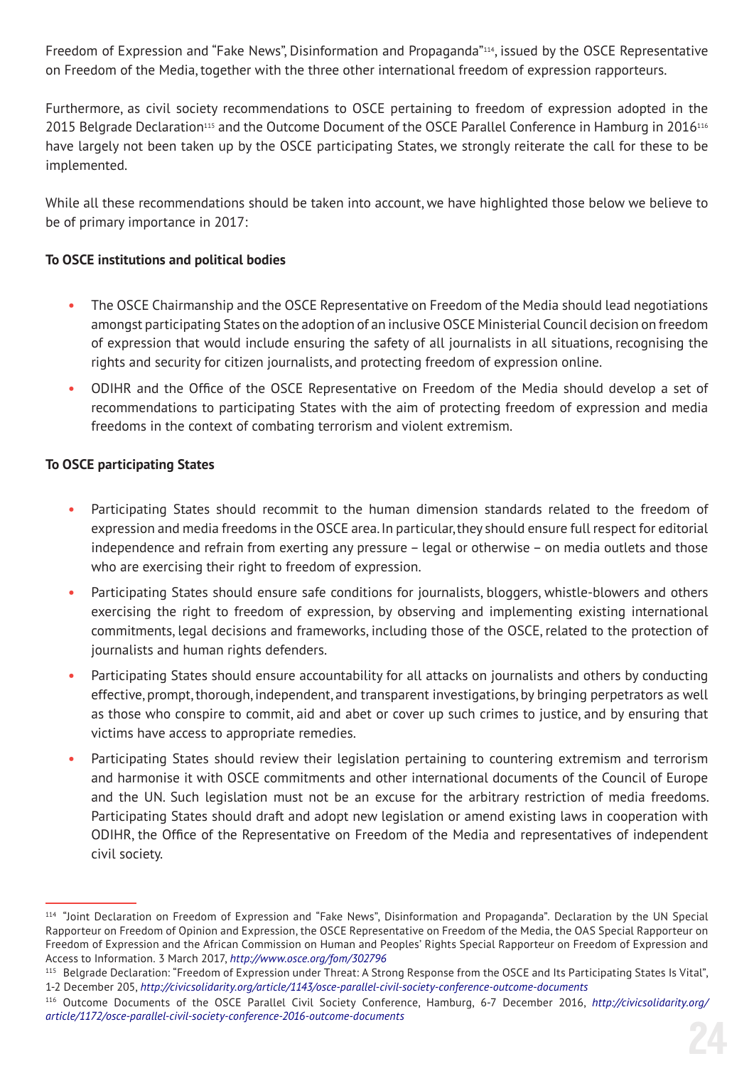Freedom of Expression and "Fake News", Disinformation and Propaganda"[114], issued by the OSCE Representative on Freedom of the Media, together with the three other international freedom of expression rapporteurs.

Furthermore, as civil society recommendations to OSCE pertaining to freedom of expression adopted in the 2015 Belgrade Declaration[115] and the Outcome Document of the OSCE Parallel Conference in Hamburg in 2016[116] have largely not been taken up by the OSCE participating States, we strongly reiterate the call for these to be implemented.

While all these recommendations should be taken into account, we have highlighted those below we believe to be of primary importance in 2017:

**To OSCE institutions and political bodies**

- The OSCE Chairmanship and the OSCE Representative on Freedom of the Media should lead negotiations amongst participating States on the adoption of an inclusive OSCE Ministerial Council decision on freedom of expression that would include ensuring the safety of all journalists in all situations, recognising the rights and security for citizen journalists, and protecting freedom of expression online.
- ODIHR and the Office of the OSCE Representative on Freedom of the Media should develop a set of recommendations to participating States with the aim of protecting freedom of expression and media freedoms in the context of combating terrorism and violent extremism.

**To OSCE participating States**

- Participating States should recommit to the human dimension standards related to the freedom of expression and media freedoms in the OSCE area. In particular, they should ensure full respect for editorial independence and refrain from exerting any pressure – legal or otherwise – on media outlets and those who are exercising their right to freedom of expression.
- Participating States should ensure safe conditions for journalists, bloggers, whistle-blowers and others exercising the right to freedom of expression, by observing and implementing existing international commitments, legal decisions and frameworks, including those of the OSCE, related to the protection of journalists and human rights defenders.
- Participating States should ensure accountability for all attacks on journalists and others by conducting effective, prompt, thorough, independent, and transparent investigations, by bringing perpetrators as well as those who conspire to commit, aid and abet or cover up such crimes to justice, and by ensuring that victims have access to appropriate remedies.
- Participating States should review their legislation pertaining to countering extremism and terrorism and harmonise it with OSCE commitments and other international documents of the Council of Europe and the UN. Such legislation must not be an excuse for the arbitrary restriction of media freedoms. Participating States should draft and adopt new legislation or amend existing laws in cooperation with ODIHR, the Office of the Representative on Freedom of the Media and representatives of independent civil society.

---

[114] "Joint Declaration on Freedom of Expression and "Fake News", Disinformation and Propaganda". Declaration by the UN Special Rapporteur on Freedom of Opinion and Expression, the OSCE Representative on Freedom of the Media, the OAS Special Rapporteur on Freedom of Expression and the African Commission on Human and Peoples' Rights Special Rapporteur on Freedom of Expression and Access to Information. 3 March 2017, *http://www.osce.org/fom/302796*

[115] Belgrade Declaration: "Freedom of Expression under Threat: A Strong Response from the OSCE and Its Participating States Is Vital", 1-2 December 205, *http://civicsolidarity.org/article/1143/osce-parallel-civil-society-conference-outcome-documents*

[116] Outcome Documents of the OSCE Parallel Civil Society Conference, Hamburg, 6-7 December 2016, *http://civicsolidarity.org/article/1172/osce-parallel-civil-society-conference-2016-outcome-documents*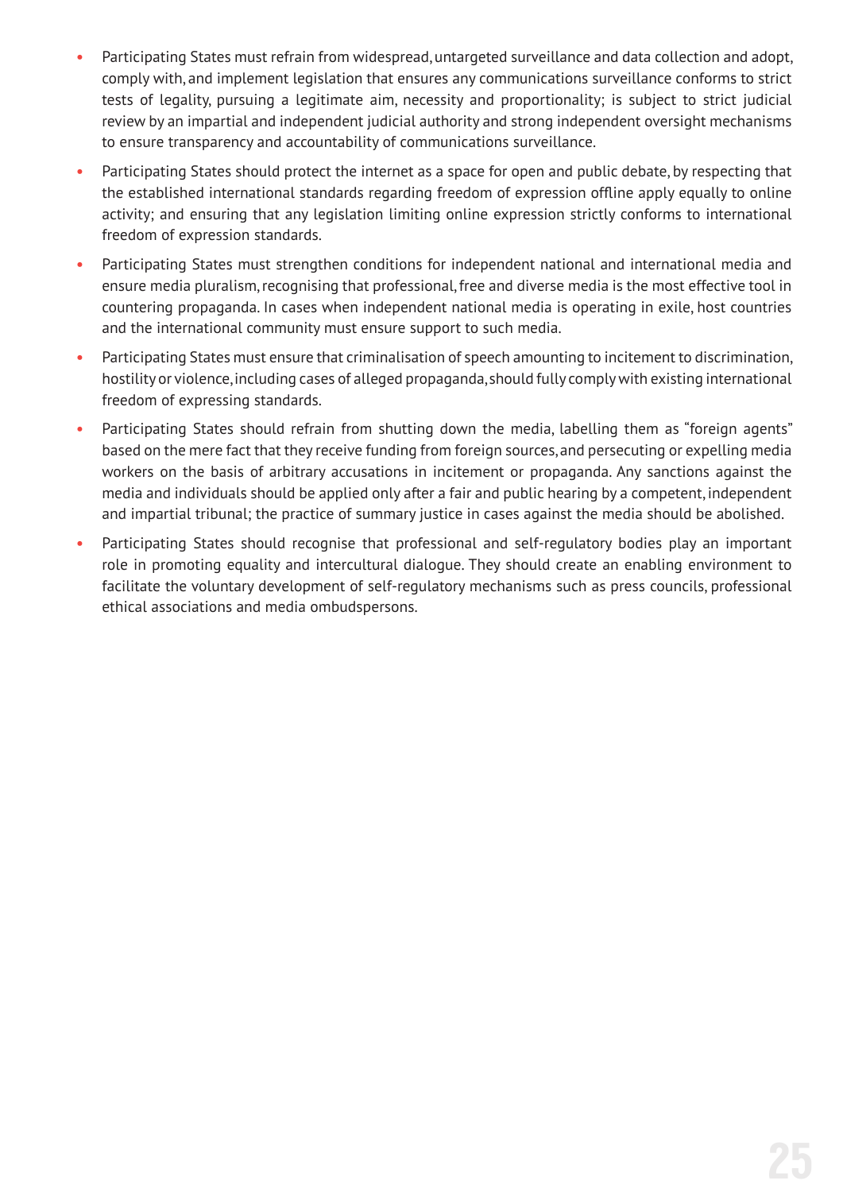- Participating States must refrain from widespread, untargeted surveillance and data collection and adopt, comply with, and implement legislation that ensures any communications surveillance conforms to strict tests of legality, pursuing a legitimate aim, necessity and proportionality; is subject to strict judicial review by an impartial and independent judicial authority and strong independent oversight mechanisms to ensure transparency and accountability of communications surveillance.
- Participating States should protect the internet as a space for open and public debate, by respecting that the established international standards regarding freedom of expression offline apply equally to online activity; and ensuring that any legislation limiting online expression strictly conforms to international freedom of expression standards.
- Participating States must strengthen conditions for independent national and international media and ensure media pluralism, recognising that professional, free and diverse media is the most effective tool in countering propaganda. In cases when independent national media is operating in exile, host countries and the international community must ensure support to such media.
- Participating States must ensure that criminalisation of speech amounting to incitement to discrimination, hostility or violence, including cases of alleged propaganda, should fully comply with existing international freedom of expressing standards.
- Participating States should refrain from shutting down the media, labelling them as "foreign agents" based on the mere fact that they receive funding from foreign sources, and persecuting or expelling media workers on the basis of arbitrary accusations in incitement or propaganda. Any sanctions against the media and individuals should be applied only after a fair and public hearing by a competent, independent and impartial tribunal; the practice of summary justice in cases against the media should be abolished.
- Participating States should recognise that professional and self-regulatory bodies play an important role in promoting equality and intercultural dialogue. They should create an enabling environment to facilitate the voluntary development of self-regulatory mechanisms such as press councils, professional ethical associations and media ombudspersons.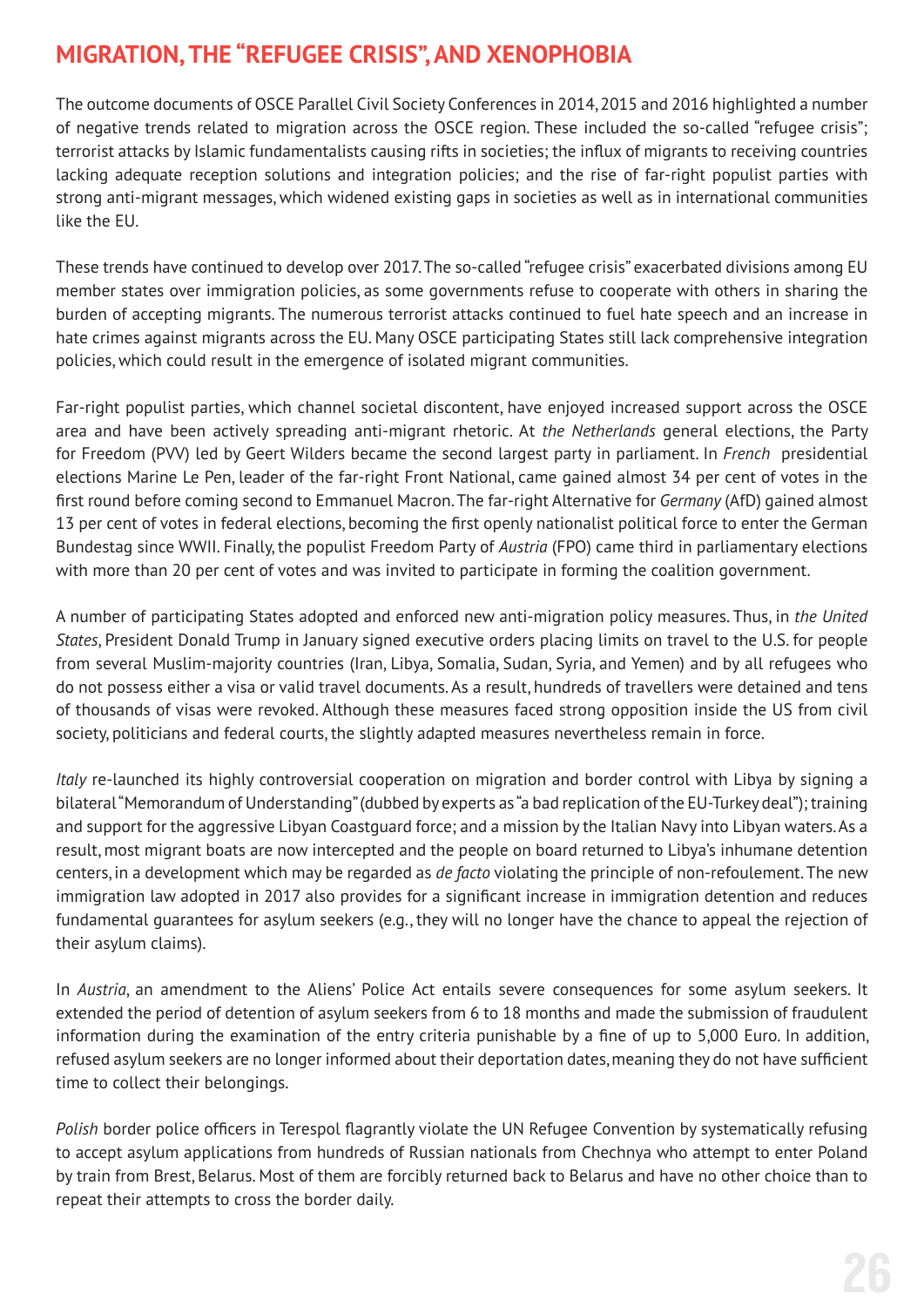## MIGRATION, THE "REFUGEE CRISIS", AND XENOPHOBIA

The outcome documents of OSCE Parallel Civil Society Conferences in 2014, 2015 and 2016 highlighted a number of negative trends related to migration across the OSCE region. These included the so-called "refugee crisis"; terrorist attacks by Islamic fundamentalists causing rifts in societies; the influx of migrants to receiving countries lacking adequate reception solutions and integration policies; and the rise of far-right populist parties with strong anti-migrant messages, which widened existing gaps in societies as well as in international communities like the EU.

These trends have continued to develop over 2017. The so-called "refugee crisis" exacerbated divisions among EU member states over immigration policies, as some governments refuse to cooperate with others in sharing the burden of accepting migrants. The numerous terrorist attacks continued to fuel hate speech and an increase in hate crimes against migrants across the EU. Many OSCE participating States still lack comprehensive integration policies, which could result in the emergence of isolated migrant communities.

Far-right populist parties, which channel societal discontent, have enjoyed increased support across the OSCE area and have been actively spreading anti-migrant rhetoric. At *the Netherlands* general elections, the Party for Freedom (PVV) led by Geert Wilders became the second largest party in parliament. In *French* presidential elections Marine Le Pen, leader of the far-right Front National, came gained almost 34 per cent of votes in the first round before coming second to Emmanuel Macron. The far-right Alternative for *Germany* (AfD) gained almost 13 per cent of votes in federal elections, becoming the first openly nationalist political force to enter the German Bundestag since WWII. Finally, the populist Freedom Party of *Austria* (FPO) came third in parliamentary elections with more than 20 per cent of votes and was invited to participate in forming the coalition government.

A number of participating States adopted and enforced new anti-migration policy measures. Thus, in *the United States*, President Donald Trump in January signed executive orders placing limits on travel to the U.S. for people from several Muslim-majority countries (Iran, Libya, Somalia, Sudan, Syria, and Yemen) and by all refugees who do not possess either a visa or valid travel documents. As a result, hundreds of travellers were detained and tens of thousands of visas were revoked. Although these measures faced strong opposition inside the US from civil society, politicians and federal courts, the slightly adapted measures nevertheless remain in force.

*Italy* re-launched its highly controversial cooperation on migration and border control with Libya by signing a bilateral "Memorandum of Understanding" (dubbed by experts as "a bad replication of the EU-Turkey deal"); training and support for the aggressive Libyan Coastguard force; and a mission by the Italian Navy into Libyan waters. As a result, most migrant boats are now intercepted and the people on board returned to Libya's inhumane detention centers, in a development which may be regarded as *de facto* violating the principle of non-refoulement. The new immigration law adopted in 2017 also provides for a significant increase in immigration detention and reduces fundamental guarantees for asylum seekers (e.g., they will no longer have the chance to appeal the rejection of their asylum claims).

In *Austria*, an amendment to the Aliens' Police Act entails severe consequences for some asylum seekers. It extended the period of detention of asylum seekers from 6 to 18 months and made the submission of fraudulent information during the examination of the entry criteria punishable by a fine of up to 5,000 Euro. In addition, refused asylum seekers are no longer informed about their deportation dates, meaning they do not have sufficient time to collect their belongings.

*Polish* border police officers in Terespol flagrantly violate the UN Refugee Convention by systematically refusing to accept asylum applications from hundreds of Russian nationals from Chechnya who attempt to enter Poland by train from Brest, Belarus. Most of them are forcibly returned back to Belarus and have no other choice than to repeat their attempts to cross the border daily.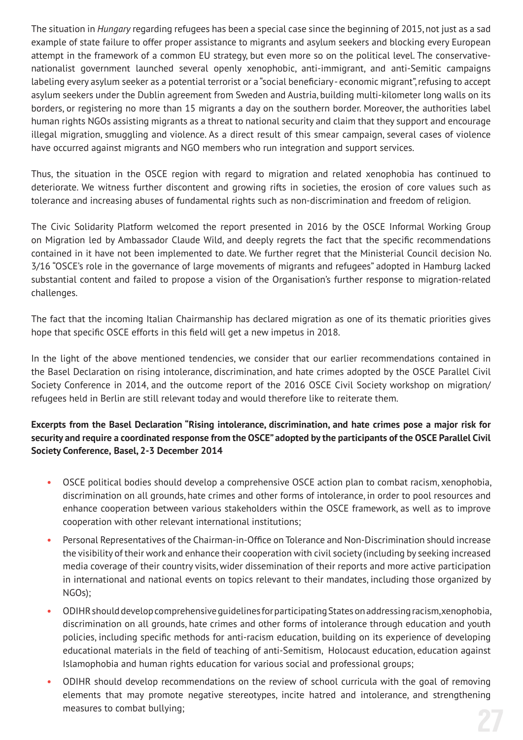The situation in *Hungary* regarding refugees has been a special case since the beginning of 2015, not just as a sad example of state failure to offer proper assistance to migrants and asylum seekers and blocking every European attempt in the framework of a common EU strategy, but even more so on the political level. The conservative-nationalist government launched several openly xenophobic, anti-immigrant, and anti-Semitic campaigns labeling every asylum seeker as a potential terrorist or a "social beneficiary - economic migrant", refusing to accept asylum seekers under the Dublin agreement from Sweden and Austria, building multi-kilometer long walls on its borders, or registering no more than 15 migrants a day on the southern border. Moreover, the authorities label human rights NGOs assisting migrants as a threat to national security and claim that they support and encourage illegal migration, smuggling and violence. As a direct result of this smear campaign, several cases of violence have occurred against migrants and NGO members who run integration and support services.

Thus, the situation in the OSCE region with regard to migration and related xenophobia has continued to deteriorate. We witness further discontent and growing rifts in societies, the erosion of core values such as tolerance and increasing abuses of fundamental rights such as non-discrimination and freedom of religion.

The Civic Solidarity Platform welcomed the report presented in 2016 by the OSCE Informal Working Group on Migration led by Ambassador Claude Wild, and deeply regrets the fact that the specific recommendations contained in it have not been implemented to date. We further regret that the Ministerial Council decision No. 3/16 "OSCE's role in the governance of large movements of migrants and refugees" adopted in Hamburg lacked substantial content and failed to propose a vision of the Organisation's further response to migration-related challenges.

The fact that the incoming Italian Chairmanship has declared migration as one of its thematic priorities gives hope that specific OSCE efforts in this field will get a new impetus in 2018.

In the light of the above mentioned tendencies, we consider that our earlier recommendations contained in the Basel Declaration on rising intolerance, discrimination, and hate crimes adopted by the OSCE Parallel Civil Society Conference in 2014, and the outcome report of the 2016 OSCE Civil Society workshop on migration/refugees held in Berlin are still relevant today and would therefore like to reiterate them.

**Excerpts from the Basel Declaration "Rising intolerance, discrimination, and hate crimes pose a major risk for security and require a coordinated response from the OSCE" adopted by the participants of the OSCE Parallel Civil Society Conference, Basel, 2-3 December 2014**

- OSCE political bodies should develop a comprehensive OSCE action plan to combat racism, xenophobia, discrimination on all grounds, hate crimes and other forms of intolerance, in order to pool resources and enhance cooperation between various stakeholders within the OSCE framework, as well as to improve cooperation with other relevant international institutions;
- Personal Representatives of the Chairman-in-Office on Tolerance and Non-Discrimination should increase the visibility of their work and enhance their cooperation with civil society (including by seeking increased media coverage of their country visits, wider dissemination of their reports and more active participation in international and national events on topics relevant to their mandates, including those organized by NGOs);
- ODIHR should develop comprehensive guidelines for participating States on addressing racism, xenophobia, discrimination on all grounds, hate crimes and other forms of intolerance through education and youth policies, including specific methods for anti-racism education, building on its experience of developing educational materials in the field of teaching of anti-Semitism, Holocaust education, education against Islamophobia and human rights education for various social and professional groups;
- ODIHR should develop recommendations on the review of school curricula with the goal of removing elements that may promote negative stereotypes, incite hatred and intolerance, and strengthening measures to combat bullying;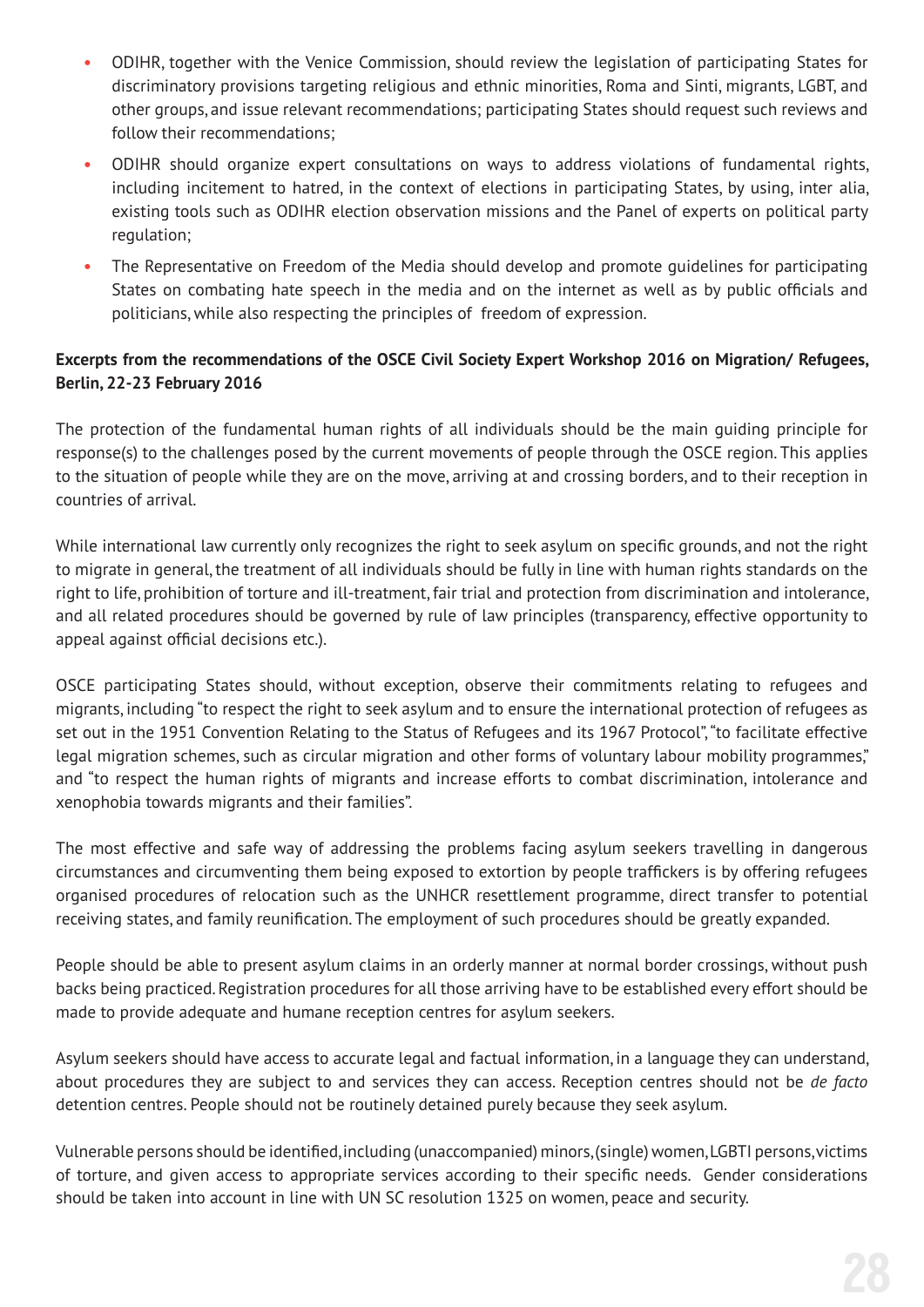- ODIHR, together with the Venice Commission, should review the legislation of participating States for discriminatory provisions targeting religious and ethnic minorities, Roma and Sinti, migrants, LGBT, and other groups, and issue relevant recommendations; participating States should request such reviews and follow their recommendations;
- ODIHR should organize expert consultations on ways to address violations of fundamental rights, including incitement to hatred, in the context of elections in participating States, by using, inter alia, existing tools such as ODIHR election observation missions and the Panel of experts on political party regulation;
- The Representative on Freedom of the Media should develop and promote guidelines for participating States on combating hate speech in the media and on the internet as well as by public officials and politicians, while also respecting the principles of freedom of expression.

**Excerpts from the recommendations of the OSCE Civil Society Expert Workshop 2016 on Migration/ Refugees, Berlin, 22-23 February 2016**

The protection of the fundamental human rights of all individuals should be the main guiding principle for response(s) to the challenges posed by the current movements of people through the OSCE region. This applies to the situation of people while they are on the move, arriving at and crossing borders, and to their reception in countries of arrival.

While international law currently only recognizes the right to seek asylum on specific grounds, and not the right to migrate in general, the treatment of all individuals should be fully in line with human rights standards on the right to life, prohibition of torture and ill-treatment, fair trial and protection from discrimination and intolerance, and all related procedures should be governed by rule of law principles (transparency, effective opportunity to appeal against official decisions etc.).

OSCE participating States should, without exception, observe their commitments relating to refugees and migrants, including "to respect the right to seek asylum and to ensure the international protection of refugees as set out in the 1951 Convention Relating to the Status of Refugees and its 1967 Protocol", "to facilitate effective legal migration schemes, such as circular migration and other forms of voluntary labour mobility programmes," and "to respect the human rights of migrants and increase efforts to combat discrimination, intolerance and xenophobia towards migrants and their families".

The most effective and safe way of addressing the problems facing asylum seekers travelling in dangerous circumstances and circumventing them being exposed to extortion by people traffickers is by offering refugees organised procedures of relocation such as the UNHCR resettlement programme, direct transfer to potential receiving states, and family reunification. The employment of such procedures should be greatly expanded.

People should be able to present asylum claims in an orderly manner at normal border crossings, without push backs being practiced. Registration procedures for all those arriving have to be established every effort should be made to provide adequate and humane reception centres for asylum seekers.

Asylum seekers should have access to accurate legal and factual information, in a language they can understand, about procedures they are subject to and services they can access. Reception centres should not be *de facto* detention centres. People should not be routinely detained purely because they seek asylum.

Vulnerable persons should be identified, including (unaccompanied) minors, (single) women, LGBTI persons, victims of torture, and given access to appropriate services according to their specific needs. Gender considerations should be taken into account in line with UN SC resolution 1325 on women, peace and security.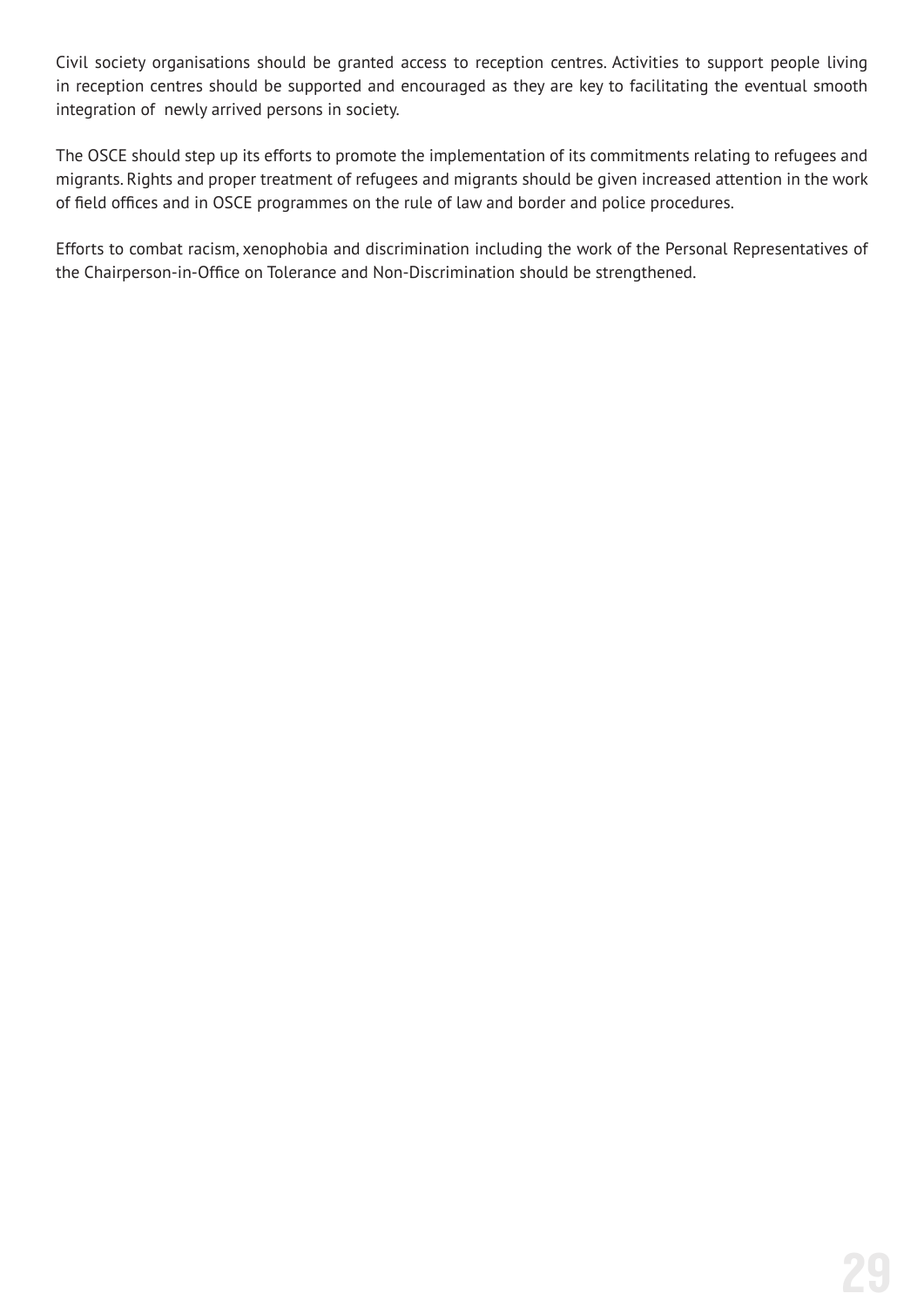Civil society organisations should be granted access to reception centres. Activities to support people living in reception centres should be supported and encouraged as they are key to facilitating the eventual smooth integration of newly arrived persons in society.

The OSCE should step up its efforts to promote the implementation of its commitments relating to refugees and migrants. Rights and proper treatment of refugees and migrants should be given increased attention in the work of field offices and in OSCE programmes on the rule of law and border and police procedures.

Efforts to combat racism, xenophobia and discrimination including the work of the Personal Representatives of the Chairperson-in-Office on Tolerance and Non-Discrimination should be strengthened.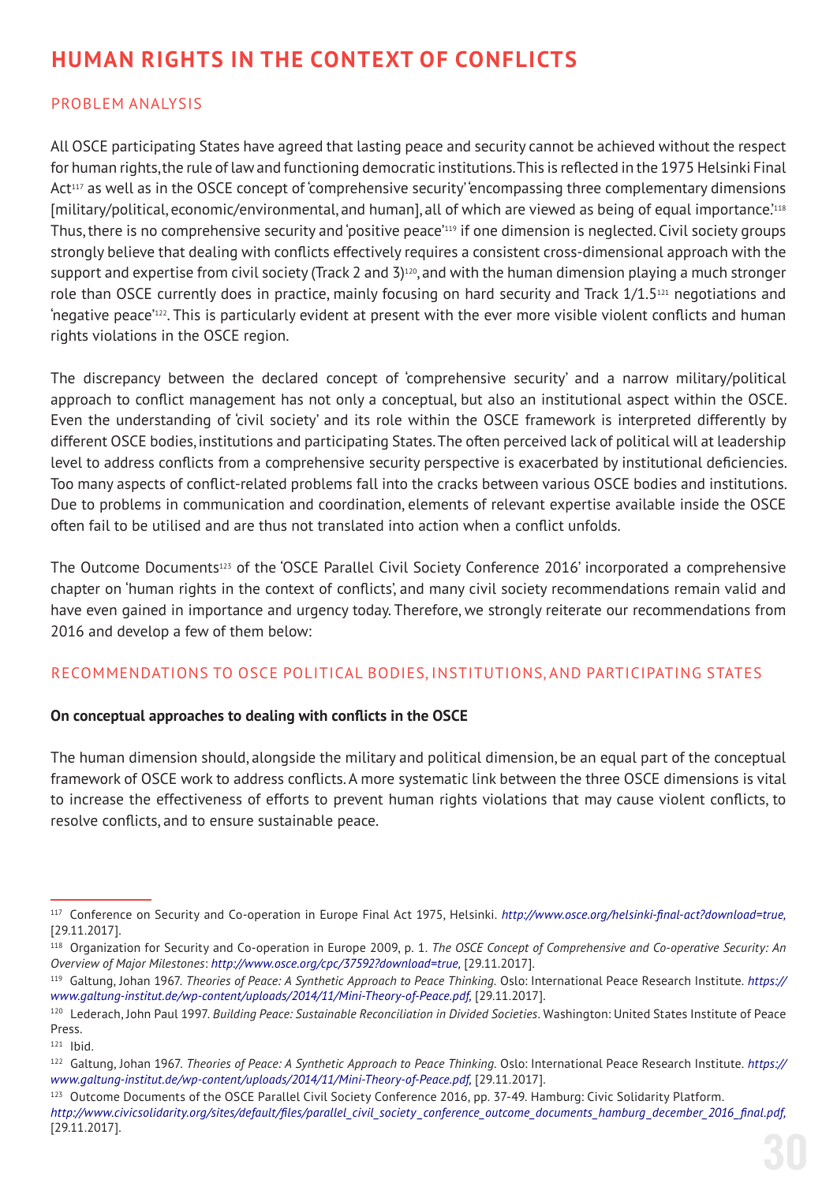# HUMAN RIGHTS IN THE CONTEXT OF CONFLICTS

## PROBLEM ANALYSIS

All OSCE participating States have agreed that lasting peace and security cannot be achieved without the respect for human rights, the rule of law and functioning democratic institutions. This is reflected in the 1975 Helsinki Final Act[117] as well as in the OSCE concept of 'comprehensive security' 'encompassing three complementary dimensions [military/political, economic/environmental, and human], all of which are viewed as being of equal importance.'[118] Thus, there is no comprehensive security and 'positive peace'[119] if one dimension is neglected. Civil society groups strongly believe that dealing with conflicts effectively requires a consistent cross-dimensional approach with the support and expertise from civil society (Track 2 and 3)[120], and with the human dimension playing a much stronger role than OSCE currently does in practice, mainly focusing on hard security and Track 1/1.5[121] negotiations and 'negative peace'[122]. This is particularly evident at present with the ever more visible violent conflicts and human rights violations in the OSCE region.

The discrepancy between the declared concept of 'comprehensive security' and a narrow military/political approach to conflict management has not only a conceptual, but also an institutional aspect within the OSCE. Even the understanding of 'civil society' and its role within the OSCE framework is interpreted differently by different OSCE bodies, institutions and participating States. The often perceived lack of political will at leadership level to address conflicts from a comprehensive security perspective is exacerbated by institutional deficiencies. Too many aspects of conflict-related problems fall into the cracks between various OSCE bodies and institutions. Due to problems in communication and coordination, elements of relevant expertise available inside the OSCE often fail to be utilised and are thus not translated into action when a conflict unfolds.

The Outcome Documents[123] of the 'OSCE Parallel Civil Society Conference 2016' incorporated a comprehensive chapter on 'human rights in the context of conflicts', and many civil society recommendations remain valid and have even gained in importance and urgency today. Therefore, we strongly reiterate our recommendations from 2016 and develop a few of them below:

## RECOMMENDATIONS TO OSCE POLITICAL BODIES, INSTITUTIONS, AND PARTICIPATING STATES

**On conceptual approaches to dealing with conflicts in the OSCE**

The human dimension should, alongside the military and political dimension, be an equal part of the conceptual framework of OSCE work to address conflicts. A more systematic link between the three OSCE dimensions is vital to increase the effectiveness of efforts to prevent human rights violations that may cause violent conflicts, to resolve conflicts, and to ensure sustainable peace.

---

[117] Conference on Security and Co-operation in Europe Final Act 1975, Helsinki. *http://www.osce.org/helsinki-final-act?download=true,* [29.11.2017].

[118] Organization for Security and Co-operation in Europe 2009, p. 1. *The OSCE Concept of Comprehensive and Co-operative Security: An Overview of Major Milestones*: *http://www.osce.org/cpc/37592?download=true,* [29.11.2017].

[119] Galtung, Johan 1967. *Theories of Peace: A Synthetic Approach to Peace Thinking.* Oslo: International Peace Research Institute. *https://www.galtung-institut.de/wp-content/uploads/2014/11/Mini-Theory-of-Peace.pdf,* [29.11.2017].

[120] Lederach, John Paul 1997. *Building Peace: Sustainable Reconciliation in Divided Societies*. Washington: United States Institute of Peace Press.

[121] Ibid.

[122] Galtung, Johan 1967. *Theories of Peace: A Synthetic Approach to Peace Thinking.* Oslo: International Peace Research Institute. *https://www.galtung-institut.de/wp-content/uploads/2014/11/Mini-Theory-of-Peace.pdf,* [29.11.2017].

[123] Outcome Documents of the OSCE Parallel Civil Society Conference 2016, pp. 37-49. Hamburg: Civic Solidarity Platform. *http://www.civicsolidarity.org/sites/default/files/parallel_civil_society_conference_outcome_documents_hamburg_december_2016_final.pdf,* [29.11.2017].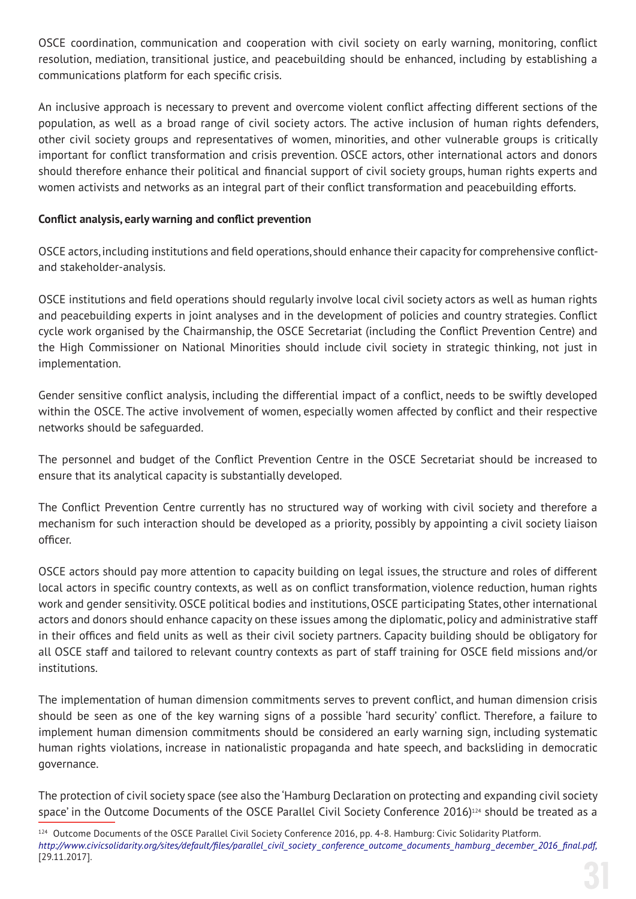OSCE coordination, communication and cooperation with civil society on early warning, monitoring, conflict resolution, mediation, transitional justice, and peacebuilding should be enhanced, including by establishing a communications platform for each specific crisis.

An inclusive approach is necessary to prevent and overcome violent conflict affecting different sections of the population, as well as a broad range of civil society actors. The active inclusion of human rights defenders, other civil society groups and representatives of women, minorities, and other vulnerable groups is critically important for conflict transformation and crisis prevention. OSCE actors, other international actors and donors should therefore enhance their political and financial support of civil society groups, human rights experts and women activists and networks as an integral part of their conflict transformation and peacebuilding efforts.

**Conflict analysis, early warning and conflict prevention**

OSCE actors, including institutions and field operations, should enhance their capacity for comprehensive conflict- and stakeholder-analysis.

OSCE institutions and field operations should regularly involve local civil society actors as well as human rights and peacebuilding experts in joint analyses and in the development of policies and country strategies. Conflict cycle work organised by the Chairmanship, the OSCE Secretariat (including the Conflict Prevention Centre) and the High Commissioner on National Minorities should include civil society in strategic thinking, not just in implementation.

Gender sensitive conflict analysis, including the differential impact of a conflict, needs to be swiftly developed within the OSCE. The active involvement of women, especially women affected by conflict and their respective networks should be safeguarded.

The personnel and budget of the Conflict Prevention Centre in the OSCE Secretariat should be increased to ensure that its analytical capacity is substantially developed.

The Conflict Prevention Centre currently has no structured way of working with civil society and therefore a mechanism for such interaction should be developed as a priority, possibly by appointing a civil society liaison officer.

OSCE actors should pay more attention to capacity building on legal issues, the structure and roles of different local actors in specific country contexts, as well as on conflict transformation, violence reduction, human rights work and gender sensitivity. OSCE political bodies and institutions, OSCE participating States, other international actors and donors should enhance capacity on these issues among the diplomatic, policy and administrative staff in their offices and field units as well as their civil society partners. Capacity building should be obligatory for all OSCE staff and tailored to relevant country contexts as part of staff training for OSCE field missions and/or institutions.

The implementation of human dimension commitments serves to prevent conflict, and human dimension crisis should be seen as one of the key warning signs of a possible 'hard security' conflict. Therefore, a failure to implement human dimension commitments should be considered an early warning sign, including systematic human rights violations, increase in nationalistic propaganda and hate speech, and backsliding in democratic governance.

The protection of civil society space (see also the 'Hamburg Declaration on protecting and expanding civil society space' in the Outcome Documents of the OSCE Parallel Civil Society Conference 2016)[124] should be treated as a

[124] Outcome Documents of the OSCE Parallel Civil Society Conference 2016, pp. 4-8. Hamburg: Civic Solidarity Platform. *http://www.civicsolidarity.org/sites/default/files/parallel_civil_society_conference_outcome_documents_hamburg_december_2016_final.pdf,* [29.11.2017].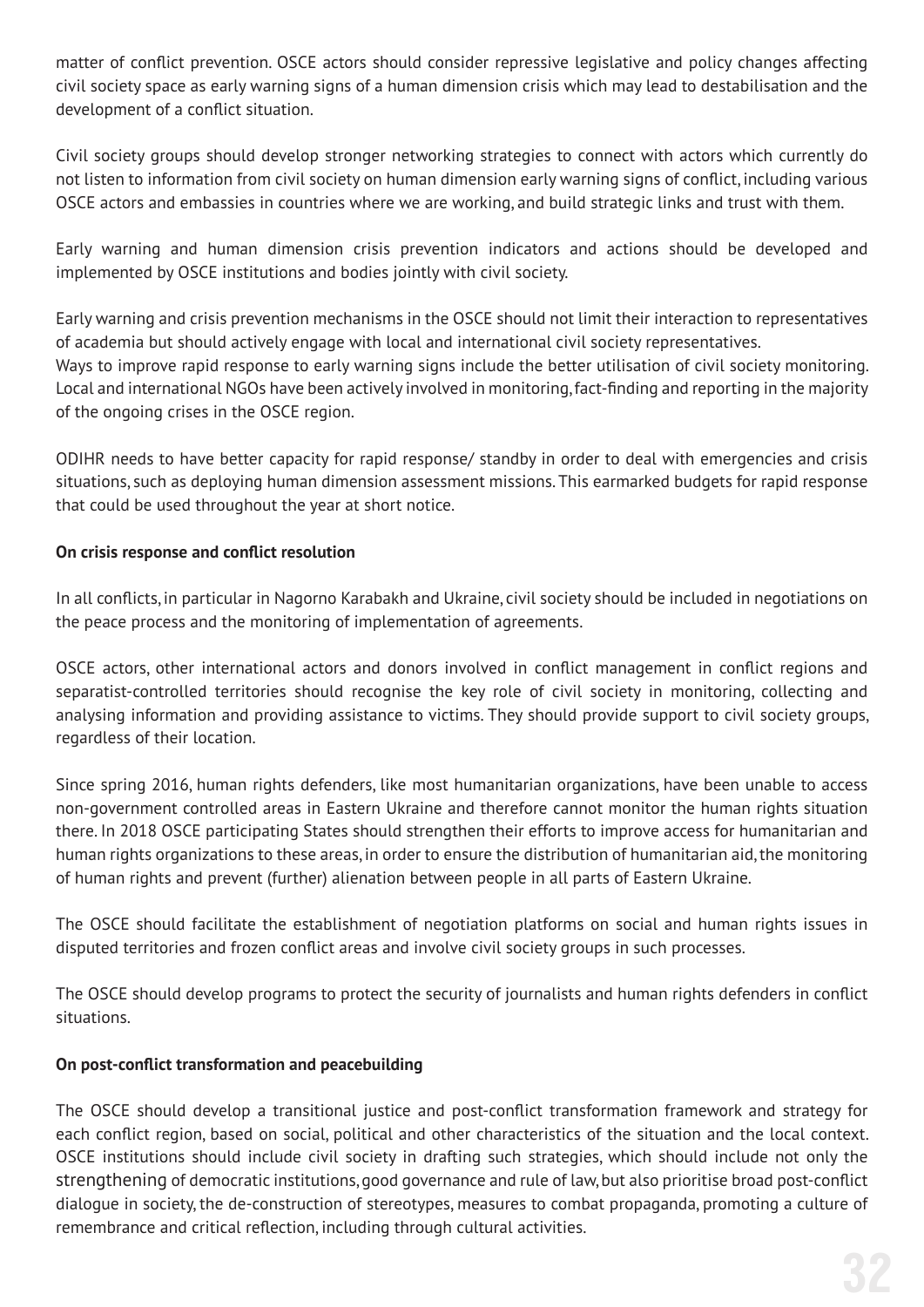matter of conflict prevention. OSCE actors should consider repressive legislative and policy changes affecting civil society space as early warning signs of a human dimension crisis which may lead to destabilisation and the development of a conflict situation.

Civil society groups should develop stronger networking strategies to connect with actors which currently do not listen to information from civil society on human dimension early warning signs of conflict, including various OSCE actors and embassies in countries where we are working, and build strategic links and trust with them.

Early warning and human dimension crisis prevention indicators and actions should be developed and implemented by OSCE institutions and bodies jointly with civil society.

Early warning and crisis prevention mechanisms in the OSCE should not limit their interaction to representatives of academia but should actively engage with local and international civil society representatives.
Ways to improve rapid response to early warning signs include the better utilisation of civil society monitoring. Local and international NGOs have been actively involved in monitoring, fact-finding and reporting in the majority of the ongoing crises in the OSCE region.

ODIHR needs to have better capacity for rapid response/ standby in order to deal with emergencies and crisis situations, such as deploying human dimension assessment missions. This earmarked budgets for rapid response that could be used throughout the year at short notice.

**On crisis response and conflict resolution**

In all conflicts, in particular in Nagorno Karabakh and Ukraine, civil society should be included in negotiations on the peace process and the monitoring of implementation of agreements.

OSCE actors, other international actors and donors involved in conflict management in conflict regions and separatist-controlled territories should recognise the key role of civil society in monitoring, collecting and analysing information and providing assistance to victims. They should provide support to civil society groups, regardless of their location.

Since spring 2016, human rights defenders, like most humanitarian organizations, have been unable to access non-government controlled areas in Eastern Ukraine and therefore cannot monitor the human rights situation there. In 2018 OSCE participating States should strengthen their efforts to improve access for humanitarian and human rights organizations to these areas, in order to ensure the distribution of humanitarian aid, the monitoring of human rights and prevent (further) alienation between people in all parts of Eastern Ukraine.

The OSCE should facilitate the establishment of negotiation platforms on social and human rights issues in disputed territories and frozen conflict areas and involve civil society groups in such processes.

The OSCE should develop programs to protect the security of journalists and human rights defenders in conflict situations.

**On post-conflict transformation and peacebuilding**

The OSCE should develop a transitional justice and post-conflict transformation framework and strategy for each conflict region, based on social, political and other characteristics of the situation and the local context. OSCE institutions should include civil society in drafting such strategies, which should include not only the strengthening of democratic institutions, good governance and rule of law, but also prioritise broad post-conflict dialogue in society, the de-construction of stereotypes, measures to combat propaganda, promoting a culture of remembrance and critical reflection, including through cultural activities.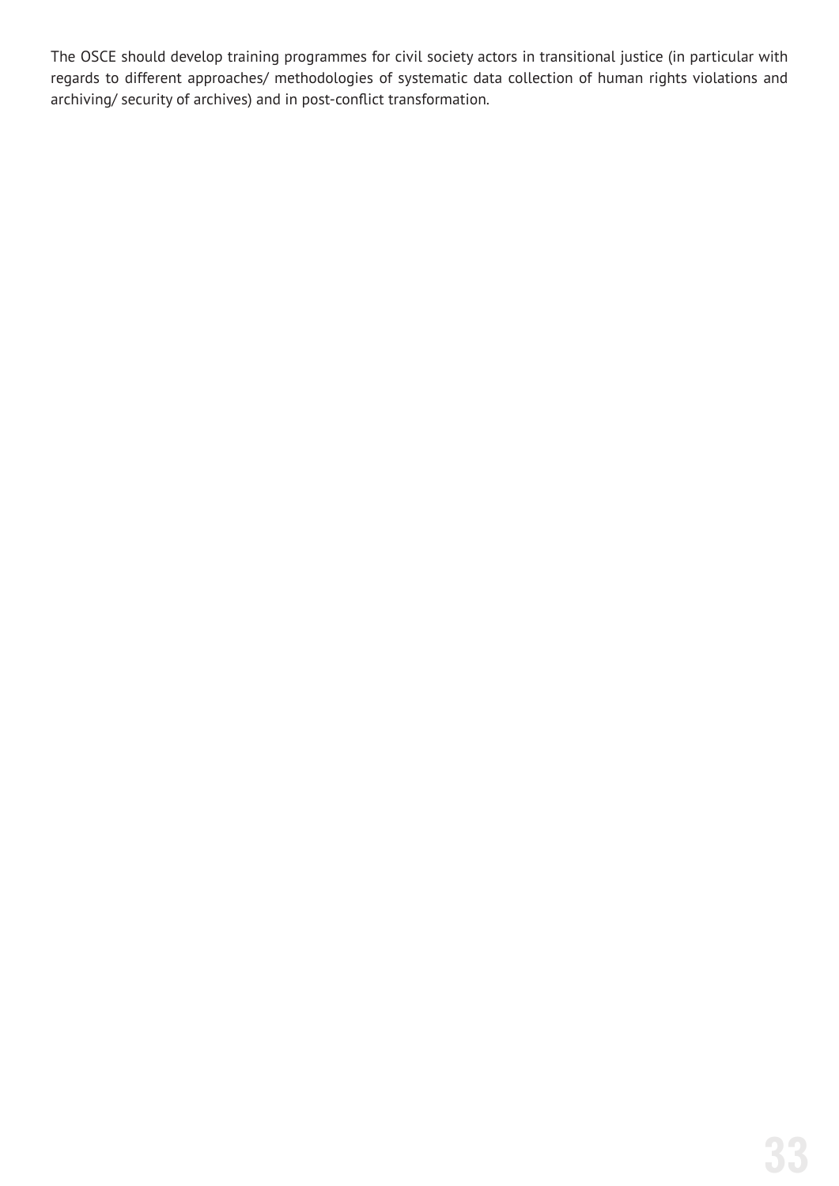The OSCE should develop training programmes for civil society actors in transitional justice (in particular with regards to different approaches/ methodologies of systematic data collection of human rights violations and archiving/ security of archives) and in post-conflict transformation.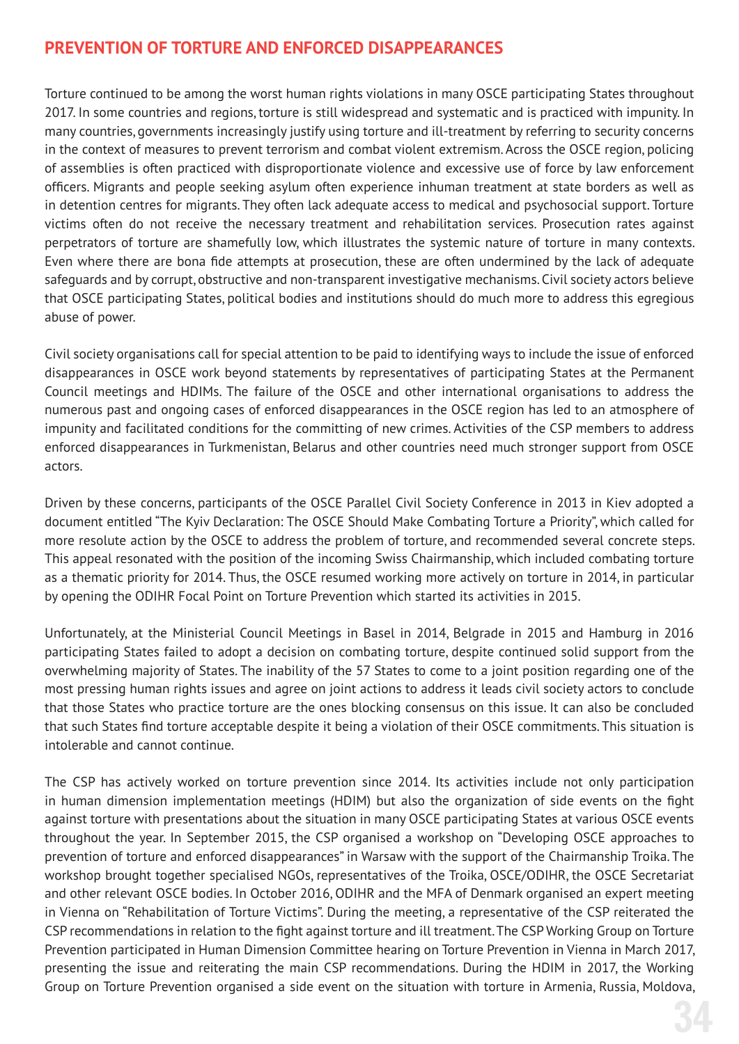## PREVENTION OF TORTURE AND ENFORCED DISAPPEARANCES

Torture continued to be among the worst human rights violations in many OSCE participating States throughout 2017. In some countries and regions, torture is still widespread and systematic and is practiced with impunity. In many countries, governments increasingly justify using torture and ill-treatment by referring to security concerns in the context of measures to prevent terrorism and combat violent extremism. Across the OSCE region, policing of assemblies is often practiced with disproportionate violence and excessive use of force by law enforcement officers. Migrants and people seeking asylum often experience inhuman treatment at state borders as well as in detention centres for migrants. They often lack adequate access to medical and psychosocial support. Torture victims often do not receive the necessary treatment and rehabilitation services. Prosecution rates against perpetrators of torture are shamefully low, which illustrates the systemic nature of torture in many contexts. Even where there are bona fide attempts at prosecution, these are often undermined by the lack of adequate safeguards and by corrupt, obstructive and non-transparent investigative mechanisms. Civil society actors believe that OSCE participating States, political bodies and institutions should do much more to address this egregious abuse of power.

Civil society organisations call for special attention to be paid to identifying ways to include the issue of enforced disappearances in OSCE work beyond statements by representatives of participating States at the Permanent Council meetings and HDIMs. The failure of the OSCE and other international organisations to address the numerous past and ongoing cases of enforced disappearances in the OSCE region has led to an atmosphere of impunity and facilitated conditions for the committing of new crimes. Activities of the CSP members to address enforced disappearances in Turkmenistan, Belarus and other countries need much stronger support from OSCE actors.

Driven by these concerns, participants of the OSCE Parallel Civil Society Conference in 2013 in Kiev adopted a document entitled "The Kyiv Declaration: The OSCE Should Make Combating Torture a Priority", which called for more resolute action by the OSCE to address the problem of torture, and recommended several concrete steps. This appeal resonated with the position of the incoming Swiss Chairmanship, which included combating torture as a thematic priority for 2014. Thus, the OSCE resumed working more actively on torture in 2014, in particular by opening the ODIHR Focal Point on Torture Prevention which started its activities in 2015.

Unfortunately, at the Ministerial Council Meetings in Basel in 2014, Belgrade in 2015 and Hamburg in 2016 participating States failed to adopt a decision on combating torture, despite continued solid support from the overwhelming majority of States. The inability of the 57 States to come to a joint position regarding one of the most pressing human rights issues and agree on joint actions to address it leads civil society actors to conclude that those States who practice torture are the ones blocking consensus on this issue. It can also be concluded that such States find torture acceptable despite it being a violation of their OSCE commitments. This situation is intolerable and cannot continue.

The CSP has actively worked on torture prevention since 2014. Its activities include not only participation in human dimension implementation meetings (HDIM) but also the organization of side events on the fight against torture with presentations about the situation in many OSCE participating States at various OSCE events throughout the year. In September 2015, the CSP organised a workshop on "Developing OSCE approaches to prevention of torture and enforced disappearances" in Warsaw with the support of the Chairmanship Troika. The workshop brought together specialised NGOs, representatives of the Troika, OSCE/ODIHR, the OSCE Secretariat and other relevant OSCE bodies. In October 2016, ODIHR and the MFA of Denmark organised an expert meeting in Vienna on "Rehabilitation of Torture Victims". During the meeting, a representative of the CSP reiterated the CSP recommendations in relation to the fight against torture and ill treatment. The CSP Working Group on Torture Prevention participated in Human Dimension Committee hearing on Torture Prevention in Vienna in March 2017, presenting the issue and reiterating the main CSP recommendations. During the HDIM in 2017, the Working Group on Torture Prevention organised a side event on the situation with torture in Armenia, Russia, Moldova,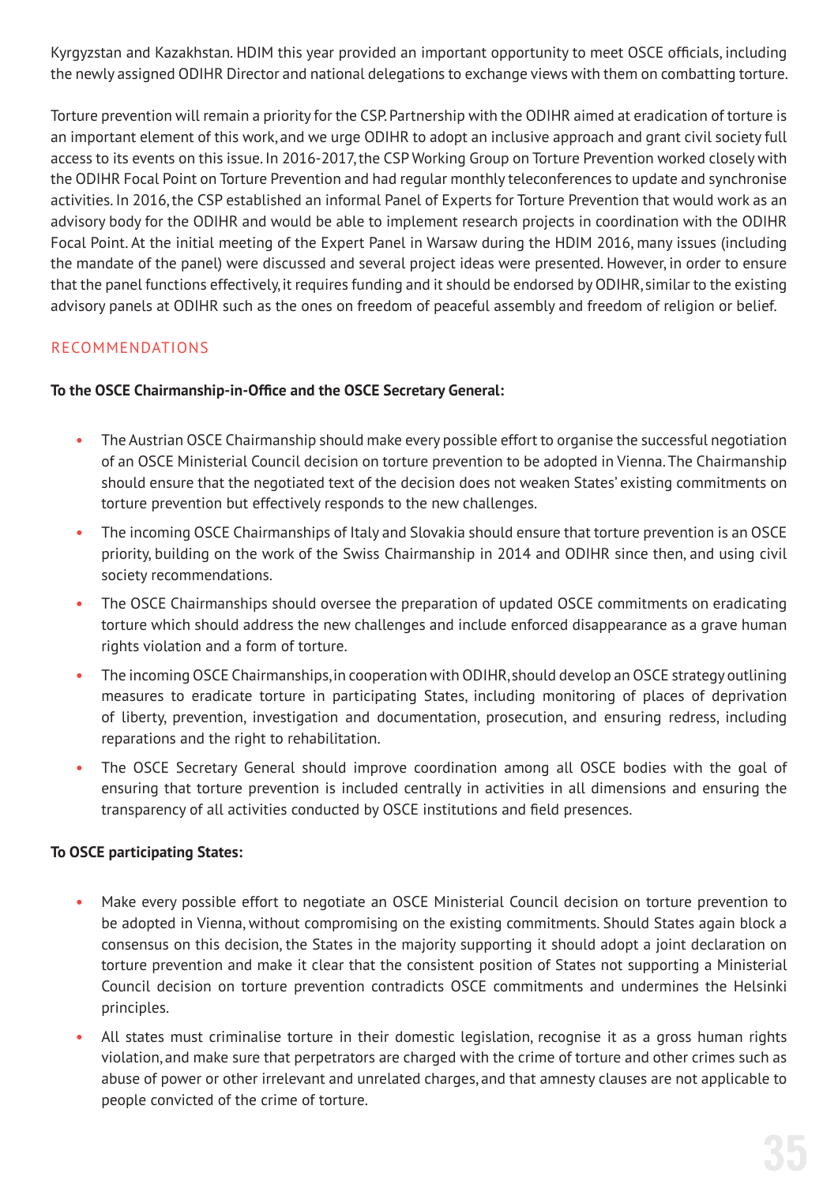Kyrgyzstan and Kazakhstan. HDIM this year provided an important opportunity to meet OSCE officials, including the newly assigned ODIHR Director and national delegations to exchange views with them on combatting torture.

Torture prevention will remain a priority for the CSP. Partnership with the ODIHR aimed at eradication of torture is an important element of this work, and we urge ODIHR to adopt an inclusive approach and grant civil society full access to its events on this issue. In 2016-2017, the CSP Working Group on Torture Prevention worked closely with the ODIHR Focal Point on Torture Prevention and had regular monthly teleconferences to update and synchronise activities. In 2016, the CSP established an informal Panel of Experts for Torture Prevention that would work as an advisory body for the ODIHR and would be able to implement research projects in coordination with the ODIHR Focal Point. At the initial meeting of the Expert Panel in Warsaw during the HDIM 2016, many issues (including the mandate of the panel) were discussed and several project ideas were presented. However, in order to ensure that the panel functions effectively, it requires funding and it should be endorsed by ODIHR, similar to the existing advisory panels at ODIHR such as the ones on freedom of peaceful assembly and freedom of religion or belief.

## RECOMMENDATIONS

**To the OSCE Chairmanship-in-Office and the OSCE Secretary General:**

- The Austrian OSCE Chairmanship should make every possible effort to organise the successful negotiation of an OSCE Ministerial Council decision on torture prevention to be adopted in Vienna. The Chairmanship should ensure that the negotiated text of the decision does not weaken States' existing commitments on torture prevention but effectively responds to the new challenges.
- The incoming OSCE Chairmanships of Italy and Slovakia should ensure that torture prevention is an OSCE priority, building on the work of the Swiss Chairmanship in 2014 and ODIHR since then, and using civil society recommendations.
- The OSCE Chairmanships should oversee the preparation of updated OSCE commitments on eradicating torture which should address the new challenges and include enforced disappearance as a grave human rights violation and a form of torture.
- The incoming OSCE Chairmanships, in cooperation with ODIHR, should develop an OSCE strategy outlining measures to eradicate torture in participating States, including monitoring of places of deprivation of liberty, prevention, investigation and documentation, prosecution, and ensuring redress, including reparations and the right to rehabilitation.
- The OSCE Secretary General should improve coordination among all OSCE bodies with the goal of ensuring that torture prevention is included centrally in activities in all dimensions and ensuring the transparency of all activities conducted by OSCE institutions and field presences.

**To OSCE participating States:**

- Make every possible effort to negotiate an OSCE Ministerial Council decision on torture prevention to be adopted in Vienna, without compromising on the existing commitments. Should States again block a consensus on this decision, the States in the majority supporting it should adopt a joint declaration on torture prevention and make it clear that the consistent position of States not supporting a Ministerial Council decision on torture prevention contradicts OSCE commitments and undermines the Helsinki principles.
- All states must criminalise torture in their domestic legislation, recognise it as a gross human rights violation, and make sure that perpetrators are charged with the crime of torture and other crimes such as abuse of power or other irrelevant and unrelated charges, and that amnesty clauses are not applicable to people convicted of the crime of torture.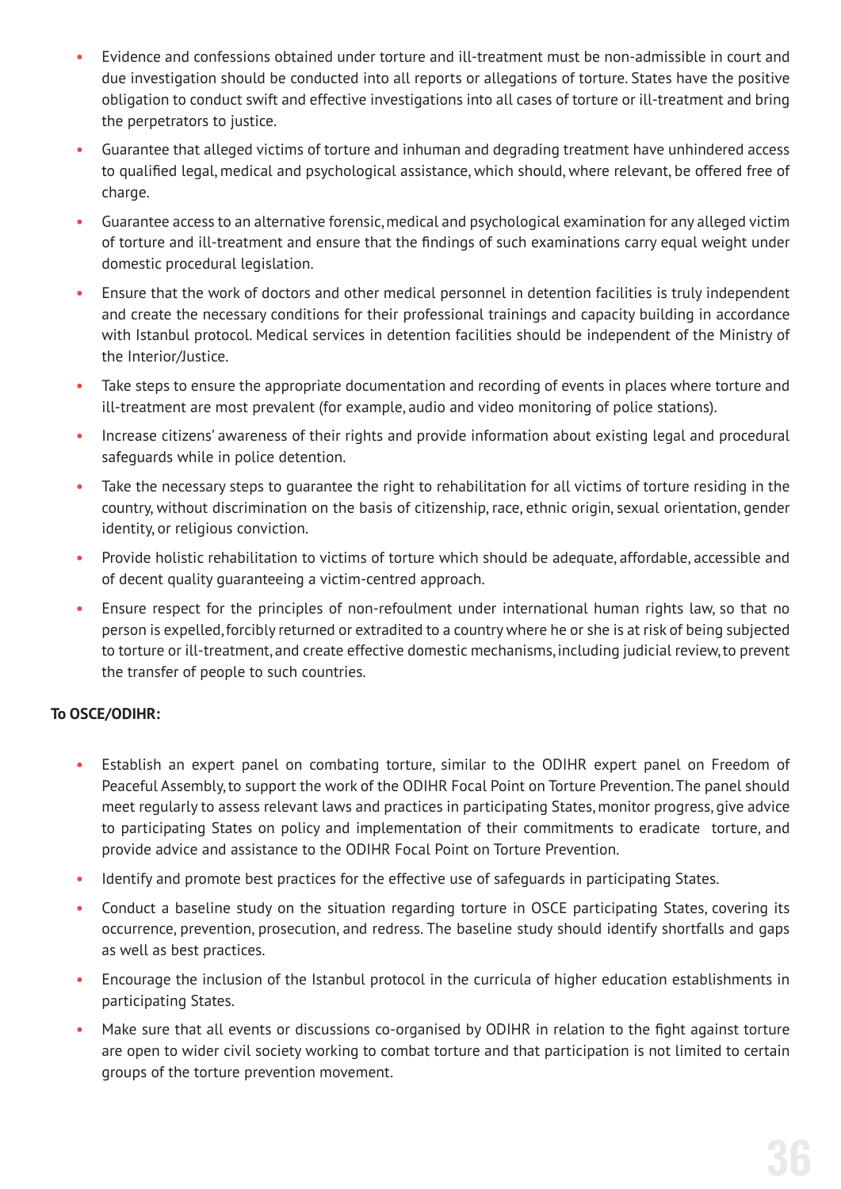- Evidence and confessions obtained under torture and ill-treatment must be non-admissible in court and due investigation should be conducted into all reports or allegations of torture. States have the positive obligation to conduct swift and effective investigations into all cases of torture or ill-treatment and bring the perpetrators to justice.
- Guarantee that alleged victims of torture and inhuman and degrading treatment have unhindered access to qualified legal, medical and psychological assistance, which should, where relevant, be offered free of charge.
- Guarantee access to an alternative forensic, medical and psychological examination for any alleged victim of torture and ill-treatment and ensure that the findings of such examinations carry equal weight under domestic procedural legislation.
- Ensure that the work of doctors and other medical personnel in detention facilities is truly independent and create the necessary conditions for their professional trainings and capacity building in accordance with Istanbul protocol. Medical services in detention facilities should be independent of the Ministry of the Interior/Justice.
- Take steps to ensure the appropriate documentation and recording of events in places where torture and ill-treatment are most prevalent (for example, audio and video monitoring of police stations).
- Increase citizens' awareness of their rights and provide information about existing legal and procedural safeguards while in police detention.
- Take the necessary steps to guarantee the right to rehabilitation for all victims of torture residing in the country, without discrimination on the basis of citizenship, race, ethnic origin, sexual orientation, gender identity, or religious conviction.
- Provide holistic rehabilitation to victims of torture which should be adequate, affordable, accessible and of decent quality guaranteeing a victim-centred approach.
- Ensure respect for the principles of non-refoulment under international human rights law, so that no person is expelled, forcibly returned or extradited to a country where he or she is at risk of being subjected to torture or ill-treatment, and create effective domestic mechanisms, including judicial review, to prevent the transfer of people to such countries.

**To OSCE/ODIHR:**

- Establish an expert panel on combating torture, similar to the ODIHR expert panel on Freedom of Peaceful Assembly, to support the work of the ODIHR Focal Point on Torture Prevention. The panel should meet regularly to assess relevant laws and practices in participating States, monitor progress, give advice to participating States on policy and implementation of their commitments to eradicate torture, and provide advice and assistance to the ODIHR Focal Point on Torture Prevention.
- Identify and promote best practices for the effective use of safeguards in participating States.
- Conduct a baseline study on the situation regarding torture in OSCE participating States, covering its occurrence, prevention, prosecution, and redress. The baseline study should identify shortfalls and gaps as well as best practices.
- Encourage the inclusion of the Istanbul protocol in the curricula of higher education establishments in participating States.
- Make sure that all events or discussions co-organised by ODIHR in relation to the fight against torture are open to wider civil society working to combat torture and that participation is not limited to certain groups of the torture prevention movement.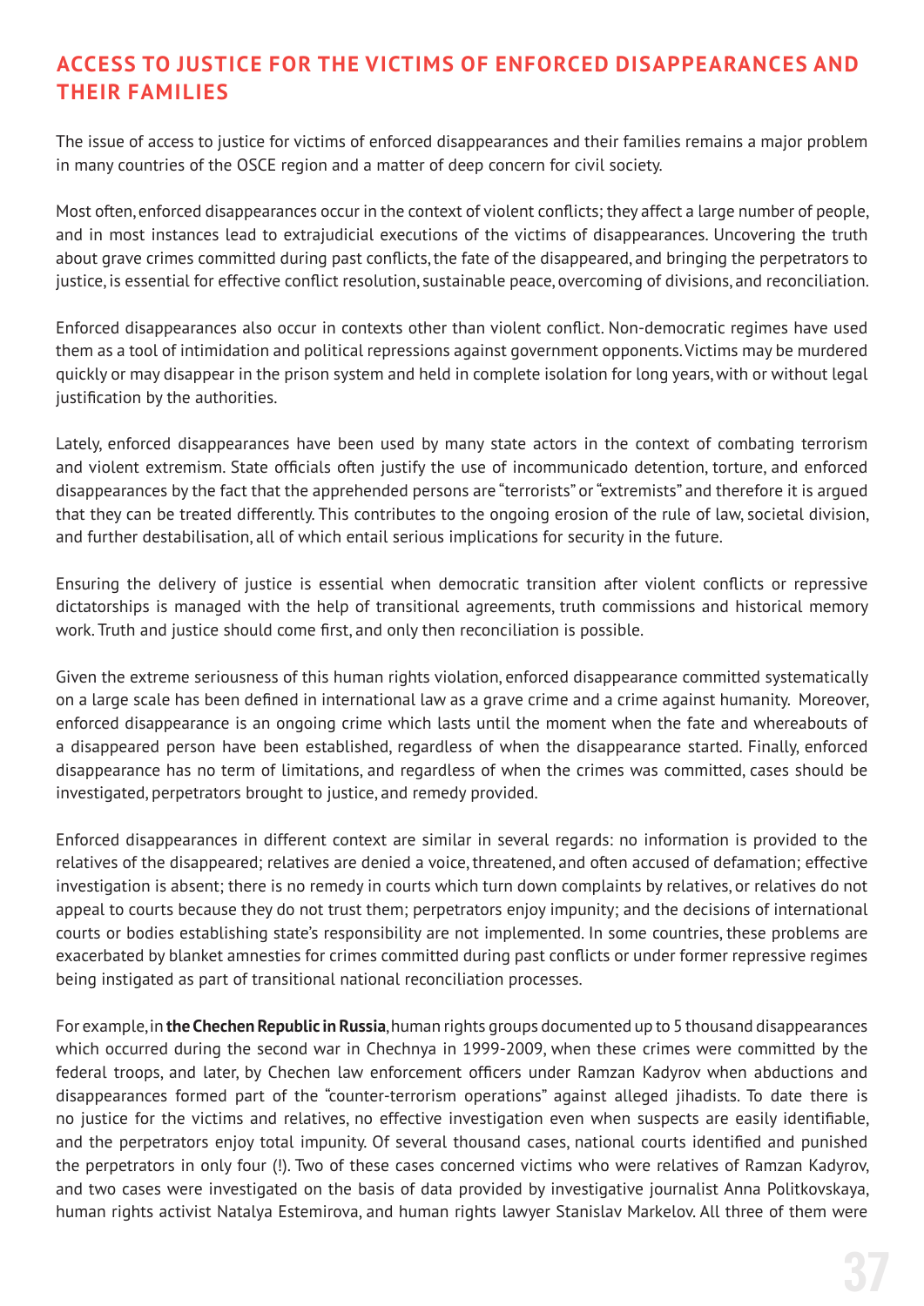## ACCESS TO JUSTICE FOR THE VICTIMS OF ENFORCED DISAPPEARANCES AND THEIR FAMILIES

The issue of access to justice for victims of enforced disappearances and their families remains a major problem in many countries of the OSCE region and a matter of deep concern for civil society.

Most often, enforced disappearances occur in the context of violent conflicts; they affect a large number of people, and in most instances lead to extrajudicial executions of the victims of disappearances. Uncovering the truth about grave crimes committed during past conflicts, the fate of the disappeared, and bringing the perpetrators to justice, is essential for effective conflict resolution, sustainable peace, overcoming of divisions, and reconciliation.

Enforced disappearances also occur in contexts other than violent conflict. Non-democratic regimes have used them as a tool of intimidation and political repressions against government opponents. Victims may be murdered quickly or may disappear in the prison system and held in complete isolation for long years, with or without legal justification by the authorities.

Lately, enforced disappearances have been used by many state actors in the context of combating terrorism and violent extremism. State officials often justify the use of incommunicado detention, torture, and enforced disappearances by the fact that the apprehended persons are "terrorists" or "extremists" and therefore it is argued that they can be treated differently. This contributes to the ongoing erosion of the rule of law, societal division, and further destabilisation, all of which entail serious implications for security in the future.

Ensuring the delivery of justice is essential when democratic transition after violent conflicts or repressive dictatorships is managed with the help of transitional agreements, truth commissions and historical memory work. Truth and justice should come first, and only then reconciliation is possible.

Given the extreme seriousness of this human rights violation, enforced disappearance committed systematically on a large scale has been defined in international law as a grave crime and a crime against humanity. Moreover, enforced disappearance is an ongoing crime which lasts until the moment when the fate and whereabouts of a disappeared person have been established, regardless of when the disappearance started. Finally, enforced disappearance has no term of limitations, and regardless of when the crimes was committed, cases should be investigated, perpetrators brought to justice, and remedy provided.

Enforced disappearances in different context are similar in several regards: no information is provided to the relatives of the disappeared; relatives are denied a voice, threatened, and often accused of defamation; effective investigation is absent; there is no remedy in courts which turn down complaints by relatives, or relatives do not appeal to courts because they do not trust them; perpetrators enjoy impunity; and the decisions of international courts or bodies establishing state's responsibility are not implemented. In some countries, these problems are exacerbated by blanket amnesties for crimes committed during past conflicts or under former repressive regimes being instigated as part of transitional national reconciliation processes.

For example, in **the Chechen Republic in Russia**, human rights groups documented up to 5 thousand disappearances which occurred during the second war in Chechnya in 1999-2009, when these crimes were committed by the federal troops, and later, by Chechen law enforcement officers under Ramzan Kadyrov when abductions and disappearances formed part of the "counter-terrorism operations" against alleged jihadists. To date there is no justice for the victims and relatives, no effective investigation even when suspects are easily identifiable, and the perpetrators enjoy total impunity. Of several thousand cases, national courts identified and punished the perpetrators in only four (!). Two of these cases concerned victims who were relatives of Ramzan Kadyrov, and two cases were investigated on the basis of data provided by investigative journalist Anna Politkovskaya, human rights activist Natalya Estemirova, and human rights lawyer Stanislav Markelov. All three of them were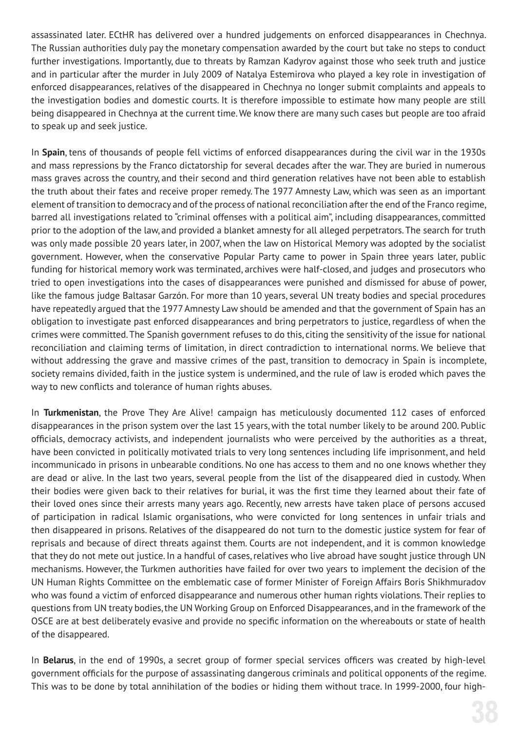assassinated later. ECtHR has delivered over a hundred judgements on enforced disappearances in Chechnya. The Russian authorities duly pay the monetary compensation awarded by the court but take no steps to conduct further investigations. Importantly, due to threats by Ramzan Kadyrov against those who seek truth and justice and in particular after the murder in July 2009 of Natalya Estemirova who played a key role in investigation of enforced disappearances, relatives of the disappeared in Chechnya no longer submit complaints and appeals to the investigation bodies and domestic courts. It is therefore impossible to estimate how many people are still being disappeared in Chechnya at the current time. We know there are many such cases but people are too afraid to speak up and seek justice.

In **Spain**, tens of thousands of people fell victims of enforced disappearances during the civil war in the 1930s and mass repressions by the Franco dictatorship for several decades after the war. They are buried in numerous mass graves across the country, and their second and third generation relatives have not been able to establish the truth about their fates and receive proper remedy. The 1977 Amnesty Law, which was seen as an important element of transition to democracy and of the process of national reconciliation after the end of the Franco regime, barred all investigations related to "criminal offenses with a political aim", including disappearances, committed prior to the adoption of the law, and provided a blanket amnesty for all alleged perpetrators. The search for truth was only made possible 20 years later, in 2007, when the law on Historical Memory was adopted by the socialist government. However, when the conservative Popular Party came to power in Spain three years later, public funding for historical memory work was terminated, archives were half-closed, and judges and prosecutors who tried to open investigations into the cases of disappearances were punished and dismissed for abuse of power, like the famous judge Baltasar Garzón. For more than 10 years, several UN treaty bodies and special procedures have repeatedly argued that the 1977 Amnesty Law should be amended and that the government of Spain has an obligation to investigate past enforced disappearances and bring perpetrators to justice, regardless of when the crimes were committed. The Spanish government refuses to do this, citing the sensitivity of the issue for national reconciliation and claiming terms of limitation, in direct contradiction to international norms. We believe that without addressing the grave and massive crimes of the past, transition to democracy in Spain is incomplete, society remains divided, faith in the justice system is undermined, and the rule of law is eroded which paves the way to new conflicts and tolerance of human rights abuses.

In **Turkmenistan**, the Prove They Are Alive! campaign has meticulously documented 112 cases of enforced disappearances in the prison system over the last 15 years, with the total number likely to be around 200. Public officials, democracy activists, and independent journalists who were perceived by the authorities as a threat, have been convicted in politically motivated trials to very long sentences including life imprisonment, and held incommunicado in prisons in unbearable conditions. No one has access to them and no one knows whether they are dead or alive. In the last two years, several people from the list of the disappeared died in custody. When their bodies were given back to their relatives for burial, it was the first time they learned about their fate of their loved ones since their arrests many years ago. Recently, new arrests have taken place of persons accused of participation in radical Islamic organisations, who were convicted for long sentences in unfair trials and then disappeared in prisons. Relatives of the disappeared do not turn to the domestic justice system for fear of reprisals and because of direct threats against them. Courts are not independent, and it is common knowledge that they do not mete out justice. In a handful of cases, relatives who live abroad have sought justice through UN mechanisms. However, the Turkmen authorities have failed for over two years to implement the decision of the UN Human Rights Committee on the emblematic case of former Minister of Foreign Affairs Boris Shikhmuradov who was found a victim of enforced disappearance and numerous other human rights violations. Their replies to questions from UN treaty bodies, the UN Working Group on Enforced Disappearances, and in the framework of the OSCE are at best deliberately evasive and provide no specific information on the whereabouts or state of health of the disappeared.

In **Belarus**, in the end of 1990s, a secret group of former special services officers was created by high-level government officials for the purpose of assassinating dangerous criminals and political opponents of the regime. This was to be done by total annihilation of the bodies or hiding them without trace. In 1999-2000, four high-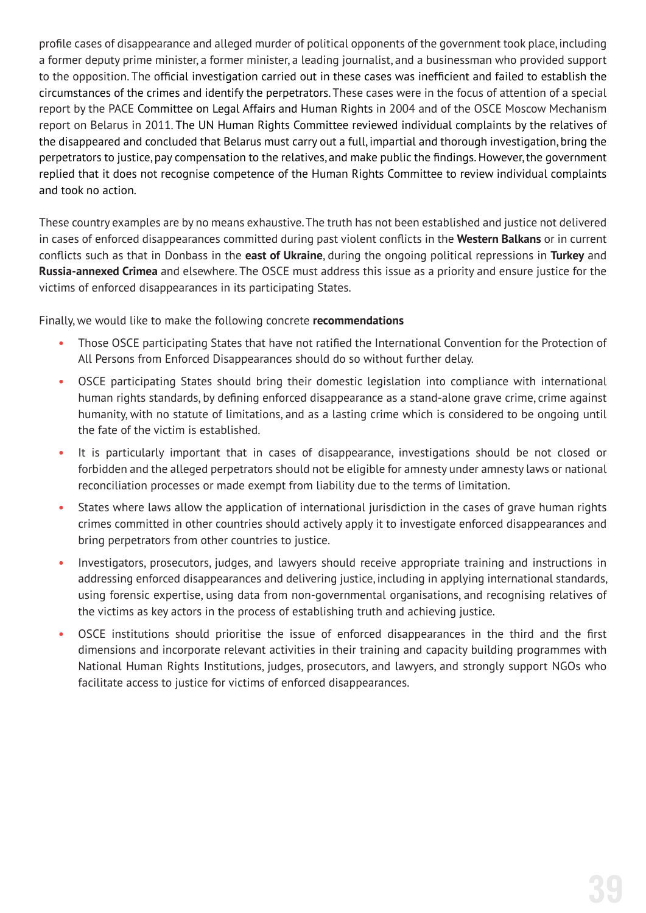profile cases of disappearance and alleged murder of political opponents of the government took place, including a former deputy prime minister, a former minister, a leading journalist, and a businessman who provided support to the opposition. The official investigation carried out in these cases was inefficient and failed to establish the circumstances of the crimes and identify the perpetrators. These cases were in the focus of attention of a special report by the PACE Committee on Legal Affairs and Human Rights in 2004 and of the OSCE Moscow Mechanism report on Belarus in 2011. The UN Human Rights Committee reviewed individual complaints by the relatives of the disappeared and concluded that Belarus must carry out a full, impartial and thorough investigation, bring the perpetrators to justice, pay compensation to the relatives, and make public the findings. However, the government replied that it does not recognise competence of the Human Rights Committee to review individual complaints and took no action.

These country examples are by no means exhaustive. The truth has not been established and justice not delivered in cases of enforced disappearances committed during past violent conflicts in the **Western Balkans** or in current conflicts such as that in Donbass in the **east of Ukraine**, during the ongoing political repressions in **Turkey** and **Russia-annexed Crimea** and elsewhere. The OSCE must address this issue as a priority and ensure justice for the victims of enforced disappearances in its participating States.

Finally, we would like to make the following concrete **recommendations**

- Those OSCE participating States that have not ratified the International Convention for the Protection of All Persons from Enforced Disappearances should do so without further delay.
- OSCE participating States should bring their domestic legislation into compliance with international human rights standards, by defining enforced disappearance as a stand-alone grave crime, crime against humanity, with no statute of limitations, and as a lasting crime which is considered to be ongoing until the fate of the victim is established.
- It is particularly important that in cases of disappearance, investigations should be not closed or forbidden and the alleged perpetrators should not be eligible for amnesty under amnesty laws or national reconciliation processes or made exempt from liability due to the terms of limitation.
- States where laws allow the application of international jurisdiction in the cases of grave human rights crimes committed in other countries should actively apply it to investigate enforced disappearances and bring perpetrators from other countries to justice.
- Investigators, prosecutors, judges, and lawyers should receive appropriate training and instructions in addressing enforced disappearances and delivering justice, including in applying international standards, using forensic expertise, using data from non-governmental organisations, and recognising relatives of the victims as key actors in the process of establishing truth and achieving justice.
- OSCE institutions should prioritise the issue of enforced disappearances in the third and the first dimensions and incorporate relevant activities in their training and capacity building programmes with National Human Rights Institutions, judges, prosecutors, and lawyers, and strongly support NGOs who facilitate access to justice for victims of enforced disappearances.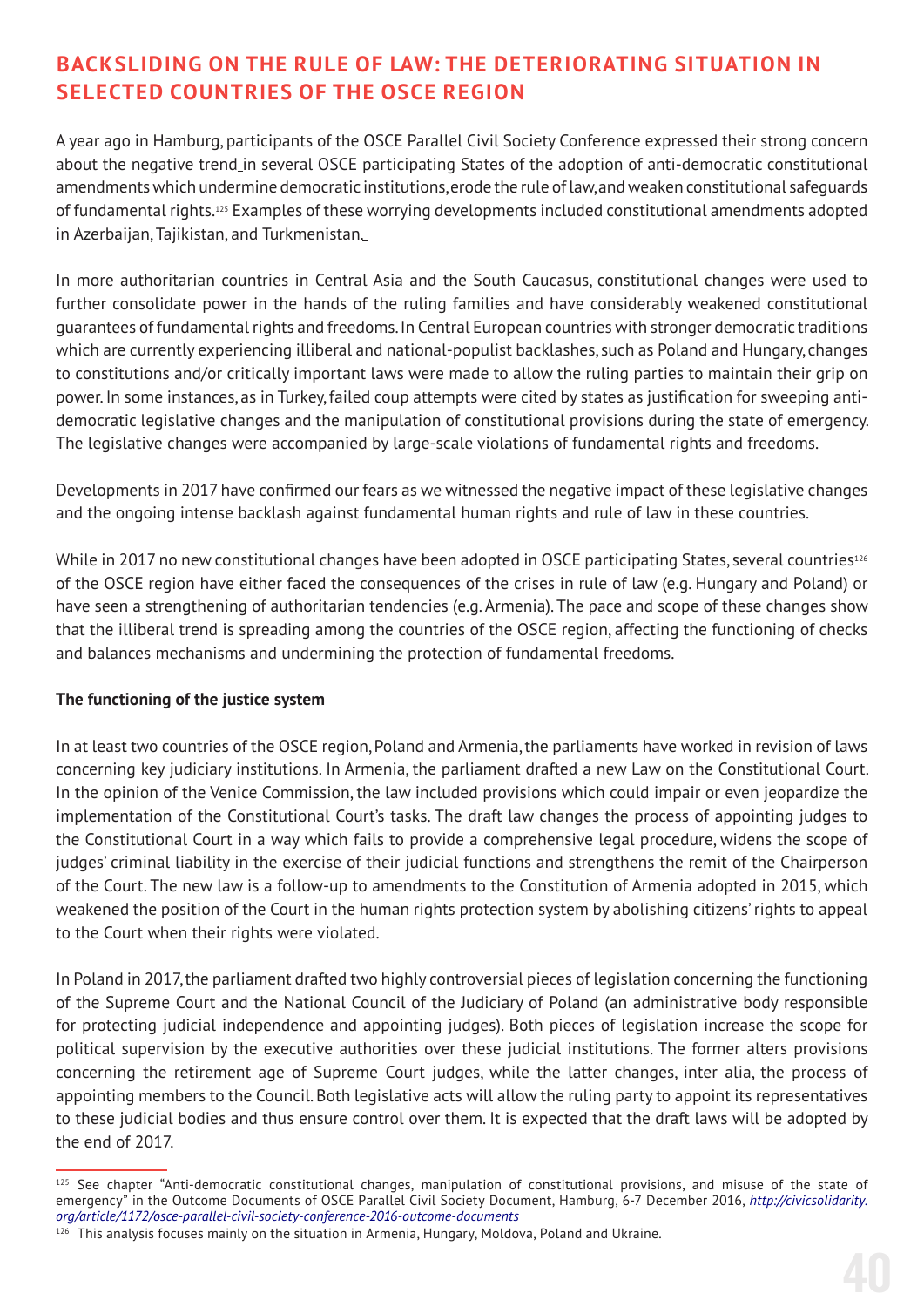## BACKSLIDING ON THE RULE OF LAW: THE DETERIORATING SITUATION IN SELECTED COUNTRIES OF THE OSCE REGION

A year ago in Hamburg, participants of the OSCE Parallel Civil Society Conference expressed their strong concern about the negative trend in several OSCE participating States of the adoption of anti-democratic constitutional amendments which undermine democratic institutions, erode the rule of law, and weaken constitutional safeguards of fundamental rights.[125] Examples of these worrying developments included constitutional amendments adopted in Azerbaijan, Tajikistan, and Turkmenistan.

In more authoritarian countries in Central Asia and the South Caucasus, constitutional changes were used to further consolidate power in the hands of the ruling families and have considerably weakened constitutional guarantees of fundamental rights and freedoms. In Central European countries with stronger democratic traditions which are currently experiencing illiberal and national-populist backlashes, such as Poland and Hungary, changes to constitutions and/or critically important laws were made to allow the ruling parties to maintain their grip on power. In some instances, as in Turkey, failed coup attempts were cited by states as justification for sweeping anti-democratic legislative changes and the manipulation of constitutional provisions during the state of emergency. The legislative changes were accompanied by large-scale violations of fundamental rights and freedoms.

Developments in 2017 have confirmed our fears as we witnessed the negative impact of these legislative changes and the ongoing intense backlash against fundamental human rights and rule of law in these countries.

While in 2017 no new constitutional changes have been adopted in OSCE participating States, several countries[126] of the OSCE region have either faced the consequences of the crises in rule of law (e.g. Hungary and Poland) or have seen a strengthening of authoritarian tendencies (e.g. Armenia). The pace and scope of these changes show that the illiberal trend is spreading among the countries of the OSCE region, affecting the functioning of checks and balances mechanisms and undermining the protection of fundamental freedoms.

**The functioning of the justice system**

In at least two countries of the OSCE region, Poland and Armenia, the parliaments have worked in revision of laws concerning key judiciary institutions. In Armenia, the parliament drafted a new Law on the Constitutional Court. In the opinion of the Venice Commission, the law included provisions which could impair or even jeopardize the implementation of the Constitutional Court's tasks. The draft law changes the process of appointing judges to the Constitutional Court in a way which fails to provide a comprehensive legal procedure, widens the scope of judges' criminal liability in the exercise of their judicial functions and strengthens the remit of the Chairperson of the Court. The new law is a follow-up to amendments to the Constitution of Armenia adopted in 2015, which weakened the position of the Court in the human rights protection system by abolishing citizens' rights to appeal to the Court when their rights were violated.

In Poland in 2017, the parliament drafted two highly controversial pieces of legislation concerning the functioning of the Supreme Court and the National Council of the Judiciary of Poland (an administrative body responsible for protecting judicial independence and appointing judges). Both pieces of legislation increase the scope for political supervision by the executive authorities over these judicial institutions. The former alters provisions concerning the retirement age of Supreme Court judges, while the latter changes, inter alia, the process of appointing members to the Council. Both legislative acts will allow the ruling party to appoint its representatives to these judicial bodies and thus ensure control over them. It is expected that the draft laws will be adopted by the end of 2017.

---

[125] See chapter "Anti-democratic constitutional changes, manipulation of constitutional provisions, and misuse of the state of emergency" in the Outcome Documents of OSCE Parallel Civil Society Document, Hamburg, 6-7 December 2016, *http://civicsolidarity.org/article/1172/osce-parallel-civil-society-conference-2016-outcome-documents*

[126] This analysis focuses mainly on the situation in Armenia, Hungary, Moldova, Poland and Ukraine.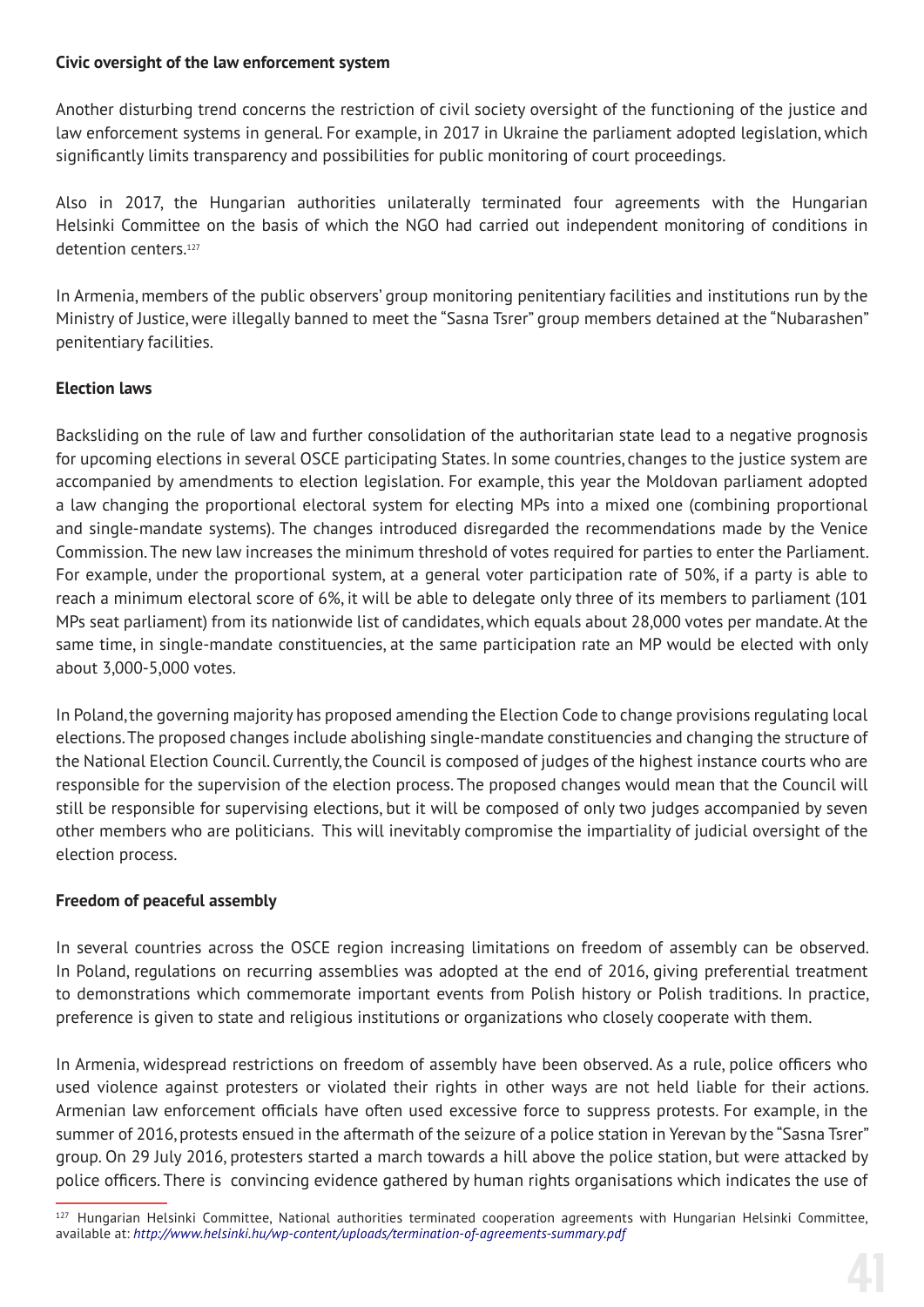**Civic oversight of the law enforcement system**

Another disturbing trend concerns the restriction of civil society oversight of the functioning of the justice and law enforcement systems in general. For example, in 2017 in Ukraine the parliament adopted legislation, which significantly limits transparency and possibilities for public monitoring of court proceedings.

Also in 2017, the Hungarian authorities unilaterally terminated four agreements with the Hungarian Helsinki Committee on the basis of which the NGO had carried out independent monitoring of conditions in detention centers.[127]

In Armenia, members of the public observers' group monitoring penitentiary facilities and institutions run by the Ministry of Justice, were illegally banned to meet the "Sasna Tsrer" group members detained at the "Nubarashen" penitentiary facilities.

**Election laws**

Backsliding on the rule of law and further consolidation of the authoritarian state lead to a negative prognosis for upcoming elections in several OSCE participating States. In some countries, changes to the justice system are accompanied by amendments to election legislation. For example, this year the Moldovan parliament adopted a law changing the proportional electoral system for electing MPs into a mixed one (combining proportional and single-mandate systems). The changes introduced disregarded the recommendations made by the Venice Commission. The new law increases the minimum threshold of votes required for parties to enter the Parliament. For example, under the proportional system, at a general voter participation rate of 50%, if a party is able to reach a minimum electoral score of 6%, it will be able to delegate only three of its members to parliament (101 MPs seat parliament) from its nationwide list of candidates, which equals about 28,000 votes per mandate. At the same time, in single-mandate constituencies, at the same participation rate an MP would be elected with only about 3,000-5,000 votes.

In Poland, the governing majority has proposed amending the Election Code to change provisions regulating local elections. The proposed changes include abolishing single-mandate constituencies and changing the structure of the National Election Council. Currently, the Council is composed of judges of the highest instance courts who are responsible for the supervision of the election process. The proposed changes would mean that the Council will still be responsible for supervising elections, but it will be composed of only two judges accompanied by seven other members who are politicians. This will inevitably compromise the impartiality of judicial oversight of the election process.

**Freedom of peaceful assembly**

In several countries across the OSCE region increasing limitations on freedom of assembly can be observed. In Poland, regulations on recurring assemblies was adopted at the end of 2016, giving preferential treatment to demonstrations which commemorate important events from Polish history or Polish traditions. In practice, preference is given to state and religious institutions or organizations who closely cooperate with them.

In Armenia, widespread restrictions on freedom of assembly have been observed. As a rule, police officers who used violence against protesters or violated their rights in other ways are not held liable for their actions. Armenian law enforcement officials have often used excessive force to suppress protests. For example, in the summer of 2016, protests ensued in the aftermath of the seizure of a police station in Yerevan by the "Sasna Tsrer" group. On 29 July 2016, protesters started a march towards a hill above the police station, but were attacked by police officers. There is convincing evidence gathered by human rights organisations which indicates the use of

[127] Hungarian Helsinki Committee, National authorities terminated cooperation agreements with Hungarian Helsinki Committee, available at: *http://www.helsinki.hu/wp-content/uploads/termination-of-agreements-summary.pdf*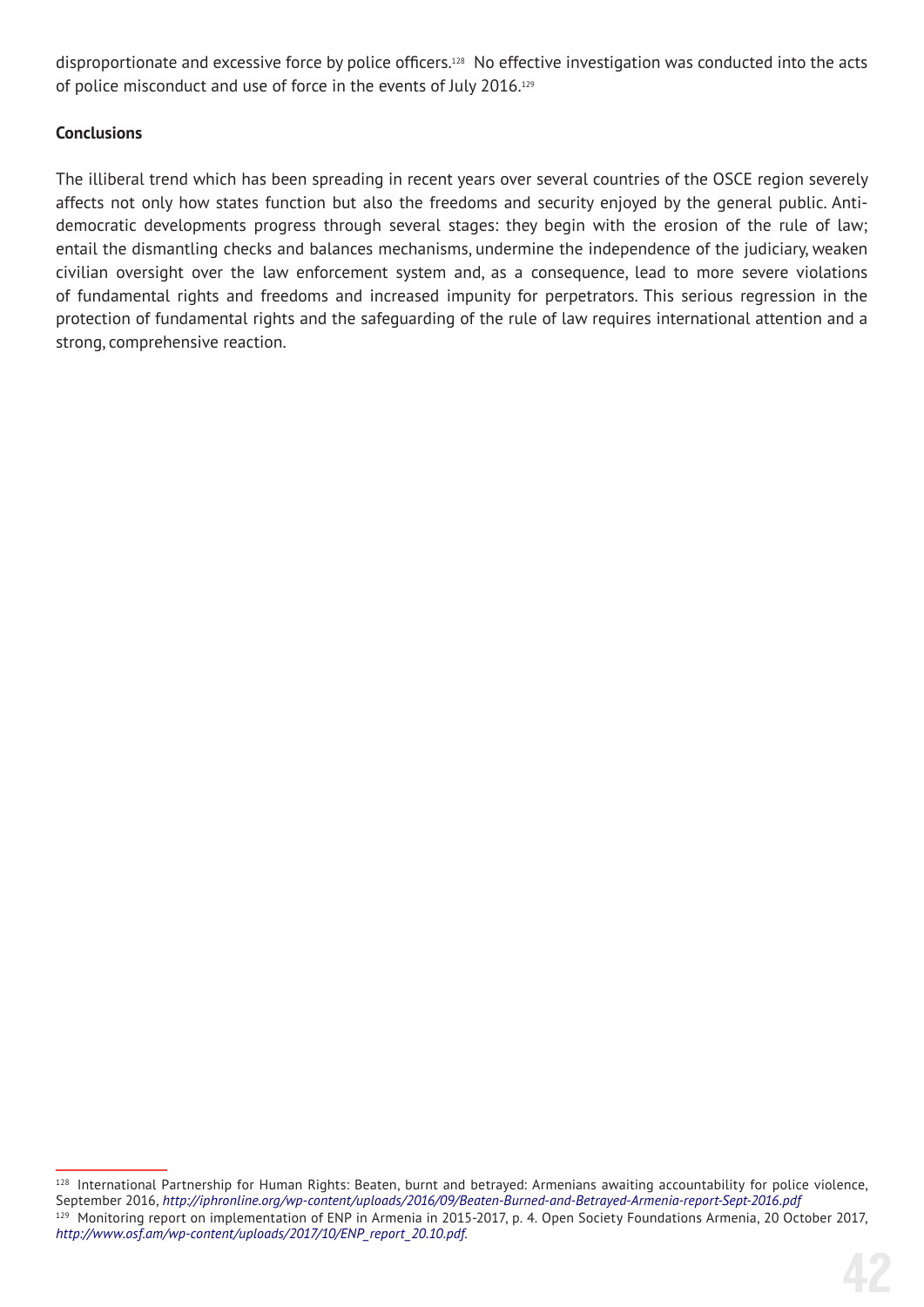disproportionate and excessive force by police officers.[128] No effective investigation was conducted into the acts of police misconduct and use of force in the events of July 2016.[129]

**Conclusions**

The illiberal trend which has been spreading in recent years over several countries of the OSCE region severely affects not only how states function but also the freedoms and security enjoyed by the general public. Anti-democratic developments progress through several stages: they begin with the erosion of the rule of law; entail the dismantling checks and balances mechanisms, undermine the independence of the judiciary, weaken civilian oversight over the law enforcement system and, as a consequence, lead to more severe violations of fundamental rights and freedoms and increased impunity for perpetrators. This serious regression in the protection of fundamental rights and the safeguarding of the rule of law requires international attention and a strong, comprehensive reaction.

---

[128] International Partnership for Human Rights: Beaten, burnt and betrayed: Armenians awaiting accountability for police violence, September 2016, *http://iphronline.org/wp-content/uploads/2016/09/Beaten-Burned-and-Betrayed-Armenia-report-Sept-2016.pdf*

[129] Monitoring report on implementation of ENP in Armenia in 2015-2017, p. 4. Open Society Foundations Armenia, 20 October 2017, *http://www.osf.am/wp-content/uploads/2017/10/ENP_report_20.10.pdf.*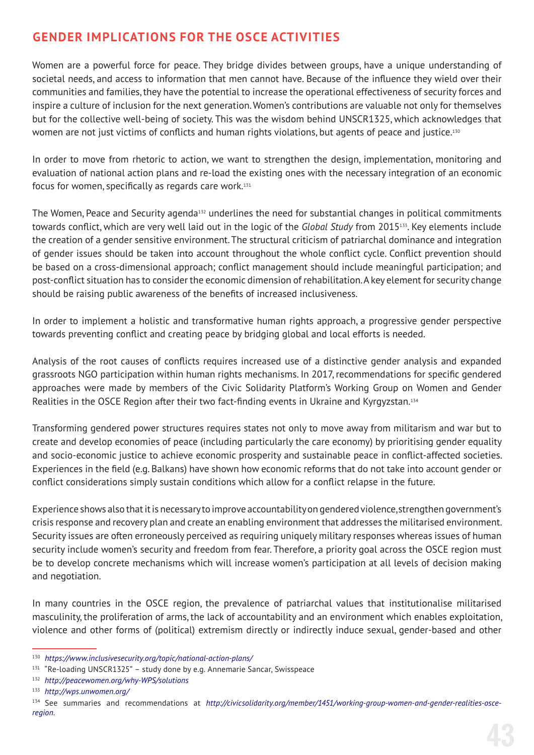## GENDER IMPLICATIONS FOR THE OSCE ACTIVITIES

Women are a powerful force for peace. They bridge divides between groups, have a unique understanding of societal needs, and access to information that men cannot have. Because of the influence they wield over their communities and families, they have the potential to increase the operational effectiveness of security forces and inspire a culture of inclusion for the next generation. Women's contributions are valuable not only for themselves but for the collective well-being of society. This was the wisdom behind UNSCR1325, which acknowledges that women are not just victims of conflicts and human rights violations, but agents of peace and justice.[130]

In order to move from rhetoric to action, we want to strengthen the design, implementation, monitoring and evaluation of national action plans and re-load the existing ones with the necessary integration of an economic focus for women, specifically as regards care work.[131]

The Women, Peace and Security agenda[132] underlines the need for substantial changes in political commitments towards conflict, which are very well laid out in the logic of the *Global Study* from 2015[133]. Key elements include the creation of a gender sensitive environment. The structural criticism of patriarchal dominance and integration of gender issues should be taken into account throughout the whole conflict cycle. Conflict prevention should be based on a cross-dimensional approach; conflict management should include meaningful participation; and post-conflict situation has to consider the economic dimension of rehabilitation. A key element for security change should be raising public awareness of the benefits of increased inclusiveness.

In order to implement a holistic and transformative human rights approach, a progressive gender perspective towards preventing conflict and creating peace by bridging global and local efforts is needed.

Analysis of the root causes of conflicts requires increased use of a distinctive gender analysis and expanded grassroots NGO participation within human rights mechanisms. In 2017, recommendations for specific gendered approaches were made by members of the Civic Solidarity Platform's Working Group on Women and Gender Realities in the OSCE Region after their two fact-finding events in Ukraine and Kyrgyzstan.[134]

Transforming gendered power structures requires states not only to move away from militarism and war but to create and develop economies of peace (including particularly the care economy) by prioritising gender equality and socio-economic justice to achieve economic prosperity and sustainable peace in conflict-affected societies. Experiences in the field (e.g. Balkans) have shown how economic reforms that do not take into account gender or conflict considerations simply sustain conditions which allow for a conflict relapse in the future.

Experience shows also that it is necessary to improve accountability on gendered violence, strengthen government's crisis response and recovery plan and create an enabling environment that addresses the militarised environment. Security issues are often erroneously perceived as requiring uniquely military responses whereas issues of human security include women's security and freedom from fear. Therefore, a priority goal across the OSCE region must be to develop concrete mechanisms which will increase women's participation at all levels of decision making and negotiation.

In many countries in the OSCE region, the prevalence of patriarchal values that institutionalise militarised masculinity, the proliferation of arms, the lack of accountability and an environment which enables exploitation, violence and other forms of (political) extremism directly or indirectly induce sexual, gender-based and other

---

[130] *https://www.inclusivesecurity.org/topic/national-action-plans/*

[131] "Re-loading UNSCR1325" – study done by e.g. Annemarie Sancar, Swisspeace

[132] *http://peacewomen.org/why-WPS/solutions*

[133] *http://wps.unwomen.org/*

[134] See summaries and recommendations at *http://civicsolidarity.org/member/1451/working-group-women-and-gender-realities-osce-region.*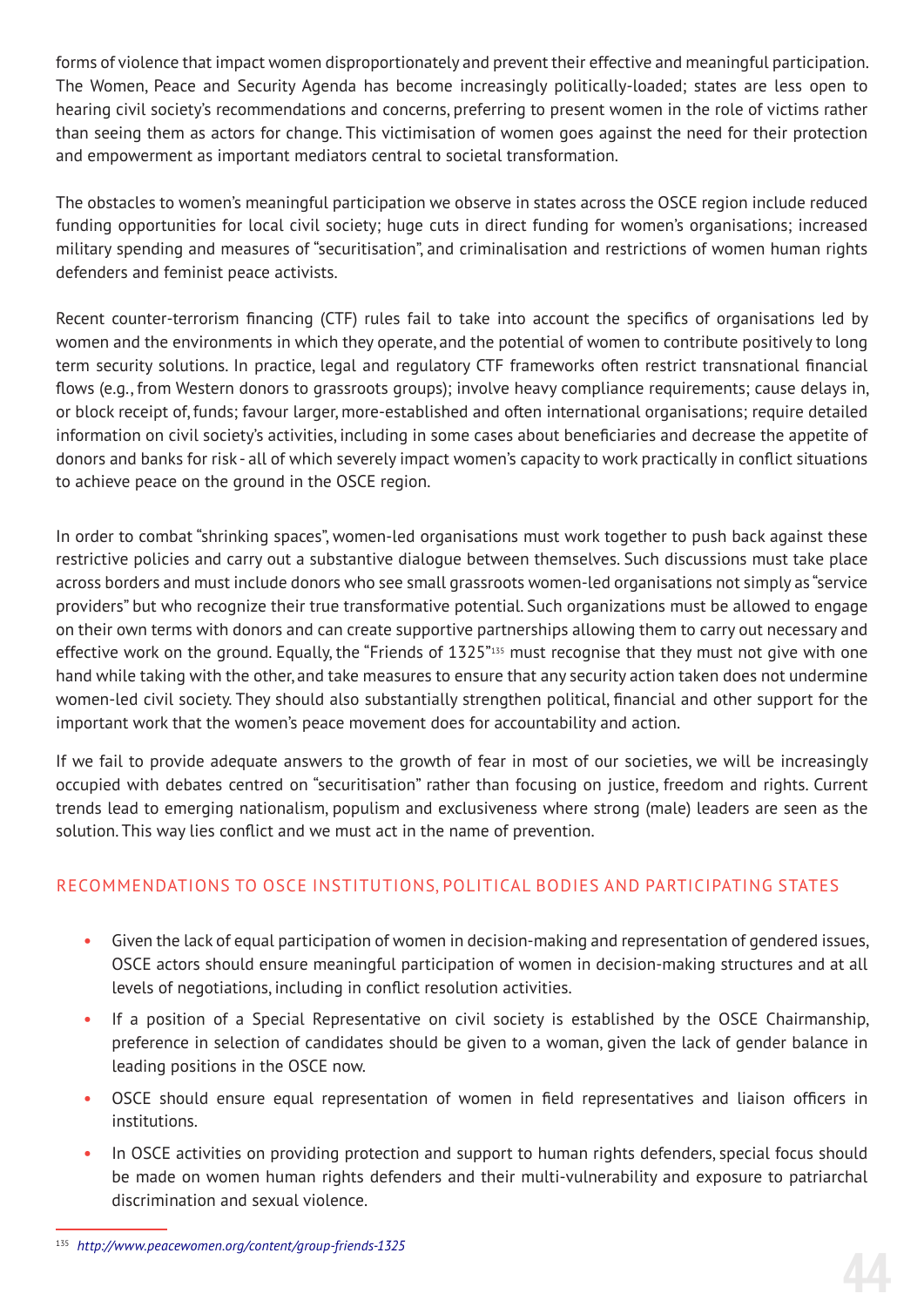forms of violence that impact women disproportionately and prevent their effective and meaningful participation. The Women, Peace and Security Agenda has become increasingly politically-loaded; states are less open to hearing civil society's recommendations and concerns, preferring to present women in the role of victims rather than seeing them as actors for change. This victimisation of women goes against the need for their protection and empowerment as important mediators central to societal transformation.

The obstacles to women's meaningful participation we observe in states across the OSCE region include reduced funding opportunities for local civil society; huge cuts in direct funding for women's organisations; increased military spending and measures of "securitisation", and criminalisation and restrictions of women human rights defenders and feminist peace activists.

Recent counter-terrorism financing (CTF) rules fail to take into account the specifics of organisations led by women and the environments in which they operate, and the potential of women to contribute positively to long term security solutions. In practice, legal and regulatory CTF frameworks often restrict transnational financial flows (e.g., from Western donors to grassroots groups); involve heavy compliance requirements; cause delays in, or block receipt of, funds; favour larger, more-established and often international organisations; require detailed information on civil society's activities, including in some cases about beneficiaries and decrease the appetite of donors and banks for risk - all of which severely impact women's capacity to work practically in conflict situations to achieve peace on the ground in the OSCE region.

In order to combat "shrinking spaces", women-led organisations must work together to push back against these restrictive policies and carry out a substantive dialogue between themselves. Such discussions must take place across borders and must include donors who see small grassroots women-led organisations not simply as "service providers" but who recognize their true transformative potential. Such organizations must be allowed to engage on their own terms with donors and can create supportive partnerships allowing them to carry out necessary and effective work on the ground. Equally, the "Friends of 1325"[135] must recognise that they must not give with one hand while taking with the other, and take measures to ensure that any security action taken does not undermine women-led civil society. They should also substantially strengthen political, financial and other support for the important work that the women's peace movement does for accountability and action.

If we fail to provide adequate answers to the growth of fear in most of our societies, we will be increasingly occupied with debates centred on "securitisation" rather than focusing on justice, freedom and rights. Current trends lead to emerging nationalism, populism and exclusiveness where strong (male) leaders are seen as the solution. This way lies conflict and we must act in the name of prevention.

### RECOMMENDATIONS TO OSCE INSTITUTIONS, POLITICAL BODIES AND PARTICIPATING STATES

- Given the lack of equal participation of women in decision-making and representation of gendered issues, OSCE actors should ensure meaningful participation of women in decision-making structures and at all levels of negotiations, including in conflict resolution activities.
- If a position of a Special Representative on civil society is established by the OSCE Chairmanship, preference in selection of candidates should be given to a woman, given the lack of gender balance in leading positions in the OSCE now.
- OSCE should ensure equal representation of women in field representatives and liaison officers in institutions.
- In OSCE activities on providing protection and support to human rights defenders, special focus should be made on women human rights defenders and their multi-vulnerability and exposure to patriarchal discrimination and sexual violence.

[135] *http://www.peacewomen.org/content/group-friends-1325*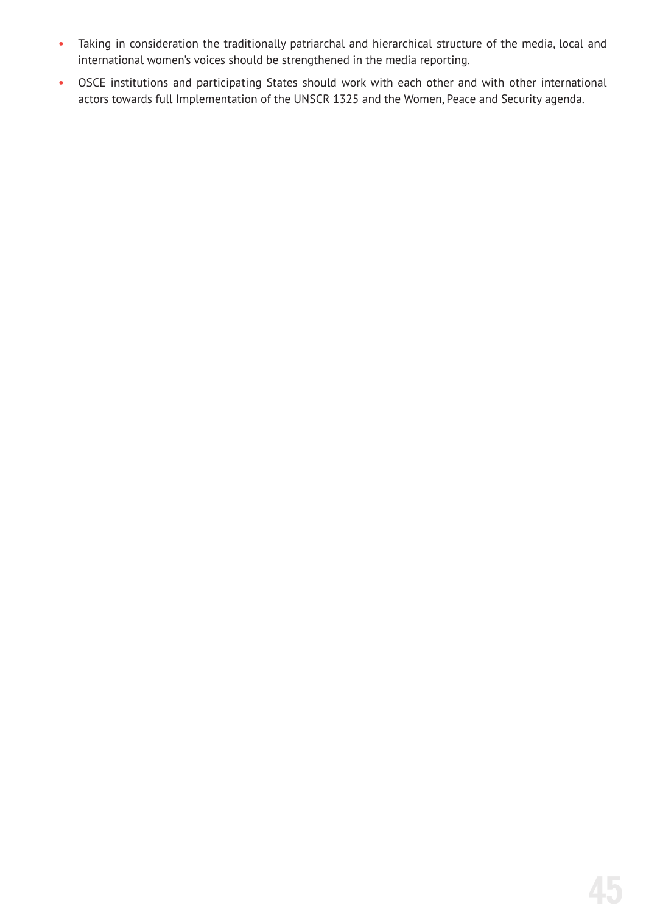- Taking in consideration the traditionally patriarchal and hierarchical structure of the media, local and international women's voices should be strengthened in the media reporting.
- OSCE institutions and participating States should work with each other and with other international actors towards full Implementation of the UNSCR 1325 and the Women, Peace and Security agenda.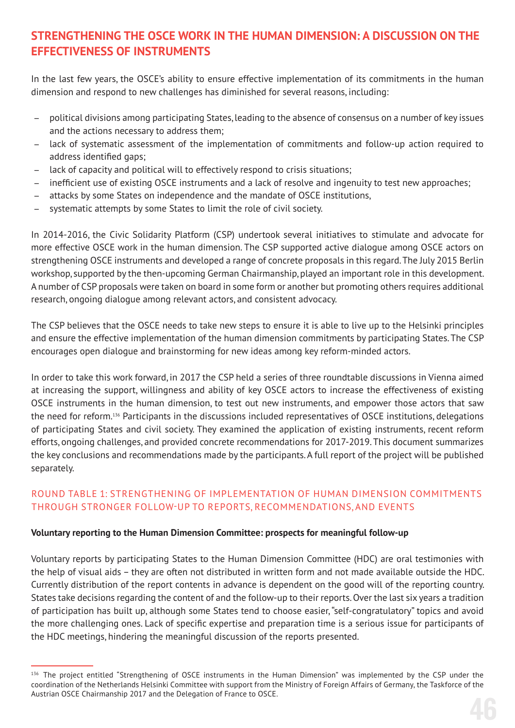## STRENGTHENING THE OSCE WORK IN THE HUMAN DIMENSION: A DISCUSSION ON THE EFFECTIVENESS OF INSTRUMENTS

In the last few years, the OSCE's ability to ensure effective implementation of its commitments in the human dimension and respond to new challenges has diminished for several reasons, including:

- political divisions among participating States, leading to the absence of consensus on a number of key issues and the actions necessary to address them;
- lack of systematic assessment of the implementation of commitments and follow-up action required to address identified gaps;
- lack of capacity and political will to effectively respond to crisis situations;
- inefficient use of existing OSCE instruments and a lack of resolve and ingenuity to test new approaches;
- attacks by some States on independence and the mandate of OSCE institutions,
- systematic attempts by some States to limit the role of civil society.

In 2014-2016, the Civic Solidarity Platform (CSP) undertook several initiatives to stimulate and advocate for more effective OSCE work in the human dimension. The CSP supported active dialogue among OSCE actors on strengthening OSCE instruments and developed a range of concrete proposals in this regard. The July 2015 Berlin workshop, supported by the then-upcoming German Chairmanship, played an important role in this development. A number of CSP proposals were taken on board in some form or another but promoting others requires additional research, ongoing dialogue among relevant actors, and consistent advocacy.

The CSP believes that the OSCE needs to take new steps to ensure it is able to live up to the Helsinki principles and ensure the effective implementation of the human dimension commitments by participating States. The CSP encourages open dialogue and brainstorming for new ideas among key reform-minded actors.

In order to take this work forward, in 2017 the CSP held a series of three roundtable discussions in Vienna aimed at increasing the support, willingness and ability of key OSCE actors to increase the effectiveness of existing OSCE instruments in the human dimension, to test out new instruments, and empower those actors that saw the need for reform.[136] Participants in the discussions included representatives of OSCE institutions, delegations of participating States and civil society. They examined the application of existing instruments, recent reform efforts, ongoing challenges, and provided concrete recommendations for 2017-2019. This document summarizes the key conclusions and recommendations made by the participants. A full report of the project will be published separately.

### ROUND TABLE 1: STRENGTHENING OF IMPLEMENTATION OF HUMAN DIMENSION COMMITMENTS THROUGH STRONGER FOLLOW-UP TO REPORTS, RECOMMENDATIONS, AND EVENTS

**Voluntary reporting to the Human Dimension Committee: prospects for meaningful follow-up**

Voluntary reports by participating States to the Human Dimension Committee (HDC) are oral testimonies with the help of visual aids – they are often not distributed in written form and not made available outside the HDC. Currently distribution of the report contents in advance is dependent on the good will of the reporting country. States take decisions regarding the content of and the follow-up to their reports. Over the last six years a tradition of participation has built up, although some States tend to choose easier, "self-congratulatory" topics and avoid the more challenging ones. Lack of specific expertise and preparation time is a serious issue for participants of the HDC meetings, hindering the meaningful discussion of the reports presented.

---

[136] The project entitled "Strengthening of OSCE instruments in the Human Dimension" was implemented by the CSP under the coordination of the Netherlands Helsinki Committee with support from the Ministry of Foreign Affairs of Germany, the Taskforce of the Austrian OSCE Chairmanship 2017 and the Delegation of France to OSCE.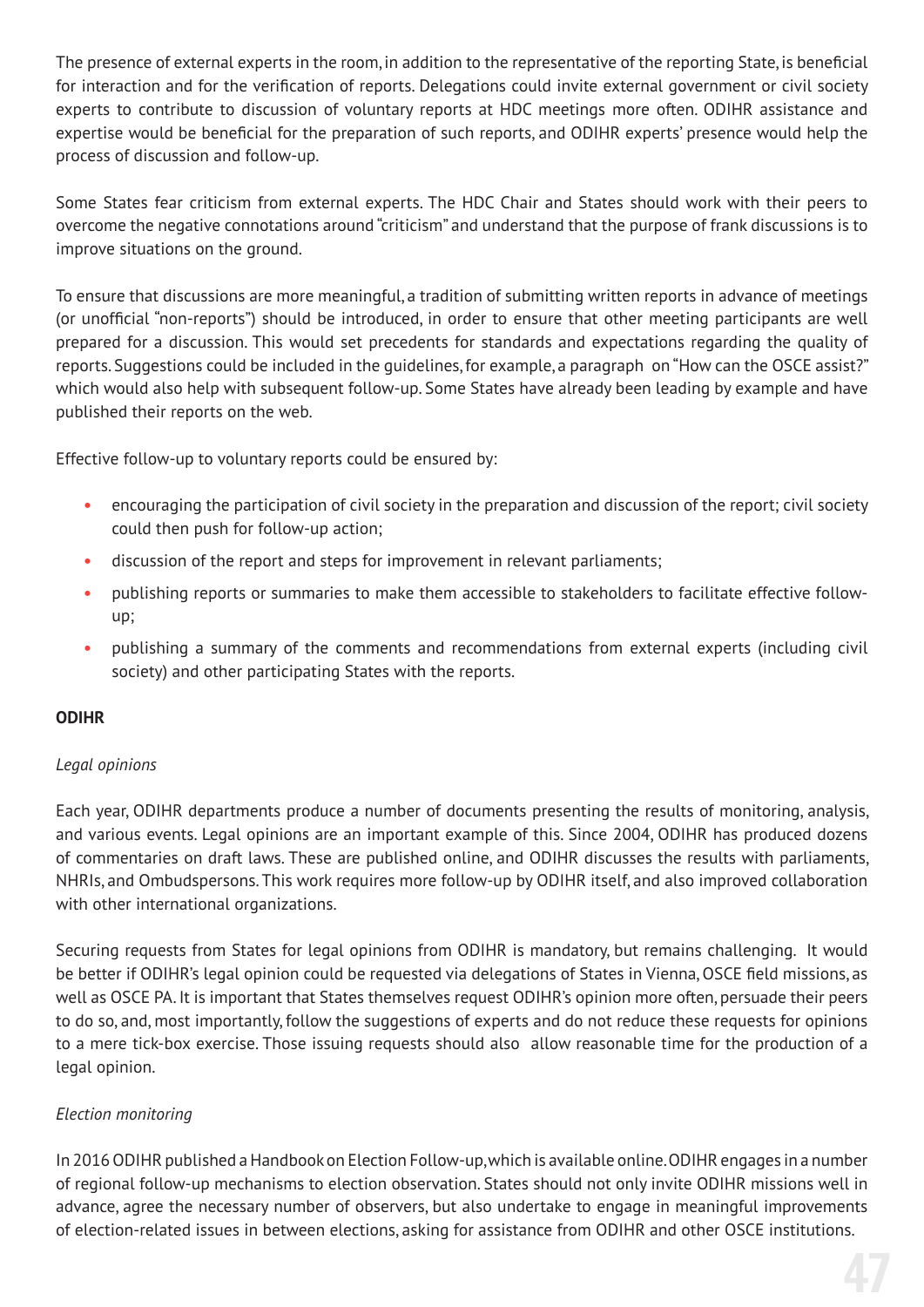The presence of external experts in the room, in addition to the representative of the reporting State, is beneficial for interaction and for the verification of reports. Delegations could invite external government or civil society experts to contribute to discussion of voluntary reports at HDC meetings more often. ODIHR assistance and expertise would be beneficial for the preparation of such reports, and ODIHR experts' presence would help the process of discussion and follow-up.

Some States fear criticism from external experts. The HDC Chair and States should work with their peers to overcome the negative connotations around "criticism" and understand that the purpose of frank discussions is to improve situations on the ground.

To ensure that discussions are more meaningful, a tradition of submitting written reports in advance of meetings (or unofficial "non-reports") should be introduced, in order to ensure that other meeting participants are well prepared for a discussion. This would set precedents for standards and expectations regarding the quality of reports. Suggestions could be included in the guidelines, for example, a paragraph on "How can the OSCE assist?" which would also help with subsequent follow-up. Some States have already been leading by example and have published their reports on the web.

Effective follow-up to voluntary reports could be ensured by:

- encouraging the participation of civil society in the preparation and discussion of the report; civil society could then push for follow-up action;
- discussion of the report and steps for improvement in relevant parliaments;
- publishing reports or summaries to make them accessible to stakeholders to facilitate effective follow-up;
- publishing a summary of the comments and recommendations from external experts (including civil society) and other participating States with the reports.

**ODIHR**

*Legal opinions*

Each year, ODIHR departments produce a number of documents presenting the results of monitoring, analysis, and various events. Legal opinions are an important example of this. Since 2004, ODIHR has produced dozens of commentaries on draft laws. These are published online, and ODIHR discusses the results with parliaments, NHRIs, and Ombudspersons. This work requires more follow-up by ODIHR itself, and also improved collaboration with other international organizations.

Securing requests from States for legal opinions from ODIHR is mandatory, but remains challenging. It would be better if ODIHR's legal opinion could be requested via delegations of States in Vienna, OSCE field missions, as well as OSCE PA. It is important that States themselves request ODIHR's opinion more often, persuade their peers to do so, and, most importantly, follow the suggestions of experts and do not reduce these requests for opinions to a mere tick-box exercise. Those issuing requests should also allow reasonable time for the production of a legal opinion.

*Election monitoring*

In 2016 ODIHR published a Handbook on Election Follow-up, which is available online. ODIHR engages in a number of regional follow-up mechanisms to election observation. States should not only invite ODIHR missions well in advance, agree the necessary number of observers, but also undertake to engage in meaningful improvements of election-related issues in between elections, asking for assistance from ODIHR and other OSCE institutions.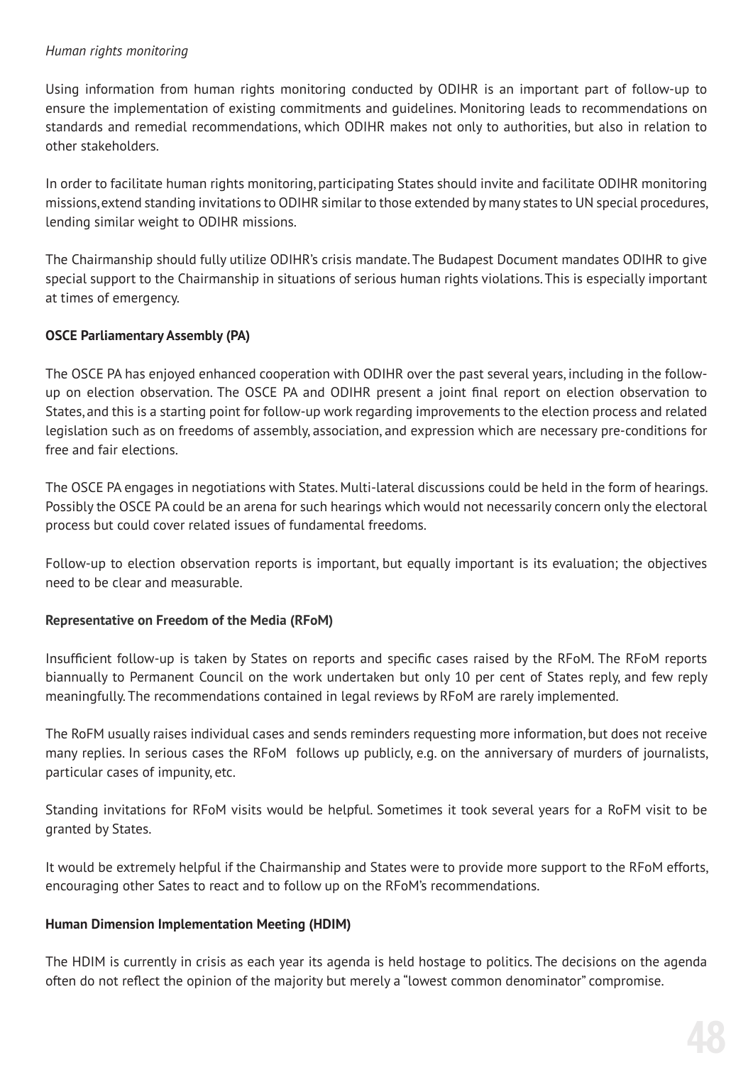*Human rights monitoring*

Using information from human rights monitoring conducted by ODIHR is an important part of follow-up to ensure the implementation of existing commitments and guidelines. Monitoring leads to recommendations on standards and remedial recommendations, which ODIHR makes not only to authorities, but also in relation to other stakeholders.

In order to facilitate human rights monitoring, participating States should invite and facilitate ODIHR monitoring missions, extend standing invitations to ODIHR similar to those extended by many states to UN special procedures, lending similar weight to ODIHR missions.

The Chairmanship should fully utilize ODIHR's crisis mandate. The Budapest Document mandates ODIHR to give special support to the Chairmanship in situations of serious human rights violations. This is especially important at times of emergency.

**OSCE Parliamentary Assembly (PA)**

The OSCE PA has enjoyed enhanced cooperation with ODIHR over the past several years, including in the follow-up on election observation. The OSCE PA and ODIHR present a joint final report on election observation to States, and this is a starting point for follow-up work regarding improvements to the election process and related legislation such as on freedoms of assembly, association, and expression which are necessary pre-conditions for free and fair elections.

The OSCE PA engages in negotiations with States. Multi-lateral discussions could be held in the form of hearings. Possibly the OSCE PA could be an arena for such hearings which would not necessarily concern only the electoral process but could cover related issues of fundamental freedoms.

Follow-up to election observation reports is important, but equally important is its evaluation; the objectives need to be clear and measurable.

**Representative on Freedom of the Media (RFoM)**

Insufficient follow-up is taken by States on reports and specific cases raised by the RFoM. The RFoM reports biannually to Permanent Council on the work undertaken but only 10 per cent of States reply, and few reply meaningfully. The recommendations contained in legal reviews by RFoM are rarely implemented.

The RoFM usually raises individual cases and sends reminders requesting more information, but does not receive many replies. In serious cases the RFoM follows up publicly, e.g. on the anniversary of murders of journalists, particular cases of impunity, etc.

Standing invitations for RFoM visits would be helpful. Sometimes it took several years for a RoFM visit to be granted by States.

It would be extremely helpful if the Chairmanship and States were to provide more support to the RFoM efforts, encouraging other Sates to react and to follow up on the RFoM's recommendations.

**Human Dimension Implementation Meeting (HDIM)**

The HDIM is currently in crisis as each year its agenda is held hostage to politics. The decisions on the agenda often do not reflect the opinion of the majority but merely a "lowest common denominator" compromise.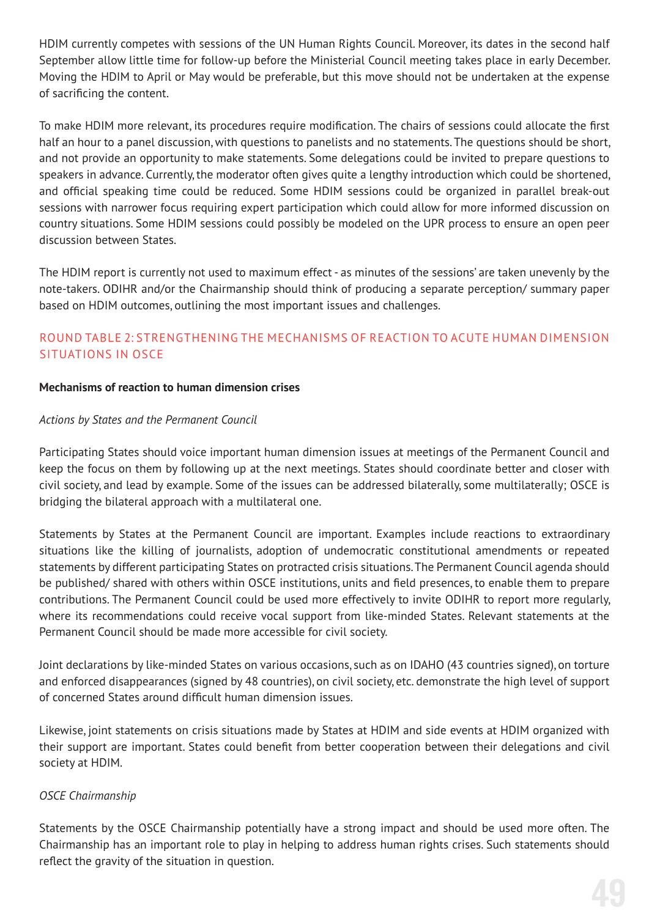HDIM currently competes with sessions of the UN Human Rights Council. Moreover, its dates in the second half September allow little time for follow-up before the Ministerial Council meeting takes place in early December. Moving the HDIM to April or May would be preferable, but this move should not be undertaken at the expense of sacrificing the content.

To make HDIM more relevant, its procedures require modification. The chairs of sessions could allocate the first half an hour to a panel discussion, with questions to panelists and no statements. The questions should be short, and not provide an opportunity to make statements. Some delegations could be invited to prepare questions to speakers in advance. Currently, the moderator often gives quite a lengthy introduction which could be shortened, and official speaking time could be reduced. Some HDIM sessions could be organized in parallel break-out sessions with narrower focus requiring expert participation which could allow for more informed discussion on country situations. Some HDIM sessions could possibly be modeled on the UPR process to ensure an open peer discussion between States.

The HDIM report is currently not used to maximum effect - as minutes of the sessions' are taken unevenly by the note-takers. ODIHR and/or the Chairmanship should think of producing a separate perception/ summary paper based on HDIM outcomes, outlining the most important issues and challenges.

## ROUND TABLE 2: STRENGTHENING THE MECHANISMS OF REACTION TO ACUTE HUMAN DIMENSION SITUATIONS IN OSCE

**Mechanisms of reaction to human dimension crises**

*Actions by States and the Permanent Council*

Participating States should voice important human dimension issues at meetings of the Permanent Council and keep the focus on them by following up at the next meetings. States should coordinate better and closer with civil society, and lead by example. Some of the issues can be addressed bilaterally, some multilaterally; OSCE is bridging the bilateral approach with a multilateral one.

Statements by States at the Permanent Council are important. Examples include reactions to extraordinary situations like the killing of journalists, adoption of undemocratic constitutional amendments or repeated statements by different participating States on protracted crisis situations. The Permanent Council agenda should be published/ shared with others within OSCE institutions, units and field presences, to enable them to prepare contributions. The Permanent Council could be used more effectively to invite ODIHR to report more regularly, where its recommendations could receive vocal support from like-minded States. Relevant statements at the Permanent Council should be made more accessible for civil society.

Joint declarations by like-minded States on various occasions, such as on IDAHO (43 countries signed), on torture and enforced disappearances (signed by 48 countries), on civil society, etc. demonstrate the high level of support of concerned States around difficult human dimension issues.

Likewise, joint statements on crisis situations made by States at HDIM and side events at HDIM organized with their support are important. States could benefit from better cooperation between their delegations and civil society at HDIM.

*OSCE Chairmanship*

Statements by the OSCE Chairmanship potentially have a strong impact and should be used more often. The Chairmanship has an important role to play in helping to address human rights crises. Such statements should reflect the gravity of the situation in question.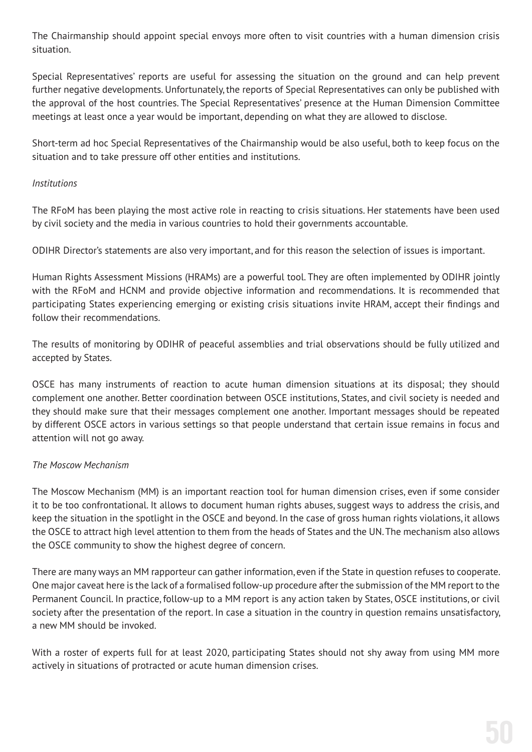The Chairmanship should appoint special envoys more often to visit countries with a human dimension crisis situation.

Special Representatives' reports are useful for assessing the situation on the ground and can help prevent further negative developments. Unfortunately, the reports of Special Representatives can only be published with the approval of the host countries. The Special Representatives' presence at the Human Dimension Committee meetings at least once a year would be important, depending on what they are allowed to disclose.

Short-term ad hoc Special Representatives of the Chairmanship would be also useful, both to keep focus on the situation and to take pressure off other entities and institutions.

*Institutions*

The RFoM has been playing the most active role in reacting to crisis situations. Her statements have been used by civil society and the media in various countries to hold their governments accountable.

ODIHR Director's statements are also very important, and for this reason the selection of issues is important.

Human Rights Assessment Missions (HRAMs) are a powerful tool. They are often implemented by ODIHR jointly with the RFoM and HCNM and provide objective information and recommendations. It is recommended that participating States experiencing emerging or existing crisis situations invite HRAM, accept their findings and follow their recommendations.

The results of monitoring by ODIHR of peaceful assemblies and trial observations should be fully utilized and accepted by States.

OSCE has many instruments of reaction to acute human dimension situations at its disposal; they should complement one another. Better coordination between OSCE institutions, States, and civil society is needed and they should make sure that their messages complement one another. Important messages should be repeated by different OSCE actors in various settings so that people understand that certain issue remains in focus and attention will not go away.

*The Moscow Mechanism*

The Moscow Mechanism (MM) is an important reaction tool for human dimension crises, even if some consider it to be too confrontational. It allows to document human rights abuses, suggest ways to address the crisis, and keep the situation in the spotlight in the OSCE and beyond. In the case of gross human rights violations, it allows the OSCE to attract high level attention to them from the heads of States and the UN. The mechanism also allows the OSCE community to show the highest degree of concern.

There are many ways an MM rapporteur can gather information, even if the State in question refuses to cooperate. One major caveat here is the lack of a formalised follow-up procedure after the submission of the MM report to the Permanent Council. In practice, follow-up to a MM report is any action taken by States, OSCE institutions, or civil society after the presentation of the report. In case a situation in the country in question remains unsatisfactory, a new MM should be invoked.

With a roster of experts full for at least 2020, participating States should not shy away from using MM more actively in situations of protracted or acute human dimension crises.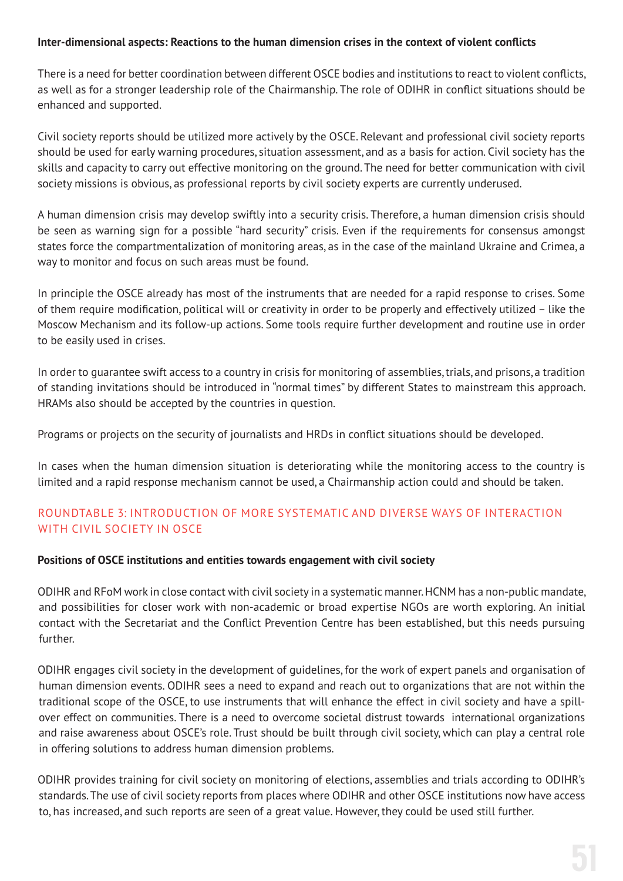**Inter-dimensional aspects: Reactions to the human dimension crises in the context of violent conflicts**

There is a need for better coordination between different OSCE bodies and institutions to react to violent conflicts, as well as for a stronger leadership role of the Chairmanship. The role of ODIHR in conflict situations should be enhanced and supported.

Civil society reports should be utilized more actively by the OSCE. Relevant and professional civil society reports should be used for early warning procedures, situation assessment, and as a basis for action. Civil society has the skills and capacity to carry out effective monitoring on the ground. The need for better communication with civil society missions is obvious, as professional reports by civil society experts are currently underused.

A human dimension crisis may develop swiftly into a security crisis. Therefore, a human dimension crisis should be seen as warning sign for a possible "hard security" crisis. Even if the requirements for consensus amongst states force the compartmentalization of monitoring areas, as in the case of the mainland Ukraine and Crimea, a way to monitor and focus on such areas must be found.

In principle the OSCE already has most of the instruments that are needed for a rapid response to crises. Some of them require modification, political will or creativity in order to be properly and effectively utilized – like the Moscow Mechanism and its follow-up actions. Some tools require further development and routine use in order to be easily used in crises.

In order to guarantee swift access to a country in crisis for monitoring of assemblies, trials, and prisons, a tradition of standing invitations should be introduced in "normal times" by different States to mainstream this approach. HRAMs also should be accepted by the countries in question.

Programs or projects on the security of journalists and HRDs in conflict situations should be developed.

In cases when the human dimension situation is deteriorating while the monitoring access to the country is limited and a rapid response mechanism cannot be used, a Chairmanship action could and should be taken.

## ROUNDTABLE 3: INTRODUCTION OF MORE SYSTEMATIC AND DIVERSE WAYS OF INTERACTION WITH CIVIL SOCIETY IN OSCE

**Positions of OSCE institutions and entities towards engagement with civil society**

ODIHR and RFoM work in close contact with civil society in a systematic manner. HCNM has a non-public mandate, and possibilities for closer work with non-academic or broad expertise NGOs are worth exploring. An initial contact with the Secretariat and the Conflict Prevention Centre has been established, but this needs pursuing further.

ODIHR engages civil society in the development of guidelines, for the work of expert panels and organisation of human dimension events. ODIHR sees a need to expand and reach out to organizations that are not within the traditional scope of the OSCE, to use instruments that will enhance the effect in civil society and have a spill-over effect on communities. There is a need to overcome societal distrust towards international organizations and raise awareness about OSCE's role. Trust should be built through civil society, which can play a central role in offering solutions to address human dimension problems.

ODIHR provides training for civil society on monitoring of elections, assemblies and trials according to ODIHR's standards. The use of civil society reports from places where ODIHR and other OSCE institutions now have access to, has increased, and such reports are seen of a great value. However, they could be used still further.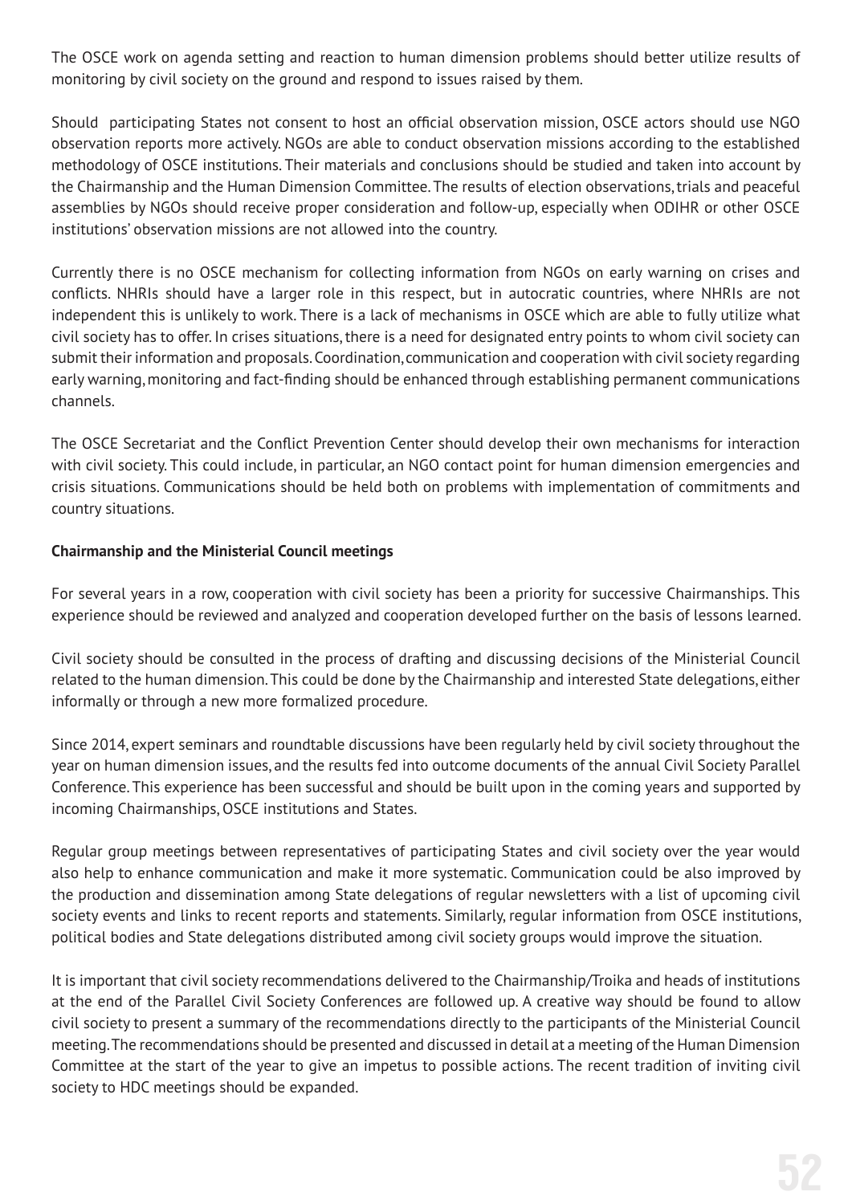The OSCE work on agenda setting and reaction to human dimension problems should better utilize results of monitoring by civil society on the ground and respond to issues raised by them.

Should participating States not consent to host an official observation mission, OSCE actors should use NGO observation reports more actively. NGOs are able to conduct observation missions according to the established methodology of OSCE institutions. Their materials and conclusions should be studied and taken into account by the Chairmanship and the Human Dimension Committee. The results of election observations, trials and peaceful assemblies by NGOs should receive proper consideration and follow-up, especially when ODIHR or other OSCE institutions' observation missions are not allowed into the country.

Currently there is no OSCE mechanism for collecting information from NGOs on early warning on crises and conflicts. NHRIs should have a larger role in this respect, but in autocratic countries, where NHRIs are not independent this is unlikely to work. There is a lack of mechanisms in OSCE which are able to fully utilize what civil society has to offer. In crises situations, there is a need for designated entry points to whom civil society can submit their information and proposals. Coordination, communication and cooperation with civil society regarding early warning, monitoring and fact-finding should be enhanced through establishing permanent communications channels.

The OSCE Secretariat and the Conflict Prevention Center should develop their own mechanisms for interaction with civil society. This could include, in particular, an NGO contact point for human dimension emergencies and crisis situations. Communications should be held both on problems with implementation of commitments and country situations.

**Chairmanship and the Ministerial Council meetings**

For several years in a row, cooperation with civil society has been a priority for successive Chairmanships. This experience should be reviewed and analyzed and cooperation developed further on the basis of lessons learned.

Civil society should be consulted in the process of drafting and discussing decisions of the Ministerial Council related to the human dimension. This could be done by the Chairmanship and interested State delegations, either informally or through a new more formalized procedure.

Since 2014, expert seminars and roundtable discussions have been regularly held by civil society throughout the year on human dimension issues, and the results fed into outcome documents of the annual Civil Society Parallel Conference. This experience has been successful and should be built upon in the coming years and supported by incoming Chairmanships, OSCE institutions and States.

Regular group meetings between representatives of participating States and civil society over the year would also help to enhance communication and make it more systematic. Communication could be also improved by the production and dissemination among State delegations of regular newsletters with a list of upcoming civil society events and links to recent reports and statements. Similarly, regular information from OSCE institutions, political bodies and State delegations distributed among civil society groups would improve the situation.

It is important that civil society recommendations delivered to the Chairmanship/Troika and heads of institutions at the end of the Parallel Civil Society Conferences are followed up. A creative way should be found to allow civil society to present a summary of the recommendations directly to the participants of the Ministerial Council meeting. The recommendations should be presented and discussed in detail at a meeting of the Human Dimension Committee at the start of the year to give an impetus to possible actions. The recent tradition of inviting civil society to HDC meetings should be expanded.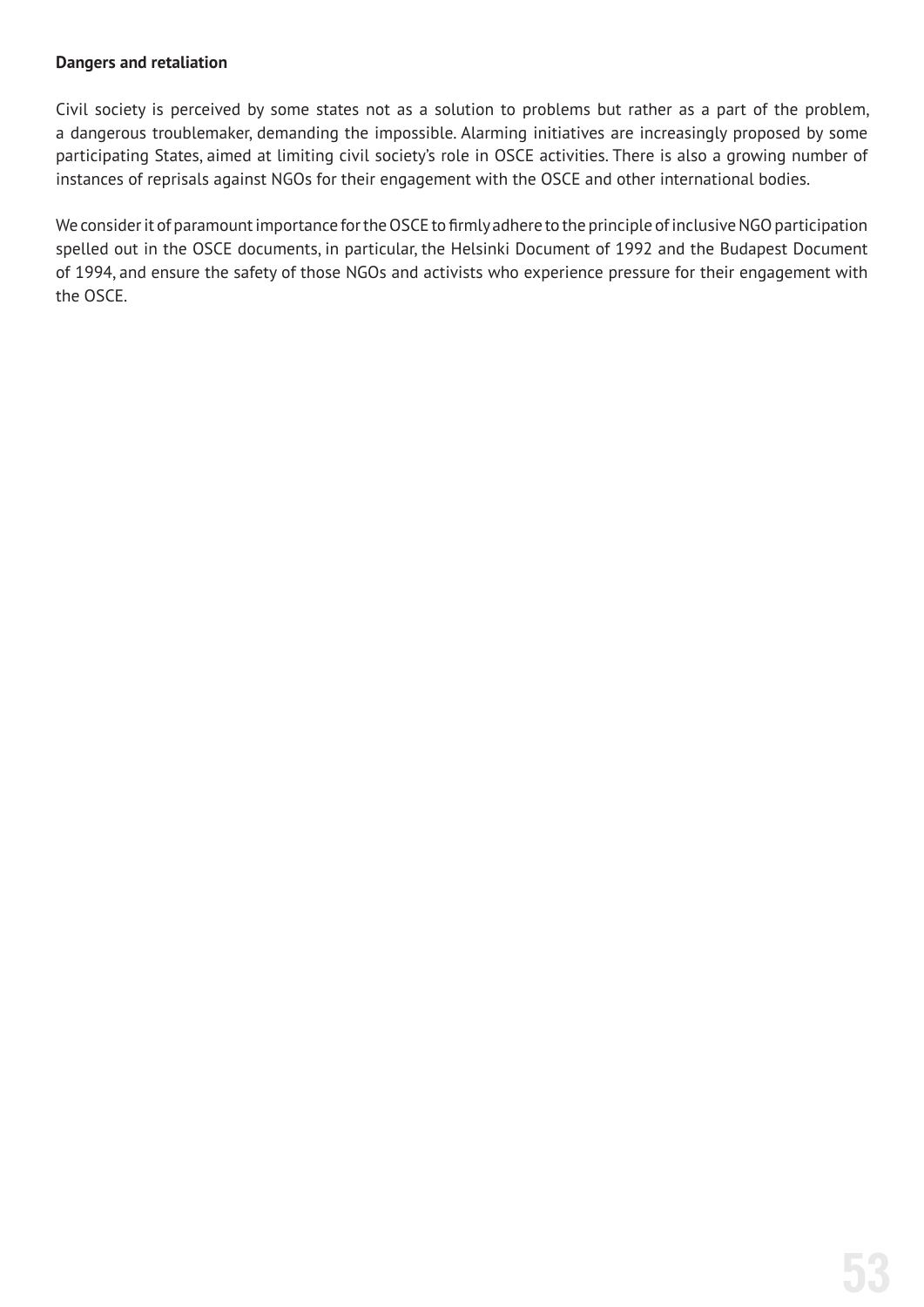**Dangers and retaliation**

Civil society is perceived by some states not as a solution to problems but rather as a part of the problem, a dangerous troublemaker, demanding the impossible. Alarming initiatives are increasingly proposed by some participating States, aimed at limiting civil society's role in OSCE activities. There is also a growing number of instances of reprisals against NGOs for their engagement with the OSCE and other international bodies.

We consider it of paramount importance for the OSCE to firmly adhere to the principle of inclusive NGO participation spelled out in the OSCE documents, in particular, the Helsinki Document of 1992 and the Budapest Document of 1994, and ensure the safety of those NGOs and activists who experience pressure for their engagement with the OSCE.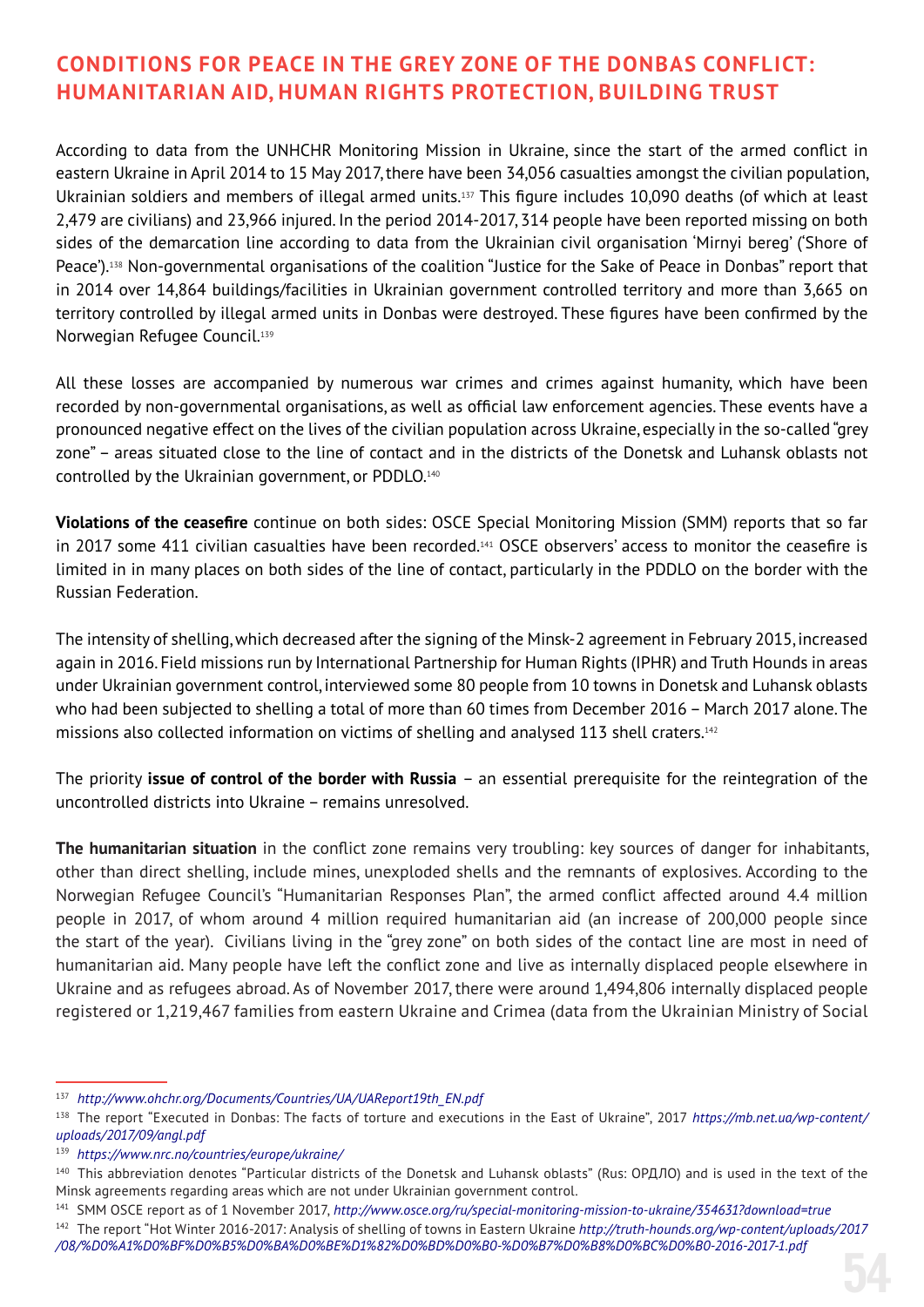## CONDITIONS FOR PEACE IN THE GREY ZONE OF THE DONBAS CONFLICT: HUMANITARIAN AID, HUMAN RIGHTS PROTECTION, BUILDING TRUST

According to data from the UNHCHR Monitoring Mission in Ukraine, since the start of the armed conflict in eastern Ukraine in April 2014 to 15 May 2017, there have been 34,056 casualties amongst the civilian population, Ukrainian soldiers and members of illegal armed units.[137] This figure includes 10,090 deaths (of which at least 2,479 are civilians) and 23,966 injured. In the period 2014-2017, 314 people have been reported missing on both sides of the demarcation line according to data from the Ukrainian civil organisation 'Mirnyi bereg' ('Shore of Peace').[138] Non-governmental organisations of the coalition "Justice for the Sake of Peace in Donbas" report that in 2014 over 14,864 buildings/facilities in Ukrainian government controlled territory and more than 3,665 on territory controlled by illegal armed units in Donbas were destroyed. These figures have been confirmed by the Norwegian Refugee Council.[139]

All these losses are accompanied by numerous war crimes and crimes against humanity, which have been recorded by non-governmental organisations, as well as official law enforcement agencies. These events have a pronounced negative effect on the lives of the civilian population across Ukraine, especially in the so-called "grey zone" – areas situated close to the line of contact and in the districts of the Donetsk and Luhansk oblasts not controlled by the Ukrainian government, or PDDLO.[140]

**Violations of the ceasefire** continue on both sides: OSCE Special Monitoring Mission (SMM) reports that so far in 2017 some 411 civilian casualties have been recorded.[141] OSCE observers' access to monitor the ceasefire is limited in in many places on both sides of the line of contact, particularly in the PDDLO on the border with the Russian Federation.

The intensity of shelling, which decreased after the signing of the Minsk-2 agreement in February 2015, increased again in 2016. Field missions run by International Partnership for Human Rights (IPHR) and Truth Hounds in areas under Ukrainian government control, interviewed some 80 people from 10 towns in Donetsk and Luhansk oblasts who had been subjected to shelling a total of more than 60 times from December 2016 – March 2017 alone. The missions also collected information on victims of shelling and analysed 113 shell craters.[142]

The priority **issue of control of the border with Russia** – an essential prerequisite for the reintegration of the uncontrolled districts into Ukraine – remains unresolved.

**The humanitarian situation** in the conflict zone remains very troubling: key sources of danger for inhabitants, other than direct shelling, include mines, unexploded shells and the remnants of explosives. According to the Norwegian Refugee Council's "Humanitarian Responses Plan", the armed conflict affected around 4.4 million people in 2017, of whom around 4 million required humanitarian aid (an increase of 200,000 people since the start of the year). Civilians living in the "grey zone" on both sides of the contact line are most in need of humanitarian aid. Many people have left the conflict zone and live as internally displaced people elsewhere in Ukraine and as refugees abroad. As of November 2017, there were around 1,494,806 internally displaced people registered or 1,219,467 families from eastern Ukraine and Crimea (data from the Ukrainian Ministry of Social

---

[137] *http://www.ohchr.org/Documents/Countries/UA/UAReport19th_EN.pdf*

[138] The report "Executed in Donbas: The facts of torture and executions in the East of Ukraine", 2017 *https://mb.net.ua/wp-content/uploads/2017/09/angl.pdf*

[139] *https://www.nrc.no/countries/europe/ukraine/*

[140] This abbreviation denotes "Particular districts of the Donetsk and Luhansk oblasts" (Rus: ОРДЛО) and is used in the text of the Minsk agreements regarding areas which are not under Ukrainian government control.

[141] SMM OSCE report as of 1 November 2017, *http://www.osce.org/ru/special-monitoring-mission-to-ukraine/354631?download=true*

[142] The report "Hot Winter 2016-2017: Analysis of shelling of towns in Eastern Ukraine *http://truth-hounds.org/wp-content/uploads/2017/08/%D0%A1%D0%BF%D0%B5%D0%BA%D0%BE%D1%82%D0%BD%D0%B0-%D0%B7%D0%B8%D0%BC%D0%B0-2016-2017-1.pdf*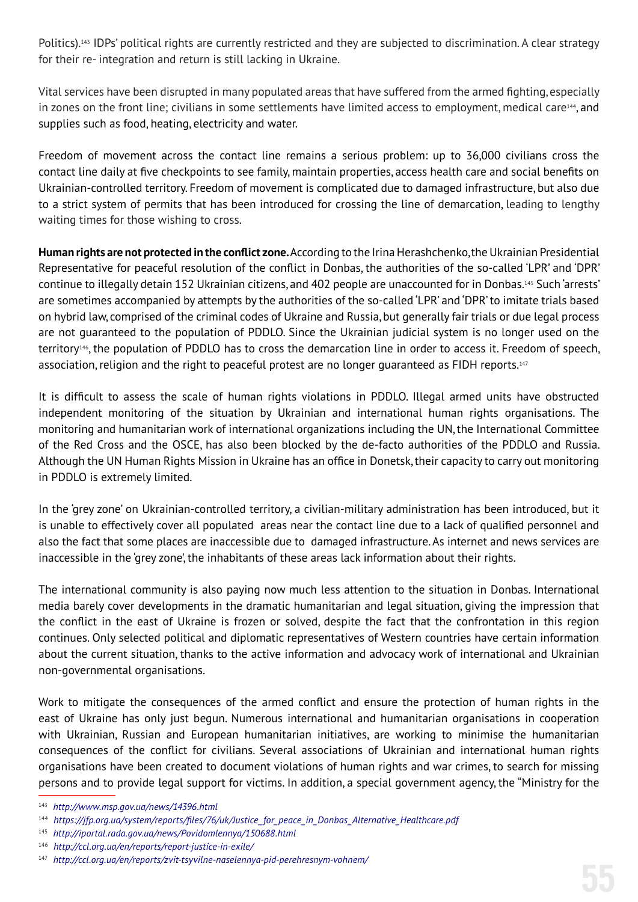Politics).[143] IDPs' political rights are currently restricted and they are subjected to discrimination. A clear strategy for their re- integration and return is still lacking in Ukraine.

Vital services have been disrupted in many populated areas that have suffered from the armed fighting, especially in zones on the front line; civilians in some settlements have limited access to employment, medical care[144], and supplies such as food, heating, electricity and water.

Freedom of movement across the contact line remains a serious problem: up to 36,000 civilians cross the contact line daily at five checkpoints to see family, maintain properties, access health care and social benefits on Ukrainian-controlled territory. Freedom of movement is complicated due to damaged infrastructure, but also due to a strict system of permits that has been introduced for crossing the line of demarcation, leading to lengthy waiting times for those wishing to cross.

**Human rights are not protected in the conflict zone.** According to the Irina Herashchenko, the Ukrainian Presidential Representative for peaceful resolution of the conflict in Donbas, the authorities of the so-called 'LPR' and 'DPR' continue to illegally detain 152 Ukrainian citizens, and 402 people are unaccounted for in Donbas.[145] Such 'arrests' are sometimes accompanied by attempts by the authorities of the so-called 'LPR' and 'DPR' to imitate trials based on hybrid law, comprised of the criminal codes of Ukraine and Russia, but generally fair trials or due legal process are not guaranteed to the population of PDDLO. Since the Ukrainian judicial system is no longer used on the territory[146], the population of PDDLO has to cross the demarcation line in order to access it. Freedom of speech, association, religion and the right to peaceful protest are no longer guaranteed as FIDH reports.[147]

It is difficult to assess the scale of human rights violations in PDDLO. Illegal armed units have obstructed independent monitoring of the situation by Ukrainian and international human rights organisations. The monitoring and humanitarian work of international organizations including the UN, the International Committee of the Red Cross and the OSCE, has also been blocked by the de-facto authorities of the PDDLO and Russia. Although the UN Human Rights Mission in Ukraine has an office in Donetsk, their capacity to carry out monitoring in PDDLO is extremely limited.

In the 'grey zone' on Ukrainian-controlled territory, a civilian-military administration has been introduced, but it is unable to effectively cover all populated areas near the contact line due to a lack of qualified personnel and also the fact that some places are inaccessible due to damaged infrastructure. As internet and news services are inaccessible in the 'grey zone', the inhabitants of these areas lack information about their rights.

The international community is also paying now much less attention to the situation in Donbas. International media barely cover developments in the dramatic humanitarian and legal situation, giving the impression that the conflict in the east of Ukraine is frozen or solved, despite the fact that the confrontation in this region continues. Only selected political and diplomatic representatives of Western countries have certain information about the current situation, thanks to the active information and advocacy work of international and Ukrainian non-governmental organisations.

Work to mitigate the consequences of the armed conflict and ensure the protection of human rights in the east of Ukraine has only just begun. Numerous international and humanitarian organisations in cooperation with Ukrainian, Russian and European humanitarian initiatives, are working to minimise the humanitarian consequences of the conflict for civilians. Several associations of Ukrainian and international human rights organisations have been created to document violations of human rights and war crimes, to search for missing persons and to provide legal support for victims. In addition, a special government agency, the "Ministry for the

---

[143] *http://www.msp.gov.ua/news/14396.html*

[144] *https://jfp.org.ua/system/reports/files/76/uk/Justice_for_peace_in_Donbas_Alternative_Healthcare.pdf*

[145] *http://iportal.rada.gov.ua/news/Povidomlennya/150688.html*

[146] *http://ccl.org.ua/en/reports/report-justice-in-exile/*

[147] *http://ccl.org.ua/en/reports/zvit-tsyvilne-naselennya-pid-perehresnym-vohnem/*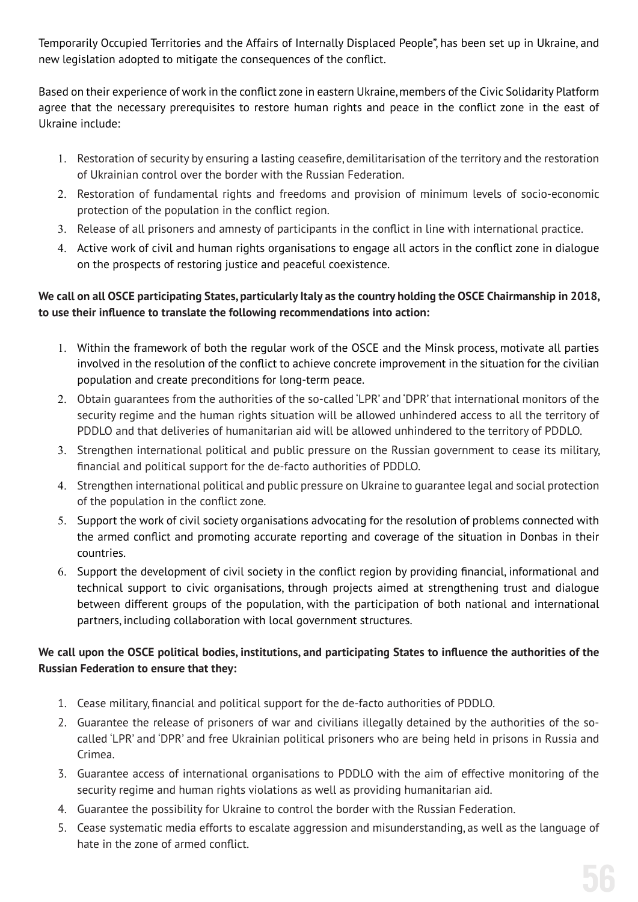Temporarily Occupied Territories and the Affairs of Internally Displaced People", has been set up in Ukraine, and new legislation adopted to mitigate the consequences of the conflict.

Based on their experience of work in the conflict zone in eastern Ukraine, members of the Civic Solidarity Platform agree that the necessary prerequisites to restore human rights and peace in the conflict zone in the east of Ukraine include:

1. Restoration of security by ensuring a lasting ceasefire, demilitarisation of the territory and the restoration of Ukrainian control over the border with the Russian Federation.
2. Restoration of fundamental rights and freedoms and provision of minimum levels of socio-economic protection of the population in the conflict region.
3. Release of all prisoners and amnesty of participants in the conflict in line with international practice.
4. Active work of civil and human rights organisations to engage all actors in the conflict zone in dialogue on the prospects of restoring justice and peaceful coexistence.

**We call on all OSCE participating States, particularly Italy as the country holding the OSCE Chairmanship in 2018, to use their influence to translate the following recommendations into action:**

1. Within the framework of both the regular work of the OSCE and the Minsk process, motivate all parties involved in the resolution of the conflict to achieve concrete improvement in the situation for the civilian population and create preconditions for long-term peace.
2. Obtain guarantees from the authorities of the so-called 'LPR' and 'DPR' that international monitors of the security regime and the human rights situation will be allowed unhindered access to all the territory of PDDLO and that deliveries of humanitarian aid will be allowed unhindered to the territory of PDDLO.
3. Strengthen international political and public pressure on the Russian government to cease its military, financial and political support for the de-facto authorities of PDDLO.
4. Strengthen international political and public pressure on Ukraine to guarantee legal and social protection of the population in the conflict zone.
5. Support the work of civil society organisations advocating for the resolution of problems connected with the armed conflict and promoting accurate reporting and coverage of the situation in Donbas in their countries.
6. Support the development of civil society in the conflict region by providing financial, informational and technical support to civic organisations, through projects aimed at strengthening trust and dialogue between different groups of the population, with the participation of both national and international partners, including collaboration with local government structures.

**We call upon the OSCE political bodies, institutions, and participating States to influence the authorities of the Russian Federation to ensure that they:**

1. Cease military, financial and political support for the de-facto authorities of PDDLO.
2. Guarantee the release of prisoners of war and civilians illegally detained by the authorities of the so-called 'LPR' and 'DPR' and free Ukrainian political prisoners who are being held in prisons in Russia and Crimea.
3. Guarantee access of international organisations to PDDLO with the aim of effective monitoring of the security regime and human rights violations as well as providing humanitarian aid.
4. Guarantee the possibility for Ukraine to control the border with the Russian Federation.
5. Cease systematic media efforts to escalate aggression and misunderstanding, as well as the language of hate in the zone of armed conflict.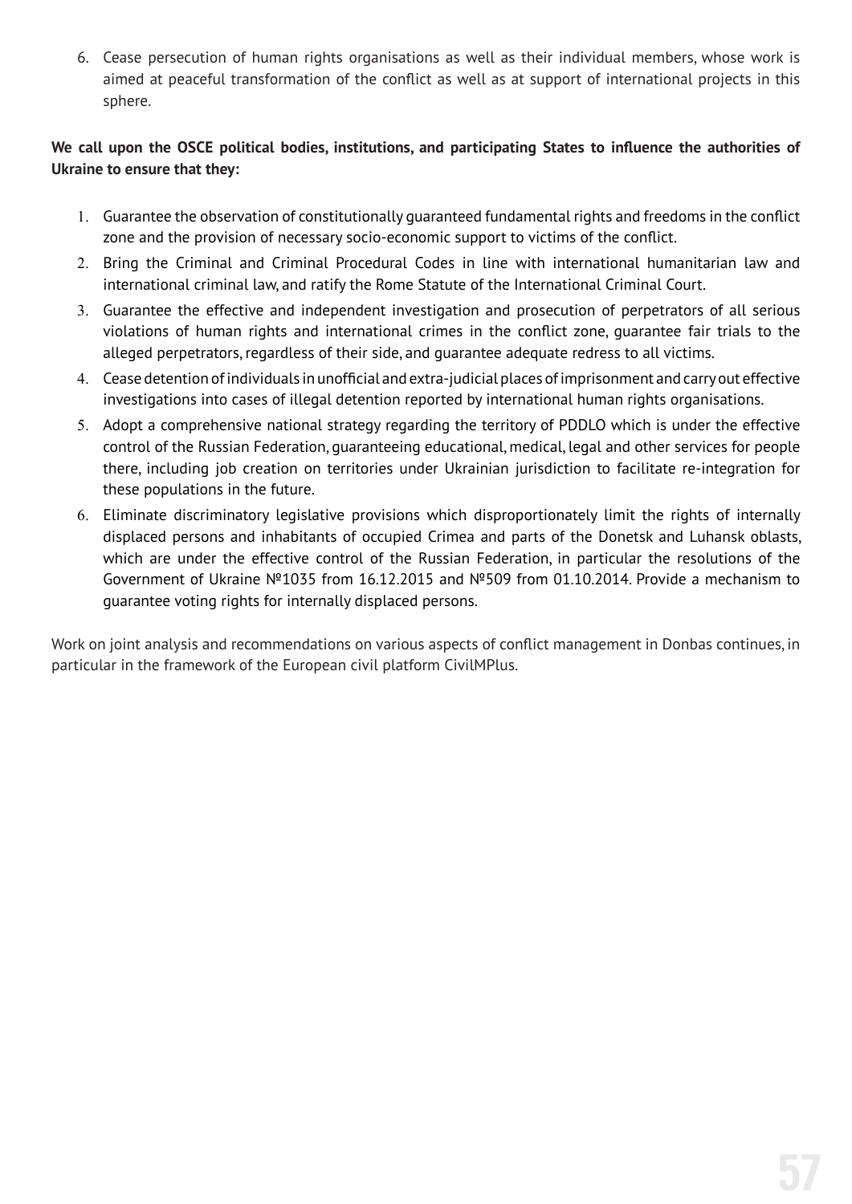6. Cease persecution of human rights organisations as well as their individual members, whose work is aimed at peaceful transformation of the conflict as well as at support of international projects in this sphere.

**We call upon the OSCE political bodies, institutions, and participating States to influence the authorities of Ukraine to ensure that they:**

1. Guarantee the observation of constitutionally guaranteed fundamental rights and freedoms in the conflict zone and the provision of necessary socio-economic support to victims of the conflict.
2. Bring the Criminal and Criminal Procedural Codes in line with international humanitarian law and international criminal law, and ratify the Rome Statute of the International Criminal Court.
3. Guarantee the effective and independent investigation and prosecution of perpetrators of all serious violations of human rights and international crimes in the conflict zone, guarantee fair trials to the alleged perpetrators, regardless of their side, and guarantee adequate redress to all victims.
4. Cease detention of individuals in unofficial and extra-judicial places of imprisonment and carry out effective investigations into cases of illegal detention reported by international human rights organisations.
5. Adopt a comprehensive national strategy regarding the territory of PDDLO which is under the effective control of the Russian Federation, guaranteeing educational, medical, legal and other services for people there, including job creation on territories under Ukrainian jurisdiction to facilitate re-integration for these populations in the future.
6. Eliminate discriminatory legislative provisions which disproportionately limit the rights of internally displaced persons and inhabitants of occupied Crimea and parts of the Donetsk and Luhansk oblasts, which are under the effective control of the Russian Federation, in particular the resolutions of the Government of Ukraine №1035 from 16.12.2015 and №509 from 01.10.2014. Provide a mechanism to guarantee voting rights for internally displaced persons.

Work on joint analysis and recommendations on various aspects of conflict management in Donbas continues, in particular in the framework of the European civil platform CivilMPlus.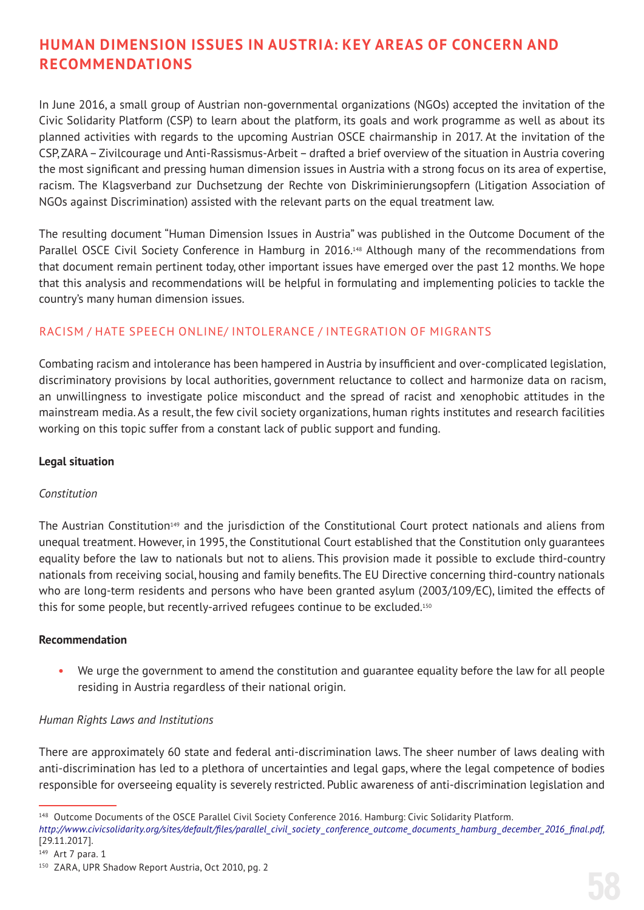# HUMAN DIMENSION ISSUES IN AUSTRIA: KEY AREAS OF CONCERN AND RECOMMENDATIONS

In June 2016, a small group of Austrian non-governmental organizations (NGOs) accepted the invitation of the Civic Solidarity Platform (CSP) to learn about the platform, its goals and work programme as well as about its planned activities with regards to the upcoming Austrian OSCE chairmanship in 2017. At the invitation of the CSP, ZARA – Zivilcourage und Anti-Rassismus-Arbeit – drafted a brief overview of the situation in Austria covering the most significant and pressing human dimension issues in Austria with a strong focus on its area of expertise, racism. The Klagsverband zur Duchsetzung der Rechte von Diskriminierungsopfern (Litigation Association of NGOs against Discrimination) assisted with the relevant parts on the equal treatment law.

The resulting document "Human Dimension Issues in Austria" was published in the Outcome Document of the Parallel OSCE Civil Society Conference in Hamburg in 2016.[148] Although many of the recommendations from that document remain pertinent today, other important issues have emerged over the past 12 months. We hope that this analysis and recommendations will be helpful in formulating and implementing policies to tackle the country's many human dimension issues.

## RACISM / HATE SPEECH ONLINE/ INTOLERANCE / INTEGRATION OF MIGRANTS

Combating racism and intolerance has been hampered in Austria by insufficient and over-complicated legislation, discriminatory provisions by local authorities, government reluctance to collect and harmonize data on racism, an unwillingness to investigate police misconduct and the spread of racist and xenophobic attitudes in the mainstream media. As a result, the few civil society organizations, human rights institutes and research facilities working on this topic suffer from a constant lack of public support and funding.

**Legal situation**

*Constitution*

The Austrian Constitution[149] and the jurisdiction of the Constitutional Court protect nationals and aliens from unequal treatment. However, in 1995, the Constitutional Court established that the Constitution only guarantees equality before the law to nationals but not to aliens. This provision made it possible to exclude third-country nationals from receiving social, housing and family benefits. The EU Directive concerning third-country nationals who are long-term residents and persons who have been granted asylum (2003/109/EC), limited the effects of this for some people, but recently-arrived refugees continue to be excluded.[150]

**Recommendation**

- We urge the government to amend the constitution and guarantee equality before the law for all people residing in Austria regardless of their national origin.

*Human Rights Laws and Institutions*

There are approximately 60 state and federal anti-discrimination laws. The sheer number of laws dealing with anti-discrimination has led to a plethora of uncertainties and legal gaps, where the legal competence of bodies responsible for overseeing equality is severely restricted. Public awareness of anti-discrimination legislation and

---

[148] Outcome Documents of the OSCE Parallel Civil Society Conference 2016. Hamburg: Civic Solidarity Platform. *http://www.civicsolidarity.org/sites/default/files/parallel_civil_society_conference_outcome_documents_hamburg_december_2016_final.pdf,* [29.11.2017].

[149] Art 7 para. 1

[150] ZARA, UPR Shadow Report Austria, Oct 2010, pg. 2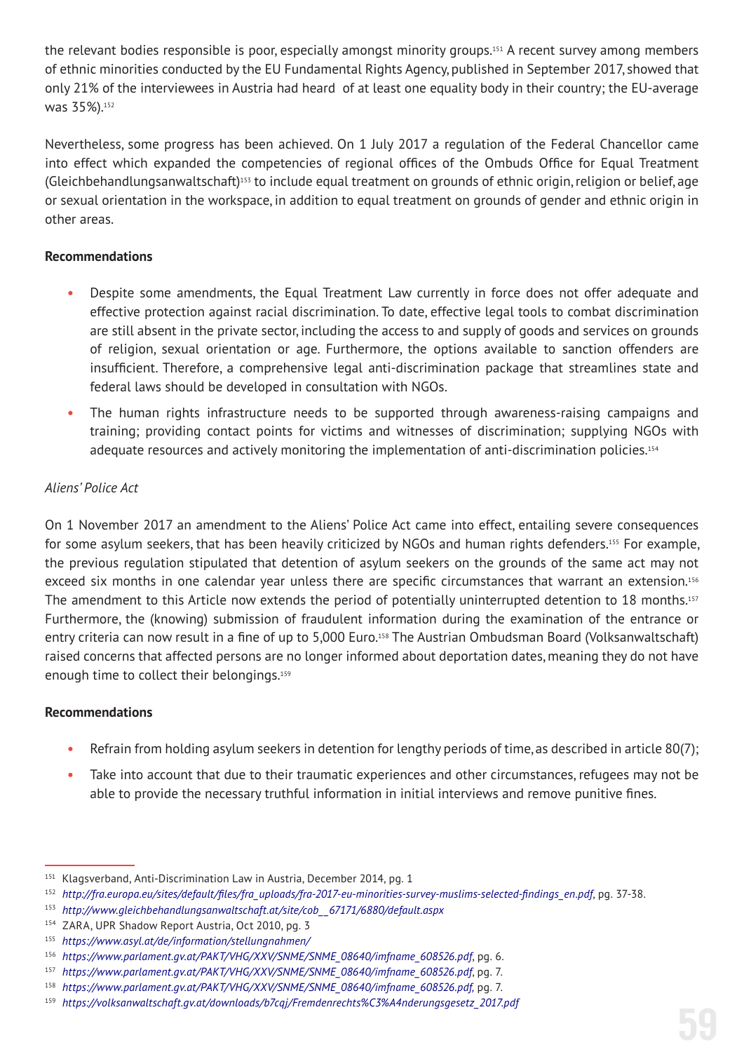the relevant bodies responsible is poor, especially amongst minority groups.[151] A recent survey among members of ethnic minorities conducted by the EU Fundamental Rights Agency, published in September 2017, showed that only 21% of the interviewees in Austria had heard of at least one equality body in their country; the EU-average was 35%).[152]

Nevertheless, some progress has been achieved. On 1 July 2017 a regulation of the Federal Chancellor came into effect which expanded the competencies of regional offices of the Ombuds Office for Equal Treatment (Gleichbehandlungsanwaltschaft)[153] to include equal treatment on grounds of ethnic origin, religion or belief, age or sexual orientation in the workspace, in addition to equal treatment on grounds of gender and ethnic origin in other areas.

**Recommendations**

- Despite some amendments, the Equal Treatment Law currently in force does not offer adequate and effective protection against racial discrimination. To date, effective legal tools to combat discrimination are still absent in the private sector, including the access to and supply of goods and services on grounds of religion, sexual orientation or age. Furthermore, the options available to sanction offenders are insufficient. Therefore, a comprehensive legal anti-discrimination package that streamlines state and federal laws should be developed in consultation with NGOs.
- The human rights infrastructure needs to be supported through awareness-raising campaigns and training; providing contact points for victims and witnesses of discrimination; supplying NGOs with adequate resources and actively monitoring the implementation of anti-discrimination policies.[154]

*Aliens' Police Act*

On 1 November 2017 an amendment to the Aliens' Police Act came into effect, entailing severe consequences for some asylum seekers, that has been heavily criticized by NGOs and human rights defenders.[155] For example, the previous regulation stipulated that detention of asylum seekers on the grounds of the same act may not exceed six months in one calendar year unless there are specific circumstances that warrant an extension.[156] The amendment to this Article now extends the period of potentially uninterrupted detention to 18 months.[157] Furthermore, the (knowing) submission of fraudulent information during the examination of the entrance or entry criteria can now result in a fine of up to 5,000 Euro.[158] The Austrian Ombudsman Board (Volksanwaltschaft) raised concerns that affected persons are no longer informed about deportation dates, meaning they do not have enough time to collect their belongings.[159]

**Recommendations**

- Refrain from holding asylum seekers in detention for lengthy periods of time, as described in article 80(7);
- Take into account that due to their traumatic experiences and other circumstances, refugees may not be able to provide the necessary truthful information in initial interviews and remove punitive fines.

---

[151] Klagsverband, Anti-Discrimination Law in Austria, December 2014, pg. 1

[152] *http://fra.europa.eu/sites/default/files/fra_uploads/fra-2017-eu-minorities-survey-muslims-selected-findings_en.pdf*, pg. 37-38.

[153] *http://www.gleichbehandlungsanwaltschaft.at/site/cob__67171/6880/default.aspx*

[154] ZARA, UPR Shadow Report Austria, Oct 2010, pg. 3

[155] *https://www.asyl.at/de/information/stellungnahmen/*

[156] *https://www.parlament.gv.at/PAKT/VHG/XXV/SNME/SNME_08640/imfname_608526.pdf*, pg. 6.

[157] *https://www.parlament.gv.at/PAKT/VHG/XXV/SNME/SNME_08640/imfname_608526.pdf*, pg. 7.

[158] *https://www.parlament.gv.at/PAKT/VHG/XXV/SNME/SNME_08640/imfname_608526.pdf*, pg. 7.

[159] *https://volksanwaltschaft.gv.at/downloads/b7cqj/Fremdenrechts%C3%A4nderungsgesetz_2017.pdf*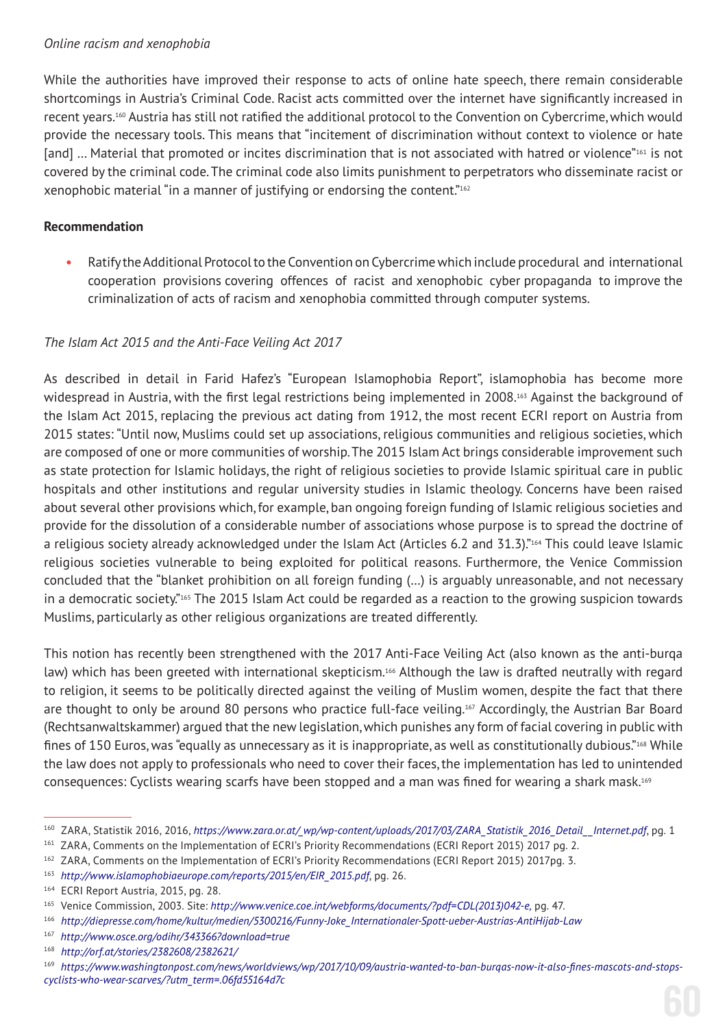*Online racism and xenophobia*

While the authorities have improved their response to acts of online hate speech, there remain considerable shortcomings in Austria's Criminal Code. Racist acts committed over the internet have significantly increased in recent years.[160] Austria has still not ratified the additional protocol to the Convention on Cybercrime, which would provide the necessary tools. This means that "incitement of discrimination without context to violence or hate [and] … Material that promoted or incites discrimination that is not associated with hatred or violence"[161] is not covered by the criminal code. The criminal code also limits punishment to perpetrators who disseminate racist or xenophobic material "in a manner of justifying or endorsing the content."[162]

**Recommendation**

- Ratify the Additional Protocol to the Convention on Cybercrime which include procedural and international cooperation provisions covering offences of racist and xenophobic cyber propaganda to improve the criminalization of acts of racism and xenophobia committed through computer systems.

*The Islam Act 2015 and the Anti-Face Veiling Act 2017*

As described in detail in Farid Hafez's "European Islamophobia Report", islamophobia has become more widespread in Austria, with the first legal restrictions being implemented in 2008.[163] Against the background of the Islam Act 2015, replacing the previous act dating from 1912, the most recent ECRI report on Austria from 2015 states: "Until now, Muslims could set up associations, religious communities and religious societies, which are composed of one or more communities of worship. The 2015 Islam Act brings considerable improvement such as state protection for Islamic holidays, the right of religious societies to provide Islamic spiritual care in public hospitals and other institutions and regular university studies in Islamic theology. Concerns have been raised about several other provisions which, for example, ban ongoing foreign funding of Islamic religious societies and provide for the dissolution of a considerable number of associations whose purpose is to spread the doctrine of a religious society already acknowledged under the Islam Act (Articles 6.2 and 31.3)."[164] This could leave Islamic religious societies vulnerable to being exploited for political reasons. Furthermore, the Venice Commission concluded that the "blanket prohibition on all foreign funding (…) is arguably unreasonable, and not necessary in a democratic society."[165] The 2015 Islam Act could be regarded as a reaction to the growing suspicion towards Muslims, particularly as other religious organizations are treated differently.

This notion has recently been strengthened with the 2017 Anti-Face Veiling Act (also known as the anti-burqa law) which has been greeted with international skepticism.[166] Although the law is drafted neutrally with regard to religion, it seems to be politically directed against the veiling of Muslim women, despite the fact that there are thought to only be around 80 persons who practice full-face veiling.[167] Accordingly, the Austrian Bar Board (Rechtsanwaltskammer) argued that the new legislation, which punishes any form of facial covering in public with fines of 150 Euros, was "equally as unnecessary as it is inappropriate, as well as constitutionally dubious."[168] While the law does not apply to professionals who need to cover their faces, the implementation has led to unintended consequences: Cyclists wearing scarfs have been stopped and a man was fined for wearing a shark mask.[169]

---

[160] ZARA, Statistik 2016, 2016, *https://www.zara.or.at/_wp/wp-content/uploads/2017/03/ZARA_Statistik_2016_Detail__Internet.pdf*, pg. 1

[161] ZARA, Comments on the Implementation of ECRI's Priority Recommendations (ECRI Report 2015) 2017 pg. 2.

[162] ZARA, Comments on the Implementation of ECRI's Priority Recommendations (ECRI Report 2015) 2017pg. 3.

[163] *http://www.islamophobiaeurope.com/reports/2015/en/EIR_2015.pdf*, pg. 26.

[164] ECRI Report Austria, 2015, pg. 28.

[165] Venice Commission, 2003. Site: *http://www.venice.coe.int/webforms/documents/?pdf=CDL(2013)042-e*, pg. 47.

[166] *http://diepresse.com/home/kultur/medien/5300216/Funny-Joke_Internationaler-Spott-ueber-Austrias-AntiHijab-Law*

[167] *http://www.osce.org/odihr/343366?download=true*

[168] *http://orf.at/stories/2382608/2382621/*

[169] *https://www.washingtonpost.com/news/worldviews/wp/2017/10/09/austria-wanted-to-ban-burqas-now-it-also-fines-mascots-and-stops-cyclists-who-wear-scarves/?utm_term=.06fd55164d7c*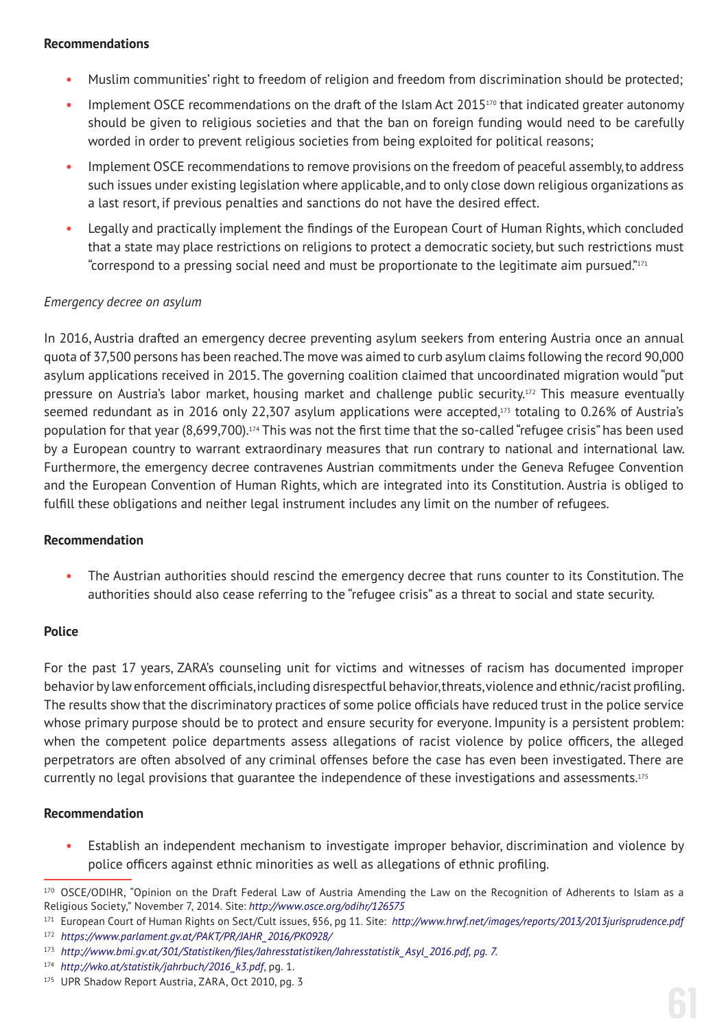**Recommendations**

- Muslim communities' right to freedom of religion and freedom from discrimination should be protected;
- Implement OSCE recommendations on the draft of the Islam Act 2015[170] that indicated greater autonomy should be given to religious societies and that the ban on foreign funding would need to be carefully worded in order to prevent religious societies from being exploited for political reasons;
- Implement OSCE recommendations to remove provisions on the freedom of peaceful assembly, to address such issues under existing legislation where applicable, and to only close down religious organizations as a last resort, if previous penalties and sanctions do not have the desired effect.
- Legally and practically implement the findings of the European Court of Human Rights, which concluded that a state may place restrictions on religions to protect a democratic society, but such restrictions must "correspond to a pressing social need and must be proportionate to the legitimate aim pursued."[171]

*Emergency decree on asylum*

In 2016, Austria drafted an emergency decree preventing asylum seekers from entering Austria once an annual quota of 37,500 persons has been reached. The move was aimed to curb asylum claims following the record 90,000 asylum applications received in 2015. The governing coalition claimed that uncoordinated migration would "put pressure on Austria's labor market, housing market and challenge public security.[172] This measure eventually seemed redundant as in 2016 only 22,307 asylum applications were accepted,[173] totaling to 0.26% of Austria's population for that year (8,699,700).[174] This was not the first time that the so-called "refugee crisis" has been used by a European country to warrant extraordinary measures that run contrary to national and international law. Furthermore, the emergency decree contravenes Austrian commitments under the Geneva Refugee Convention and the European Convention of Human Rights, which are integrated into its Constitution. Austria is obliged to fulfill these obligations and neither legal instrument includes any limit on the number of refugees.

**Recommendation**

- The Austrian authorities should rescind the emergency decree that runs counter to its Constitution. The authorities should also cease referring to the "refugee crisis" as a threat to social and state security.

**Police**

For the past 17 years, ZARA's counseling unit for victims and witnesses of racism has documented improper behavior by law enforcement officials, including disrespectful behavior, threats, violence and ethnic/racist profiling. The results show that the discriminatory practices of some police officials have reduced trust in the police service whose primary purpose should be to protect and ensure security for everyone. Impunity is a persistent problem: when the competent police departments assess allegations of racist violence by police officers, the alleged perpetrators are often absolved of any criminal offenses before the case has even been investigated. There are currently no legal provisions that guarantee the independence of these investigations and assessments.[175]

**Recommendation**

- Establish an independent mechanism to investigate improper behavior, discrimination and violence by police officers against ethnic minorities as well as allegations of ethnic profiling.

---

[170] OSCE/ODIHR, "Opinion on the Draft Federal Law of Austria Amending the Law on the Recognition of Adherents to Islam as a Religious Society," November 7, 2014. Site: *http://www.osce.org/odihr/126575*

[171] European Court of Human Rights on Sect/Cult issues, §56, pg 11. Site: *http://www.hrwf.net/images/reports/2013/2013jurisprudence.pdf*

[172] *https://www.parlament.gv.at/PAKT/PR/JAHR_2016/PK0928/*

[173] *http://www.bmi.gv.at/301/Statistiken/files/Jahresstatistiken/Jahresstatistik_Asyl_2016.pdf, pg. 7.*

[174] *http://wko.at/statistik/jahrbuch/2016_k3.pdf*, pg. 1.

[175] UPR Shadow Report Austria, ZARA, Oct 2010, pg. 3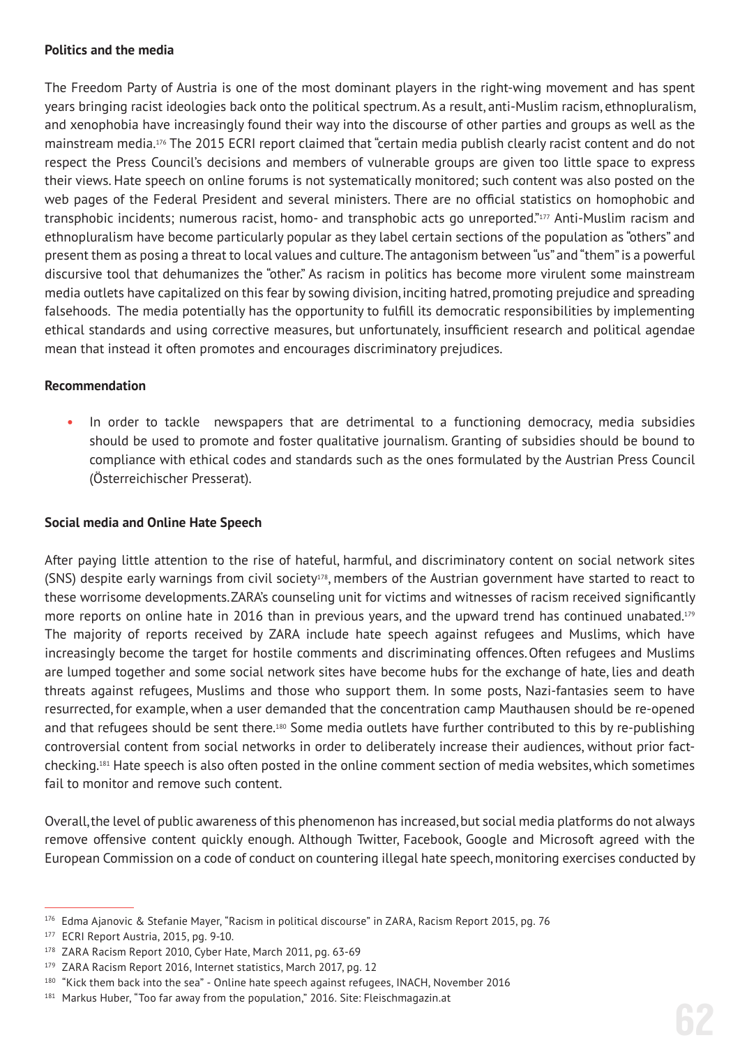### Politics and the media

The Freedom Party of Austria is one of the most dominant players in the right-wing movement and has spent years bringing racist ideologies back onto the political spectrum. As a result, anti-Muslim racism, ethnopluralism, and xenophobia have increasingly found their way into the discourse of other parties and groups as well as the mainstream media.[176] The 2015 ECRI report claimed that "certain media publish clearly racist content and do not respect the Press Council's decisions and members of vulnerable groups are given too little space to express their views. Hate speech on online forums is not systematically monitored; such content was also posted on the web pages of the Federal President and several ministers. There are no official statistics on homophobic and transphobic incidents; numerous racist, homo- and transphobic acts go unreported."[177] Anti-Muslim racism and ethnopluralism have become particularly popular as they label certain sections of the population as "others" and present them as posing a threat to local values and culture. The antagonism between "us" and "them" is a powerful discursive tool that dehumanizes the "other." As racism in politics has become more virulent some mainstream media outlets have capitalized on this fear by sowing division, inciting hatred, promoting prejudice and spreading falsehoods. The media potentially has the opportunity to fulfill its democratic responsibilities by implementing ethical standards and using corrective measures, but unfortunately, insufficient research and political agendae mean that instead it often promotes and encourages discriminatory prejudices.

### Recommendation

- In order to tackle newspapers that are detrimental to a functioning democracy, media subsidies should be used to promote and foster qualitative journalism. Granting of subsidies should be bound to compliance with ethical codes and standards such as the ones formulated by the Austrian Press Council (Österreichischer Presserat).

### Social media and Online Hate Speech

After paying little attention to the rise of hateful, harmful, and discriminatory content on social network sites (SNS) despite early warnings from civil society[178], members of the Austrian government have started to react to these worrisome developments. ZARA's counseling unit for victims and witnesses of racism received significantly more reports on online hate in 2016 than in previous years, and the upward trend has continued unabated.[179] The majority of reports received by ZARA include hate speech against refugees and Muslims, which have increasingly become the target for hostile comments and discriminating offences. Often refugees and Muslims are lumped together and some social network sites have become hubs for the exchange of hate, lies and death threats against refugees, Muslims and those who support them. In some posts, Nazi-fantasies seem to have resurrected, for example, when a user demanded that the concentration camp Mauthausen should be re-opened and that refugees should be sent there.[180] Some media outlets have further contributed to this by re-publishing controversial content from social networks in order to deliberately increase their audiences, without prior fact-checking.[181] Hate speech is also often posted in the online comment section of media websites, which sometimes fail to monitor and remove such content.

Overall, the level of public awareness of this phenomenon has increased, but social media platforms do not always remove offensive content quickly enough. Although Twitter, Facebook, Google and Microsoft agreed with the European Commission on a code of conduct on countering illegal hate speech, monitoring exercises conducted by

---

[176] Edma Ajanovic & Stefanie Mayer, "Racism in political discourse" in ZARA, Racism Report 2015, pg. 76

[177] ECRI Report Austria, 2015, pg. 9-10.

[178] ZARA Racism Report 2010, Cyber Hate, March 2011, pg. 63-69

[179] ZARA Racism Report 2016, Internet statistics, March 2017, pg. 12

[180] "Kick them back into the sea" - Online hate speech against refugees, INACH, November 2016

[181] Markus Huber, "Too far away from the population," 2016. Site: Fleischmagazin.at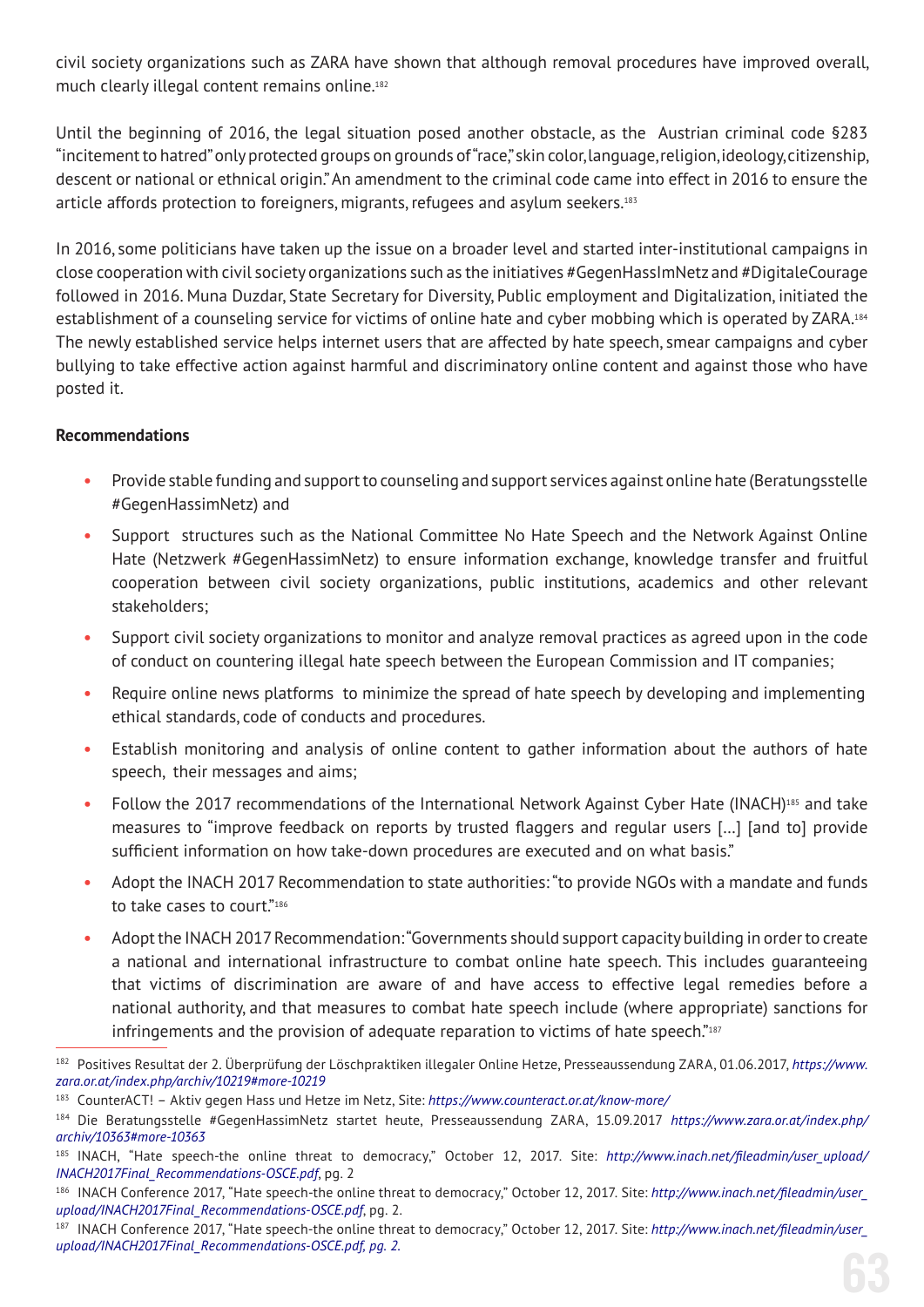civil society organizations such as ZARA have shown that although removal procedures have improved overall, much clearly illegal content remains online.[182]

Until the beginning of 2016, the legal situation posed another obstacle, as the Austrian criminal code §283 "incitement to hatred" only protected groups on grounds of "race," skin color, language, religion, ideology, citizenship, descent or national or ethnical origin." An amendment to the criminal code came into effect in 2016 to ensure the article affords protection to foreigners, migrants, refugees and asylum seekers.[183]

In 2016, some politicians have taken up the issue on a broader level and started inter-institutional campaigns in close cooperation with civil society organizations such as the initiatives #GegenHassImNetz and #DigitaleCourage followed in 2016. Muna Duzdar, State Secretary for Diversity, Public employment and Digitalization, initiated the establishment of a counseling service for victims of online hate and cyber mobbing which is operated by ZARA.[184] The newly established service helps internet users that are affected by hate speech, smear campaigns and cyber bullying to take effective action against harmful and discriminatory online content and against those who have posted it.

**Recommendations**

- Provide stable funding and support to counseling and support services against online hate (Beratungsstelle #GegenHassimNetz) and
- Support structures such as the National Committee No Hate Speech and the Network Against Online Hate (Netzwerk #GegenHassimNetz) to ensure information exchange, knowledge transfer and fruitful cooperation between civil society organizations, public institutions, academics and other relevant stakeholders;
- Support civil society organizations to monitor and analyze removal practices as agreed upon in the code of conduct on countering illegal hate speech between the European Commission and IT companies;
- Require online news platforms to minimize the spread of hate speech by developing and implementing ethical standards, code of conducts and procedures.
- Establish monitoring and analysis of online content to gather information about the authors of hate speech, their messages and aims;
- Follow the 2017 recommendations of the International Network Against Cyber Hate (INACH)[185] and take measures to "improve feedback on reports by trusted flaggers and regular users [...] [and to] provide sufficient information on how take-down procedures are executed and on what basis."
- Adopt the INACH 2017 Recommendation to state authorities: "to provide NGOs with a mandate and funds to take cases to court."[186]
- Adopt the INACH 2017 Recommendation: "Governments should support capacity building in order to create a national and international infrastructure to combat online hate speech. This includes guaranteeing that victims of discrimination are aware of and have access to effective legal remedies before a national authority, and that measures to combat hate speech include (where appropriate) sanctions for infringements and the provision of adequate reparation to victims of hate speech."[187]

---

[182] Positives Resultat der 2. Überprüfung der Löschpraktiken illegaler Online Hetze, Presseaussendung ZARA, 01.06.2017, *https://www.zara.or.at/index.php/archiv/10219#more-10219*

[183] CounterACT! – Aktiv gegen Hass und Hetze im Netz, Site: *https://www.counteract.or.at/know-more/*

[184] Die Beratungsstelle #GegenHassimNetz startet heute, Presseaussendung ZARA, 15.09.2017 *https://www.zara.or.at/index.php/archiv/10363#more-10363*

[185] INACH, "Hate speech-the online threat to democracy," October 12, 2017. Site: *http://www.inach.net/fileadmin/user_upload/INACH2017Final_Recommendations-OSCE.pdf*, pg. 2

[186] INACH Conference 2017, "Hate speech-the online threat to democracy," October 12, 2017. Site: *http://www.inach.net/fileadmin/user_upload/INACH2017Final_Recommendations-OSCE.pdf*, pg. 2.

[187] INACH Conference 2017, "Hate speech-the online threat to democracy," October 12, 2017. Site: *http://www.inach.net/fileadmin/user_upload/INACH2017Final_Recommendations-OSCE.pdf, pg. 2.*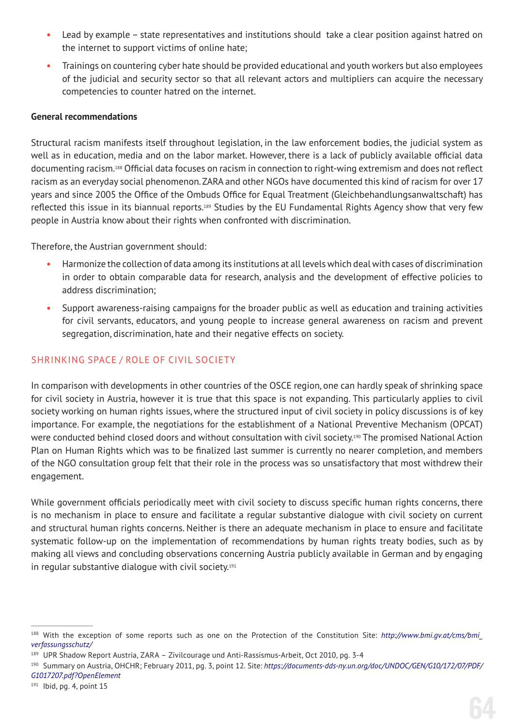- Lead by example – state representatives and institutions should take a clear position against hatred on the internet to support victims of online hate;
- Trainings on countering cyber hate should be provided educational and youth workers but also employees of the judicial and security sector so that all relevant actors and multipliers can acquire the necessary competencies to counter hatred on the internet.

**General recommendations**

Structural racism manifests itself throughout legislation, in the law enforcement bodies, the judicial system as well as in education, media and on the labor market. However, there is a lack of publicly available official data documenting racism.[188] Official data focuses on racism in connection to right-wing extremism and does not reflect racism as an everyday social phenomenon. ZARA and other NGOs have documented this kind of racism for over 17 years and since 2005 the Office of the Ombuds Office for Equal Treatment (Gleichbehandlungsanwaltschaft) has reflected this issue in its biannual reports.[189] Studies by the EU Fundamental Rights Agency show that very few people in Austria know about their rights when confronted with discrimination.

Therefore, the Austrian government should:

- Harmonize the collection of data among its institutions at all levels which deal with cases of discrimination in order to obtain comparable data for research, analysis and the development of effective policies to address discrimination;
- Support awareness-raising campaigns for the broader public as well as education and training activities for civil servants, educators, and young people to increase general awareness on racism and prevent segregation, discrimination, hate and their negative effects on society.

## SHRINKING SPACE / ROLE OF CIVIL SOCIETY

In comparison with developments in other countries of the OSCE region, one can hardly speak of shrinking space for civil society in Austria, however it is true that this space is not expanding. This particularly applies to civil society working on human rights issues, where the structured input of civil society in policy discussions is of key importance. For example, the negotiations for the establishment of a National Preventive Mechanism (OPCAT) were conducted behind closed doors and without consultation with civil society.[190] The promised National Action Plan on Human Rights which was to be finalized last summer is currently no nearer completion, and members of the NGO consultation group felt that their role in the process was so unsatisfactory that most withdrew their engagement.

While government officials periodically meet with civil society to discuss specific human rights concerns, there is no mechanism in place to ensure and facilitate a regular substantive dialogue with civil society on current and structural human rights concerns. Neither is there an adequate mechanism in place to ensure and facilitate systematic follow-up on the implementation of recommendations by human rights treaty bodies, such as by making all views and concluding observations concerning Austria publicly available in German and by engaging in regular substantive dialogue with civil society.[191]

---

[188] With the exception of some reports such as one on the Protection of the Constitution Site: *http://www.bmi.gv.at/cms/bmi_verfassungsschutz/*

[189] UPR Shadow Report Austria, ZARA – Zivilcourage und Anti-Rassismus-Arbeit, Oct 2010, pg. 3-4

[190] Summary on Austria, OHCHR; February 2011, pg. 3, point 12. Site: *https://documents-dds-ny.un.org/doc/UNDOC/GEN/G10/172/07/PDF/G1017207.pdf?OpenElement*

[191] Ibid, pg. 4, point 15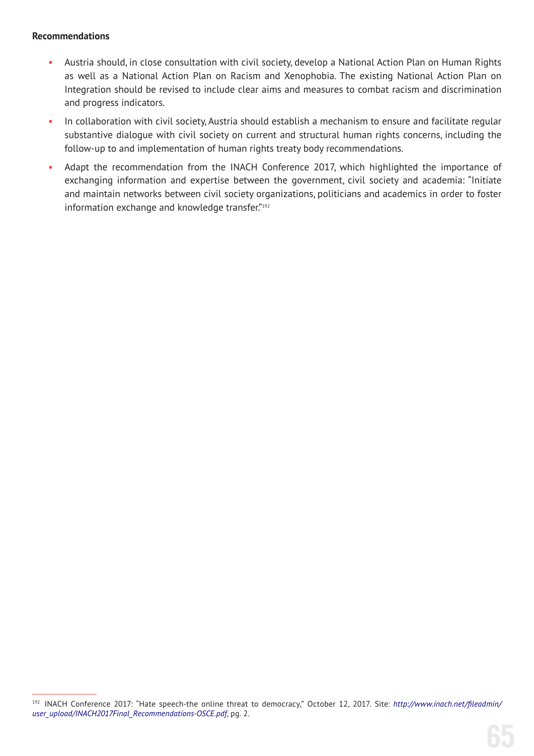**Recommendations**

- Austria should, in close consultation with civil society, develop a National Action Plan on Human Rights as well as a National Action Plan on Racism and Xenophobia. The existing National Action Plan on Integration should be revised to include clear aims and measures to combat racism and discrimination and progress indicators.
- In collaboration with civil society, Austria should establish a mechanism to ensure and facilitate regular substantive dialogue with civil society on current and structural human rights concerns, including the follow-up to and implementation of human rights treaty body recommendations.
- Adapt the recommendation from the INACH Conference 2017, which highlighted the importance of exchanging information and expertise between the government, civil society and academia: "Initiate and maintain networks between civil society organizations, politicians and academics in order to foster information exchange and knowledge transfer."[192]

---

[192] INACH Conference 2017: "Hate speech-the online threat to democracy," October 12, 2017. Site: *http://www.inach.net/fileadmin/user_upload/INACH2017Final_Recommendations-OSCE.pdf*, pg. 2.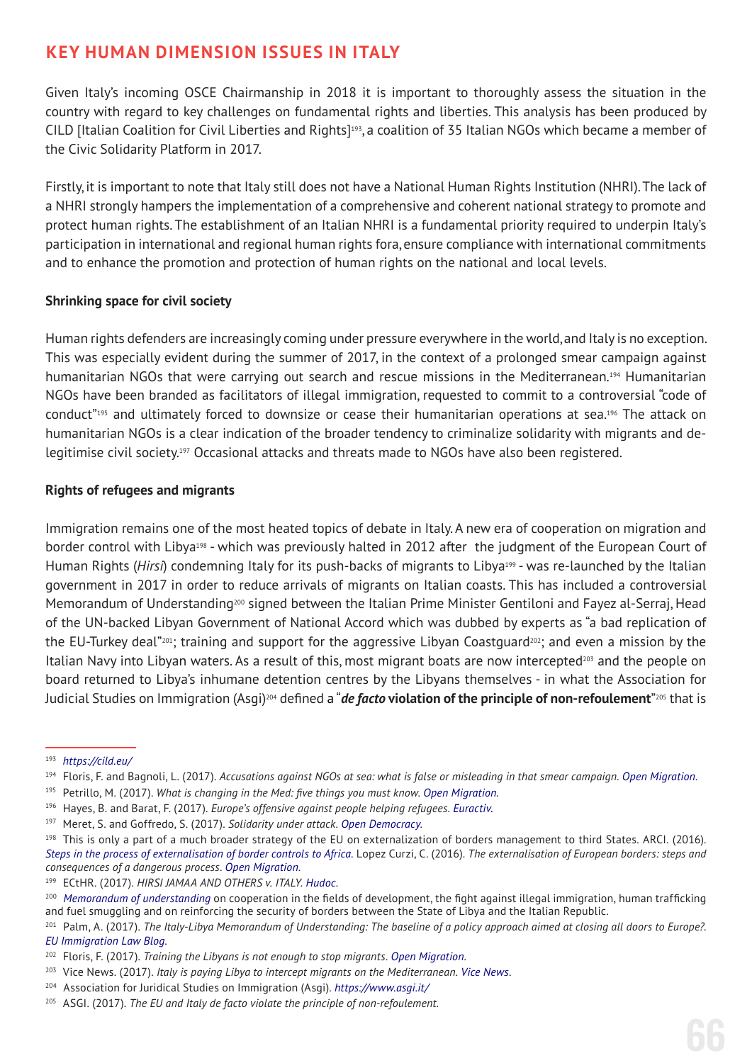## KEY HUMAN DIMENSION ISSUES IN ITALY

Given Italy's incoming OSCE Chairmanship in 2018 it is important to thoroughly assess the situation in the country with regard to key challenges on fundamental rights and liberties. This analysis has been produced by CILD [Italian Coalition for Civil Liberties and Rights][193], a coalition of 35 Italian NGOs which became a member of the Civic Solidarity Platform in 2017.

Firstly, it is important to note that Italy still does not have a National Human Rights Institution (NHRI). The lack of a NHRI strongly hampers the implementation of a comprehensive and coherent national strategy to promote and protect human rights. The establishment of an Italian NHRI is a fundamental priority required to underpin Italy's participation in international and regional human rights fora, ensure compliance with international commitments and to enhance the promotion and protection of human rights on the national and local levels.

**Shrinking space for civil society**

Human rights defenders are increasingly coming under pressure everywhere in the world, and Italy is no exception. This was especially evident during the summer of 2017, in the context of a prolonged smear campaign against humanitarian NGOs that were carrying out search and rescue missions in the Mediterranean.[194] Humanitarian NGOs have been branded as facilitators of illegal immigration, requested to commit to a controversial "code of conduct"[195] and ultimately forced to downsize or cease their humanitarian operations at sea.[196] The attack on humanitarian NGOs is a clear indication of the broader tendency to criminalize solidarity with migrants and de-legitimise civil society.[197] Occasional attacks and threats made to NGOs have also been registered.

**Rights of refugees and migrants**

Immigration remains one of the most heated topics of debate in Italy. A new era of cooperation on migration and border control with Libya[198] - which was previously halted in 2012 after the judgment of the European Court of Human Rights (*Hirsi*) condemning Italy for its push-backs of migrants to Libya[199] - was re-launched by the Italian government in 2017 in order to reduce arrivals of migrants on Italian coasts. This has included a controversial Memorandum of Understanding[200] signed between the Italian Prime Minister Gentiloni and Fayez al-Serraj, Head of the UN-backed Libyan Government of National Accord which was dubbed by experts as "a bad replication of the EU-Turkey deal"[201]; training and support for the aggressive Libyan Coastguard[202]; and even a mission by the Italian Navy into Libyan waters. As a result of this, most migrant boats are now intercepted[203] and the people on board returned to Libya's inhumane detention centres by the Libyans themselves - in what the Association for Judicial Studies on Immigration (Asgi)[204] defined a "***de facto*** **violation of the principle of non-refoulement**"[205] that is

---

[193] https://cild.eu/

[194] Floris, F. and Bagnoli, L. (2017). *Accusations against NGOs at sea: what is false or misleading in that smear campaign. Open Migration.*

[195] Petrillo, M. (2017). *What is changing in the Med: five things you must know. Open Migration.*

[196] Hayes, B. and Barat, F. (2017). *Europe's offensive against people helping refugees. Euractiv.*

[197] Meret, S. and Goffredo, S. (2017). *Solidarity under attack. Open Democracy.*

[198] This is only a part of a much broader strategy of the EU on externalization of borders management to third States. ARCI. (2016). *Steps in the process of externalisation of border controls to Africa.* Lopez Curzi, C. (2016). *The externalisation of European borders: steps and consequences of a dangerous process. Open Migration.*

[199] ECtHR. (2017). *HIRSI JAMAA AND OTHERS v. ITALY. Hudoc.*

[200] *Memorandum of understanding* on cooperation in the fields of development, the fight against illegal immigration, human trafficking and fuel smuggling and on reinforcing the security of borders between the State of Libya and the Italian Republic.

[201] Palm, A. (2017). *The Italy-Libya Memorandum of Understanding: The baseline of a policy approach aimed at closing all doors to Europe?. EU Immigration Law Blog.*

[202] Floris, F. (2017). *Training the Libyans is not enough to stop migrants. Open Migration.*

[203] Vice News. (2017). *Italy is paying Libya to intercept migrants on the Mediterranean. Vice News.*

[204] Association for Juridical Studies on Immigration (Asgi). https://www.asgi.it/

[205] ASGI. (2017). *The EU and Italy de facto violate the principle of non-refoulement.*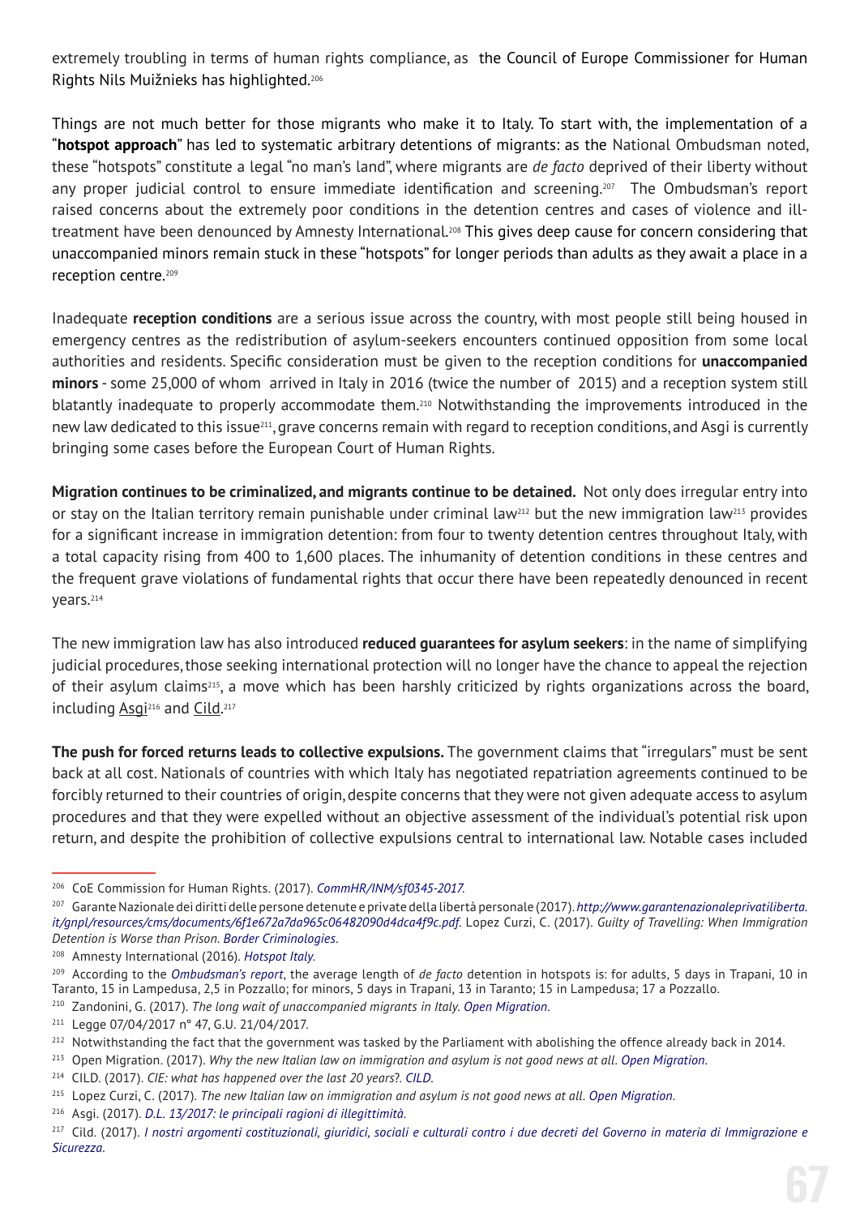extremely troubling in terms of human rights compliance, as the Council of Europe Commissioner for Human Rights Nils Muižnieks has highlighted.[206]

Things are not much better for those migrants who make it to Italy. To start with, the implementation of a "**hotspot approach**" has led to systematic arbitrary detentions of migrants: as the National Ombudsman noted, these "hotspots" constitute a legal "no man's land", where migrants are *de facto* deprived of their liberty without any proper judicial control to ensure immediate identification and screening.[207] The Ombudsman's report raised concerns about the extremely poor conditions in the detention centres and cases of violence and ill-treatment have been denounced by Amnesty International.[208] This gives deep cause for concern considering that unaccompanied minors remain stuck in these "hotspots" for longer periods than adults as they await a place in a reception centre.[209]

Inadequate **reception conditions** are a serious issue across the country, with most people still being housed in emergency centres as the redistribution of asylum-seekers encounters continued opposition from some local authorities and residents. Specific consideration must be given to the reception conditions for **unaccompanied minors** - some 25,000 of whom arrived in Italy in 2016 (twice the number of 2015) and a reception system still blatantly inadequate to properly accommodate them.[210] Notwithstanding the improvements introduced in the new law dedicated to this issue[211], grave concerns remain with regard to reception conditions, and Asgi is currently bringing some cases before the European Court of Human Rights.

**Migration continues to be criminalized, and migrants continue to be detained.** Not only does irregular entry into or stay on the Italian territory remain punishable under criminal law[212] but the new immigration law[213] provides for a significant increase in immigration detention: from four to twenty detention centres throughout Italy, with a total capacity rising from 400 to 1,600 places. The inhumanity of detention conditions in these centres and the frequent grave violations of fundamental rights that occur there have been repeatedly denounced in recent years.[214]

The new immigration law has also introduced **reduced guarantees for asylum seekers**: in the name of simplifying judicial procedures, those seeking international protection will no longer have the chance to appeal the rejection of their asylum claims[215], a move which has been harshly criticized by rights organizations across the board, including Asgi[216] and Cild.[217]

**The push for forced returns leads to collective expulsions.** The government claims that "irregulars" must be sent back at all cost. Nationals of countries with which Italy has negotiated repatriation agreements continued to be forcibly returned to their countries of origin, despite concerns that they were not given adequate access to asylum procedures and that they were expelled without an objective assessment of the individual's potential risk upon return, and despite the prohibition of collective expulsions central to international law. Notable cases included

---

[206] CoE Commission for Human Rights. (2017). *CommHR/INM/sf0345-2017.*

[207] Garante Nazionale dei diritti delle persone detenute e private della libertà personale (2017). *http://www.garantenazionaleprivatiliberta.it/gnpl/resources/cms/documents/6f1e672a7da965c06482090d4dca4f9c.pdf.* Lopez Curzi, C. (2017). *Guilty of Travelling: When Immigration Detention is Worse than Prison. Border Criminologies.*

[208] Amnesty International (2016). *Hotspot Italy.*

[209] According to the *Ombudsman's report*, the average length of *de facto* detention in hotspots is: for adults, 5 days in Trapani, 10 in Taranto, 15 in Lampedusa, 2,5 in Pozzallo; for minors, 5 days in Trapani, 13 in Taranto; 15 in Lampedusa; 17 a Pozzallo.

[210] Zandonini, G. (2017). *The long wait of unaccompanied migrants in Italy. Open Migration.*

[211] Legge 07/04/2017 n° 47, G.U. 21/04/2017.

[212] Notwithstanding the fact that the government was tasked by the Parliament with abolishing the offence already back in 2014.

[213] Open Migration. (2017). *Why the new Italian law on immigration and asylum is not good news at all. Open Migration.*

[214] CILD. (2017). *CIE: what has happened over the last 20 years?. CILD.*

[215] Lopez Curzi, C. (2017). *The new Italian law on immigration and asylum is not good news at all. Open Migration.*

[216] Asgi. (2017). *D.L. 13/2017: le principali ragioni di illegittimità.*

[217] Cild. (2017). *I nostri argomenti costituzionali, giuridici, sociali e culturali contro i due decreti del Governo in materia di Immigrazione e Sicurezza.*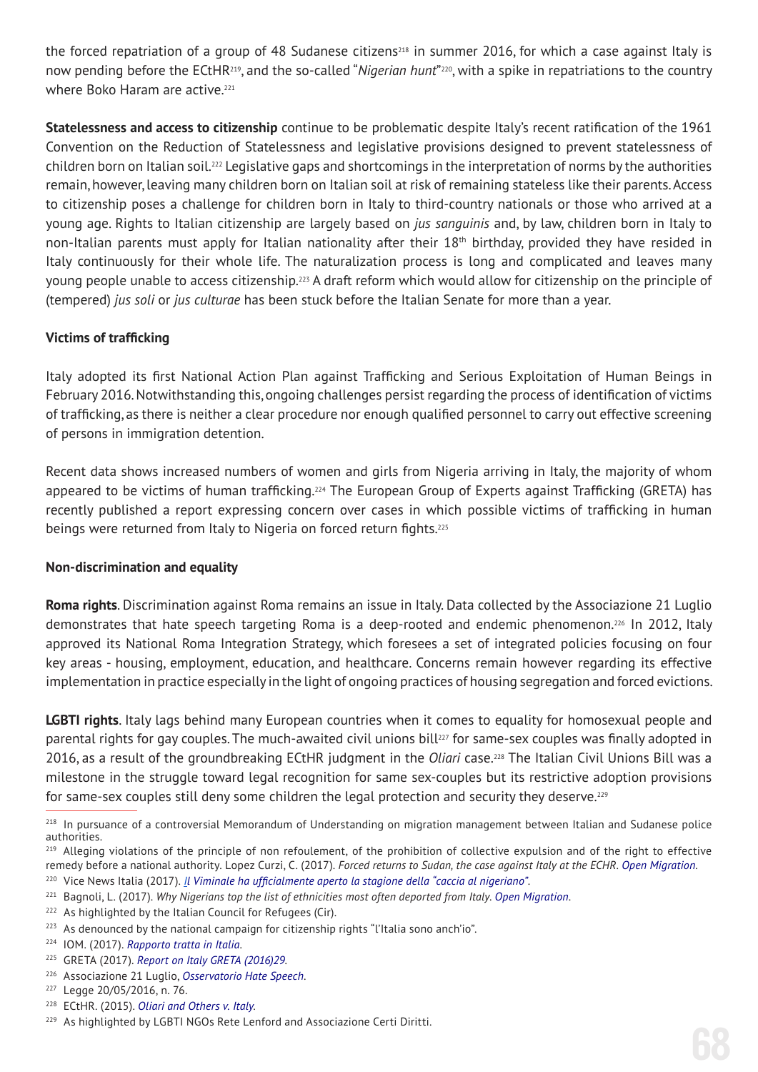the forced repatriation of a group of 48 Sudanese citizens[218] in summer 2016, for which a case against Italy is now pending before the ECtHR[219], and the so-called "*Nigerian hunt*"[220], with a spike in repatriations to the country where Boko Haram are active.[221]

**Statelessness and access to citizenship** continue to be problematic despite Italy's recent ratification of the 1961 Convention on the Reduction of Statelessness and legislative provisions designed to prevent statelessness of children born on Italian soil.[222] Legislative gaps and shortcomings in the interpretation of norms by the authorities remain, however, leaving many children born on Italian soil at risk of remaining stateless like their parents. Access to citizenship poses a challenge for children born in Italy to third-country nationals or those who arrived at a young age. Rights to Italian citizenship are largely based on *jus sanguinis* and, by law, children born in Italy to non-Italian parents must apply for Italian nationality after their 18th birthday, provided they have resided in Italy continuously for their whole life. The naturalization process is long and complicated and leaves many young people unable to access citizenship.[223] A draft reform which would allow for citizenship on the principle of (tempered) *jus soli* or *jus culturae* has been stuck before the Italian Senate for more than a year.

**Victims of trafficking**

Italy adopted its first National Action Plan against Trafficking and Serious Exploitation of Human Beings in February 2016. Notwithstanding this, ongoing challenges persist regarding the process of identification of victims of trafficking, as there is neither a clear procedure nor enough qualified personnel to carry out effective screening of persons in immigration detention.

Recent data shows increased numbers of women and girls from Nigeria arriving in Italy, the majority of whom appeared to be victims of human trafficking.[224] The European Group of Experts against Trafficking (GRETA) has recently published a report expressing concern over cases in which possible victims of trafficking in human beings were returned from Italy to Nigeria on forced return fights.[225]

**Non-discrimination and equality**

**Roma rights**. Discrimination against Roma remains an issue in Italy. Data collected by the Associazione 21 Luglio demonstrates that hate speech targeting Roma is a deep-rooted and endemic phenomenon.[226] In 2012, Italy approved its National Roma Integration Strategy, which foresees a set of integrated policies focusing on four key areas - housing, employment, education, and healthcare. Concerns remain however regarding its effective implementation in practice especially in the light of ongoing practices of housing segregation and forced evictions.

**LGBTI rights**. Italy lags behind many European countries when it comes to equality for homosexual people and parental rights for gay couples. The much-awaited civil unions bill[227] for same-sex couples was finally adopted in 2016, as a result of the groundbreaking ECtHR judgment in the *Oliari* case.[228] The Italian Civil Unions Bill was a milestone in the struggle toward legal recognition for same sex-couples but its restrictive adoption provisions for same-sex couples still deny some children the legal protection and security they deserve.[229]

---

[218] In pursuance of a controversial Memorandum of Understanding on migration management between Italian and Sudanese police authorities.

[219] Alleging violations of the principle of non refoulement, of the prohibition of collective expulsion and of the right to effective remedy before a national authority. Lopez Curzi, C. (2017). *Forced returns to Sudan, the case against Italy at the ECHR*. *Open Migration*.

[220] Vice News Italia (2017). *Il Viminale ha ufficialmente aperto la stagione della "caccia al nigeriano"*.

[221] Bagnoli, L. (2017). *Why Nigerians top the list of ethnicities most often deported from Italy*. *Open Migration*.

[222] As highlighted by the Italian Council for Refugees (Cir).

[223] As denounced by the national campaign for citizenship rights "l'Italia sono anch'io".

[224] IOM. (2017). *Rapporto tratta in Italia*.

[225] GRETA (2017). *Report on Italy GRETA (2016)29*.

[226] Associazione 21 Luglio, *Osservatorio Hate Speech*.

[227] Legge 20/05/2016, n. 76.

[228] ECtHR. (2015). *Oliari and Others v. Italy*.

[229] As highlighted by LGBTI NGOs Rete Lenford and Associazione Certi Diritti.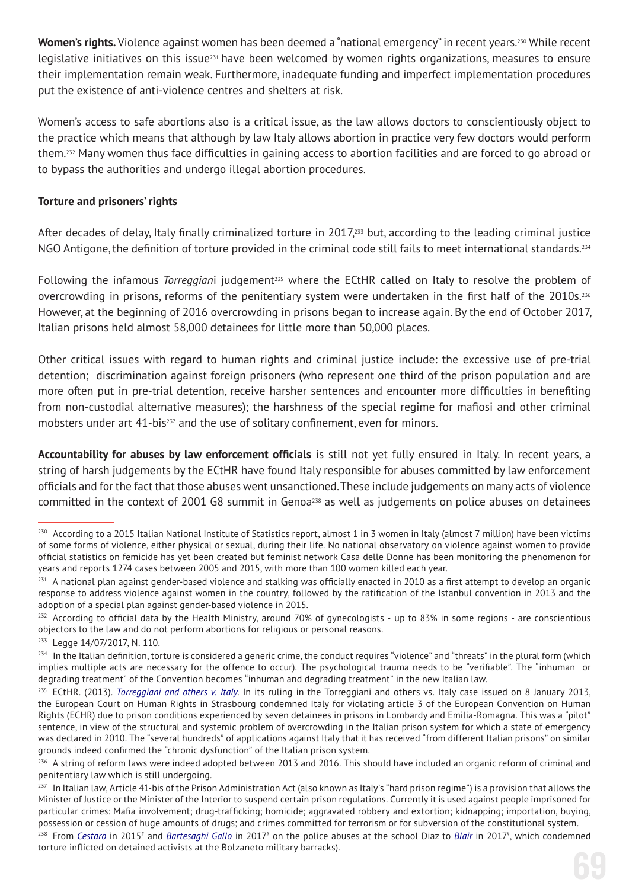**Women's rights.** Violence against women has been deemed a "national emergency" in recent years.[230] While recent legislative initiatives on this issue[231] have been welcomed by women rights organizations, measures to ensure their implementation remain weak. Furthermore, inadequate funding and imperfect implementation procedures put the existence of anti-violence centres and shelters at risk.

Women's access to safe abortions also is a critical issue, as the law allows doctors to conscientiously object to the practice which means that although by law Italy allows abortion in practice very few doctors would perform them.[232] Many women thus face difficulties in gaining access to abortion facilities and are forced to go abroad or to bypass the authorities and undergo illegal abortion procedures.

**Torture and prisoners' rights**

After decades of delay, Italy finally criminalized torture in 2017,[233] but, according to the leading criminal justice NGO Antigone, the definition of torture provided in the criminal code still fails to meet international standards.[234]

Following the infamous *Torreggian*i judgement[235] where the ECtHR called on Italy to resolve the problem of overcrowding in prisons, reforms of the penitentiary system were undertaken in the first half of the 2010s.[236] However, at the beginning of 2016 overcrowding in prisons began to increase again. By the end of October 2017, Italian prisons held almost 58,000 detainees for little more than 50,000 places.

Other critical issues with regard to human rights and criminal justice include: the excessive use of pre-trial detention; discrimination against foreign prisoners (who represent one third of the prison population and are more often put in pre-trial detention, receive harsher sentences and encounter more difficulties in benefiting from non-custodial alternative measures); the harshness of the special regime for mafiosi and other criminal mobsters under art 41-bis[237] and the use of solitary confinement, even for minors.

**Accountability for abuses by law enforcement officials** is still not yet fully ensured in Italy. In recent years, a string of harsh judgements by the ECtHR have found Italy responsible for abuses committed by law enforcement officials and for the fact that those abuses went unsanctioned. These include judgements on many acts of violence committed in the context of 2001 G8 summit in Genoa[238] as well as judgements on police abuses on detainees

---

[230] According to a 2015 Italian National Institute of Statistics report, almost 1 in 3 women in Italy (almost 7 million) have been victims of some forms of violence, either physical or sexual, during their life. No national observatory on violence against women to provide official statistics on femicide has yet been created but feminist network Casa delle Donne has been monitoring the phenomenon for years and reports 1274 cases between 2005 and 2015, with more than 100 women killed each year.

[231] A national plan against gender-based violence and stalking was officially enacted in 2010 as a first attempt to develop an organic response to address violence against women in the country, followed by the ratification of the Istanbul convention in 2013 and the adoption of a special plan against gender-based violence in 2015.

[232] According to official data by the Health Ministry, around 70% of gynecologists - up to 83% in some regions - are conscientious objectors to the law and do not perform abortions for religious or personal reasons.

[233] Legge 14/07/2017, N. 110.

[234] In the Italian definition, torture is considered a generic crime, the conduct requires "violence" and "threats" in the plural form (which implies multiple acts are necessary for the offence to occur). The psychological trauma needs to be "verifiable". The "inhuman or degrading treatment" of the Convention becomes "inhuman and degrading treatment" in the new Italian law.

[235] ECtHR. (2013). *Torreggiani and others v. Italy.* In its ruling in the Torreggiani and others vs. Italy case issued on 8 January 2013, the European Court on Human Rights in Strasbourg condemned Italy for violating article 3 of the European Convention on Human Rights (ECHR) due to prison conditions experienced by seven detainees in prisons in Lombardy and Emilia-Romagna. This was a "pilot" sentence, in view of the structural and systemic problem of overcrowding in the Italian prison system for which a state of emergency was declared in 2010. The "several hundreds" of applications against Italy that it has received "from different Italian prisons" on similar grounds indeed confirmed the "chronic dysfunction" of the Italian prison system.

[236] A string of reform laws were indeed adopted between 2013 and 2016. This should have included an organic reform of criminal and penitentiary law which is still undergoing.

[237] In Italian law, Article 41-bis of the Prison Administration Act (also known as Italy's "hard prison regime") is a provision that allows the Minister of Justice or the Minister of the Interior to suspend certain prison regulations. Currently it is used against people imprisoned for particular crimes: Mafia involvement; drug-trafficking; homicide; aggravated robbery and extortion; kidnapping; importation, buying, possession or cession of huge amounts of drugs; and crimes committed for terrorism or for subversion of the constitutional system.

[238] From *Cestaro* in 2015# and *Bartesaghi Gallo* in 2017# on the police abuses at the school Diaz to *Blair* in 2017#, which condemned torture inflicted on detained activists at the Bolzaneto military barracks).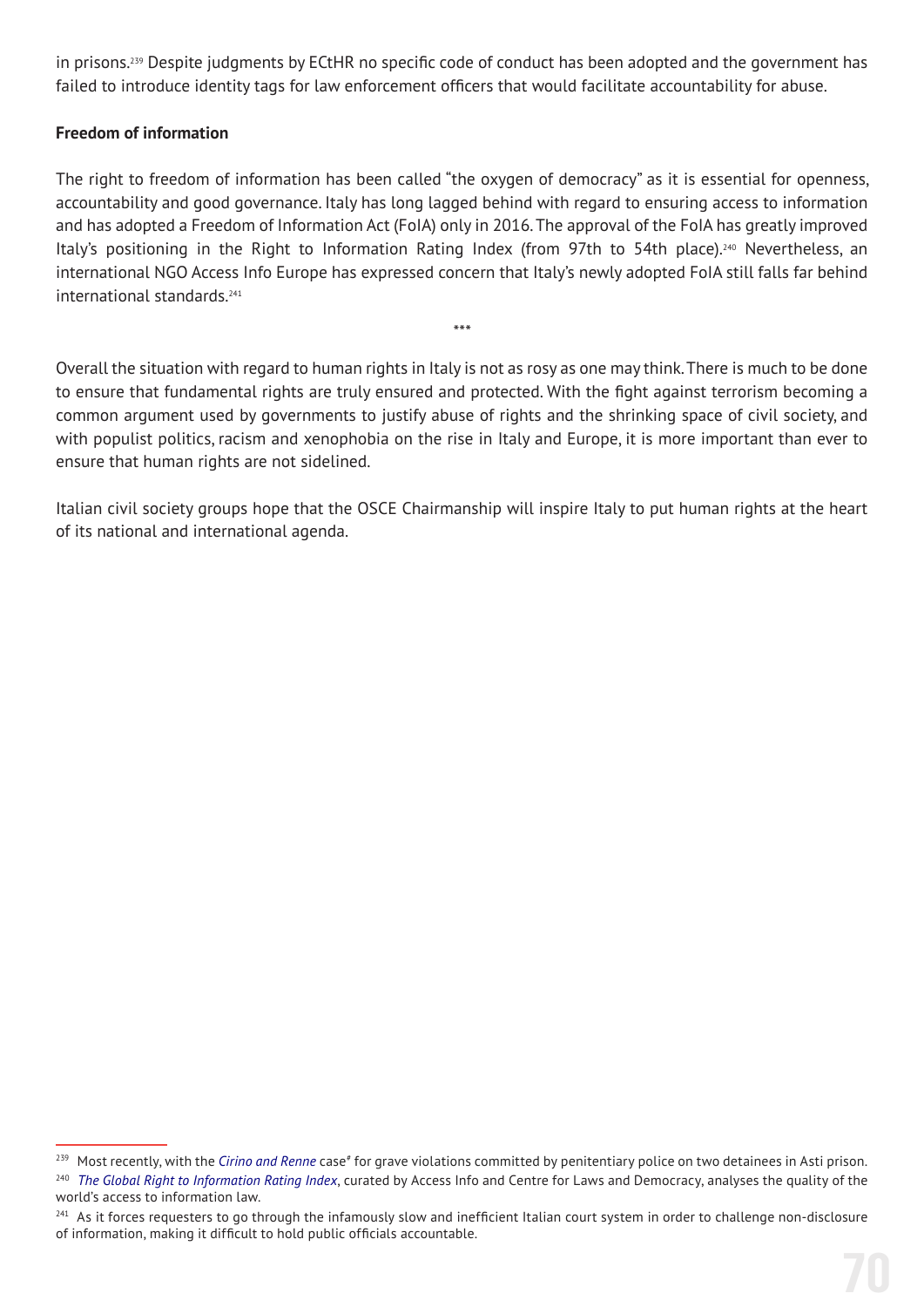in prisons.[239] Despite judgments by ECtHR no specific code of conduct has been adopted and the government has failed to introduce identity tags for law enforcement officers that would facilitate accountability for abuse.

**Freedom of information**

The right to freedom of information has been called "the oxygen of democracy" as it is essential for openness, accountability and good governance. Italy has long lagged behind with regard to ensuring access to information and has adopted a Freedom of Information Act (FoIA) only in 2016. The approval of the FoIA has greatly improved Italy's positioning in the Right to Information Rating Index (from 97th to 54th place).[240] Nevertheless, an international NGO Access Info Europe has expressed concern that Italy's newly adopted FoIA still falls far behind international standards.[241]

***

Overall the situation with regard to human rights in Italy is not as rosy as one may think. There is much to be done to ensure that fundamental rights are truly ensured and protected. With the fight against terrorism becoming a common argument used by governments to justify abuse of rights and the shrinking space of civil society, and with populist politics, racism and xenophobia on the rise in Italy and Europe, it is more important than ever to ensure that human rights are not sidelined.

Italian civil society groups hope that the OSCE Chairmanship will inspire Italy to put human rights at the heart of its national and international agenda.

---

[239] Most recently, with the *Cirino and Renne* case# for grave violations committed by penitentiary police on two detainees in Asti prison.

[240] *The Global Right to Information Rating Index*, curated by Access Info and Centre for Laws and Democracy, analyses the quality of the world's access to information law.

[241] As it forces requesters to go through the infamously slow and inefficient Italian court system in order to challenge non-disclosure of information, making it difficult to hold public officials accountable.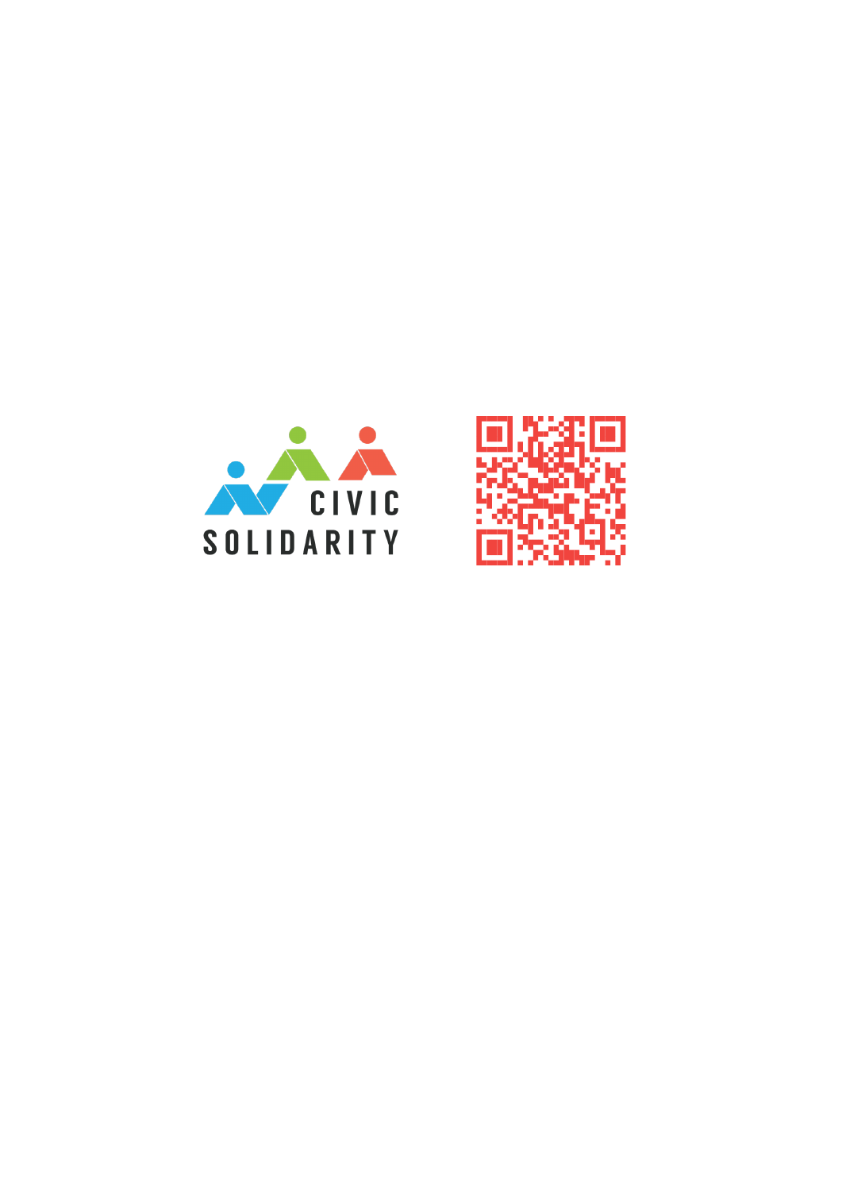CIVIC SOLIDARITY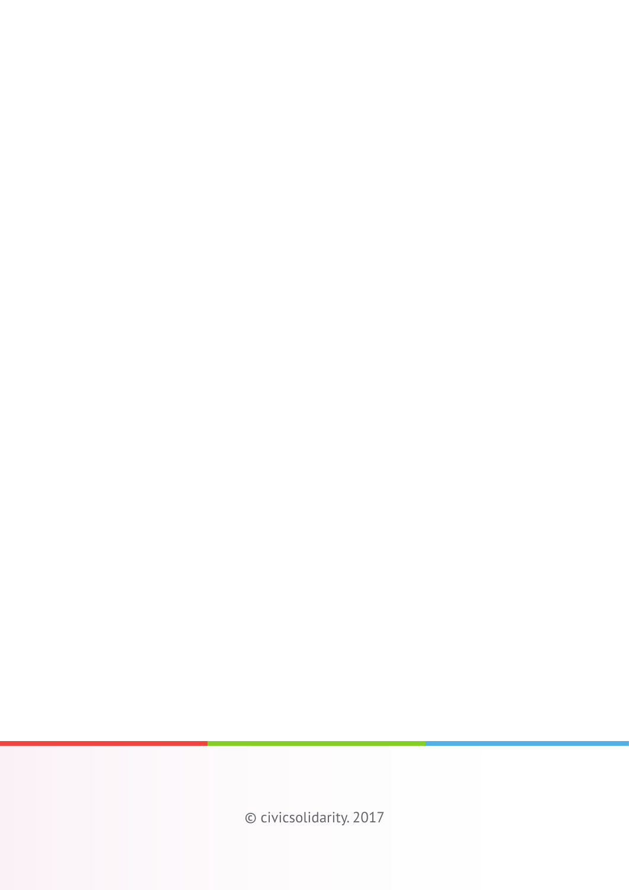© civicsolidarity. 2017